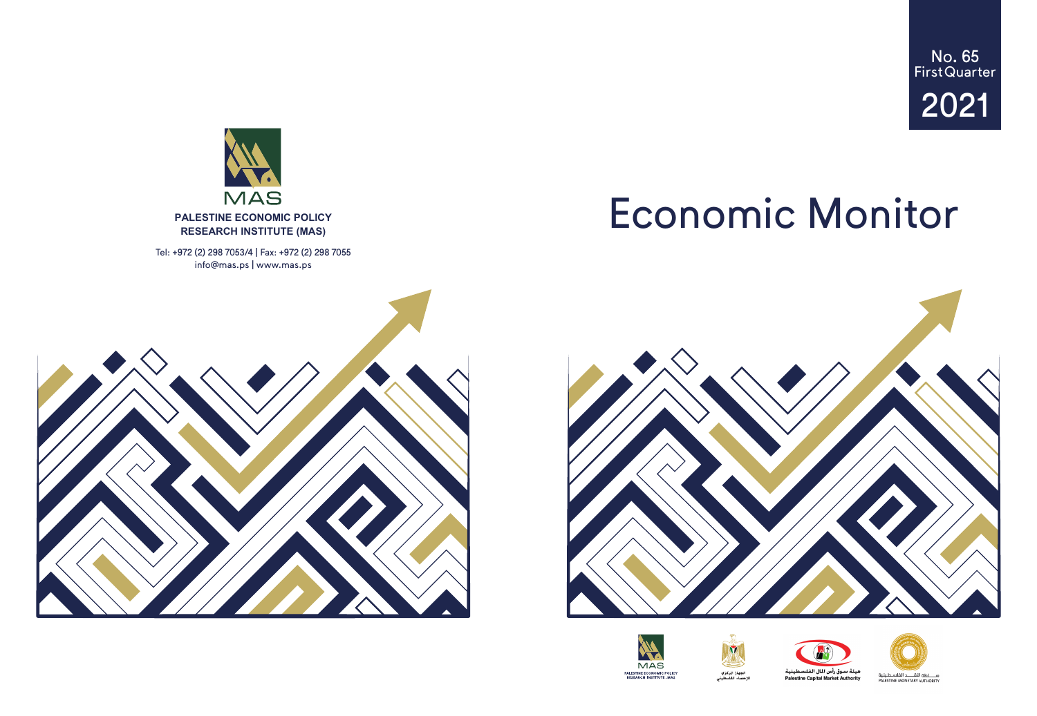No. 65
First Quarter
2021

# Economic Monitor

MAS

**PALESTINE ECONOMIC POLICY RESEARCH INSTITUTE (MAS)**

Tel: +972 (2) 298 7053/4 | Fax: +972 (2) 298 7055
info@mas.ps | www.mas.ps

MAS PALESTINE ECONOMIC POLICY RESEARCH INSTITUTE .MAS

الجهاز المركزي للإحصاء الفلسطيني

هيئة سوق رأس المال الفلسطينية
Palestine Capital Market Authority

سلطة النقد الفلسطينية
PALESTINE MONETARY AUTHORITY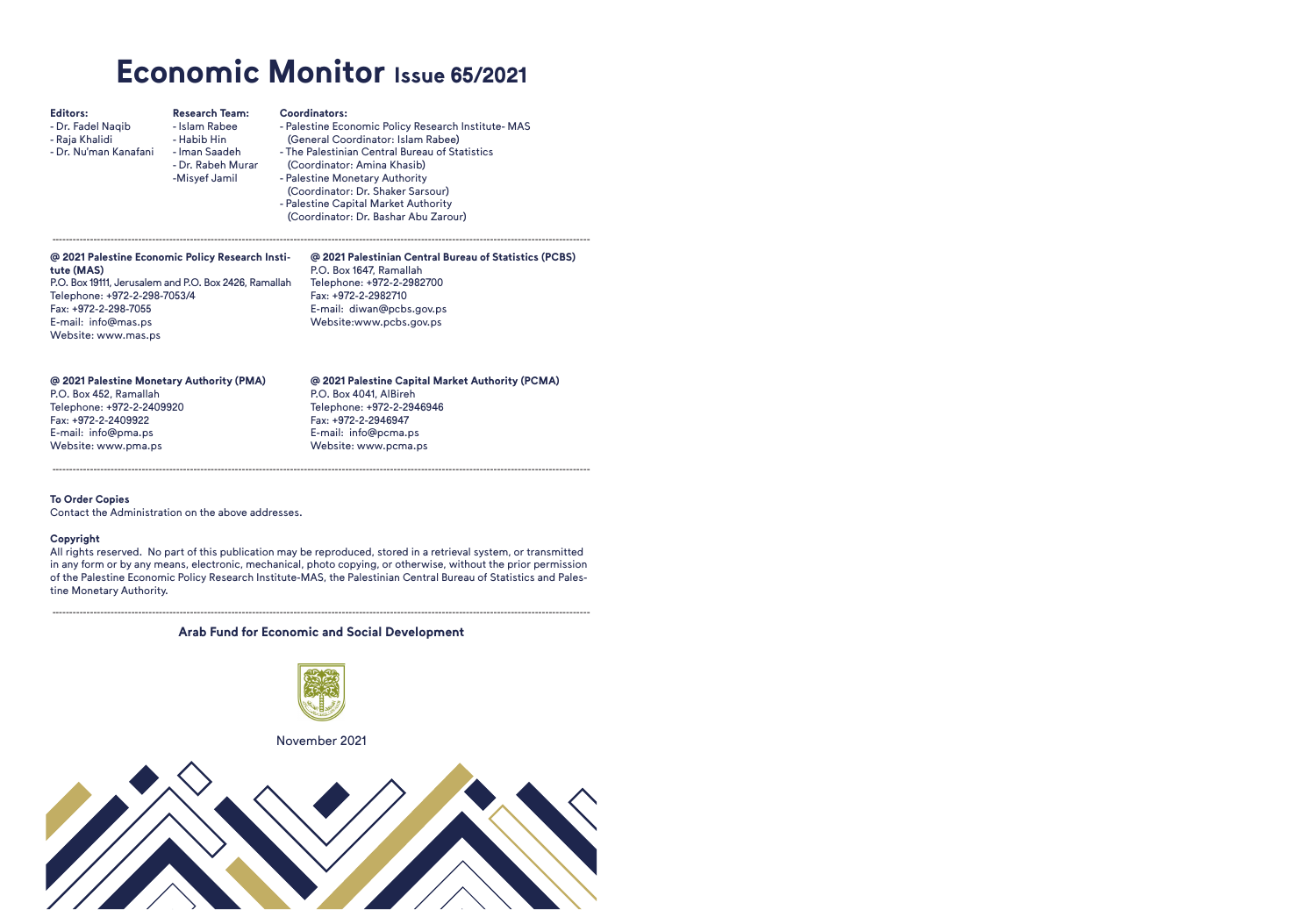# Economic Monitor Issue 65/2021

**Editors:**
- Dr. Fadel Naqib
- Raja Khalidi
- Dr. Nu'man Kanafani

**Research Team:**
- Islam Rabee
- Habib Hin
- Iman Saadeh
- Dr. Rabeh Murar
- Misyef Jamil

**Coordinators:**
- Palestine Economic Policy Research Institute- MAS (General Coordinator: Islam Rabee)
- The Palestinian Central Bureau of Statistics (Coordinator: Amina Khasib)
- Palestine Monetary Authority (Coordinator: Dr. Shaker Sarsour)
- Palestine Capital Market Authority (Coordinator: Dr. Bashar Abu Zarour)

---

**@ 2021 Palestine Economic Policy Research Institute (MAS)**
P.O. Box 19111, Jerusalem and P.O. Box 2426, Ramallah
Telephone: +972-2-298-7053/4
Fax: +972-2-298-7055
E-mail: info@mas.ps
Website: www.mas.ps

**@ 2021 Palestinian Central Bureau of Statistics (PCBS)**
P.O. Box 1647, Ramallah
Telephone: +972-2-2982700
Fax: +972-2-2982710
E-mail: diwan@pcbs.gov.ps
Website:www.pcbs.gov.ps

**@ 2021 Palestine Monetary Authority (PMA)**
P.O. Box 452, Ramallah
Telephone: +972-2-2409920
Fax: +972-2-2409922
E-mail: info@pma.ps
Website: www.pma.ps

**@ 2021 Palestine Capital Market Authority (PCMA)**
P.O. Box 4041, AlBireh
Telephone: +972-2-2946946
Fax: +972-2-2946947
E-mail: info@pcma.ps
Website: www.pcma.ps

---

**To Order Copies**
Contact the Administration on the above addresses.

**Copyright**
All rights reserved. No part of this publication may be reproduced, stored in a retrieval system, or transmitted in any form or by any means, electronic, mechanical, photo copying, or otherwise, without the prior permission of the Palestine Economic Policy Research Institute-MAS, the Palestinian Central Bureau of Statistics and Palestine Monetary Authority.

---

**Arab Fund for Economic and Social Development**

November 2021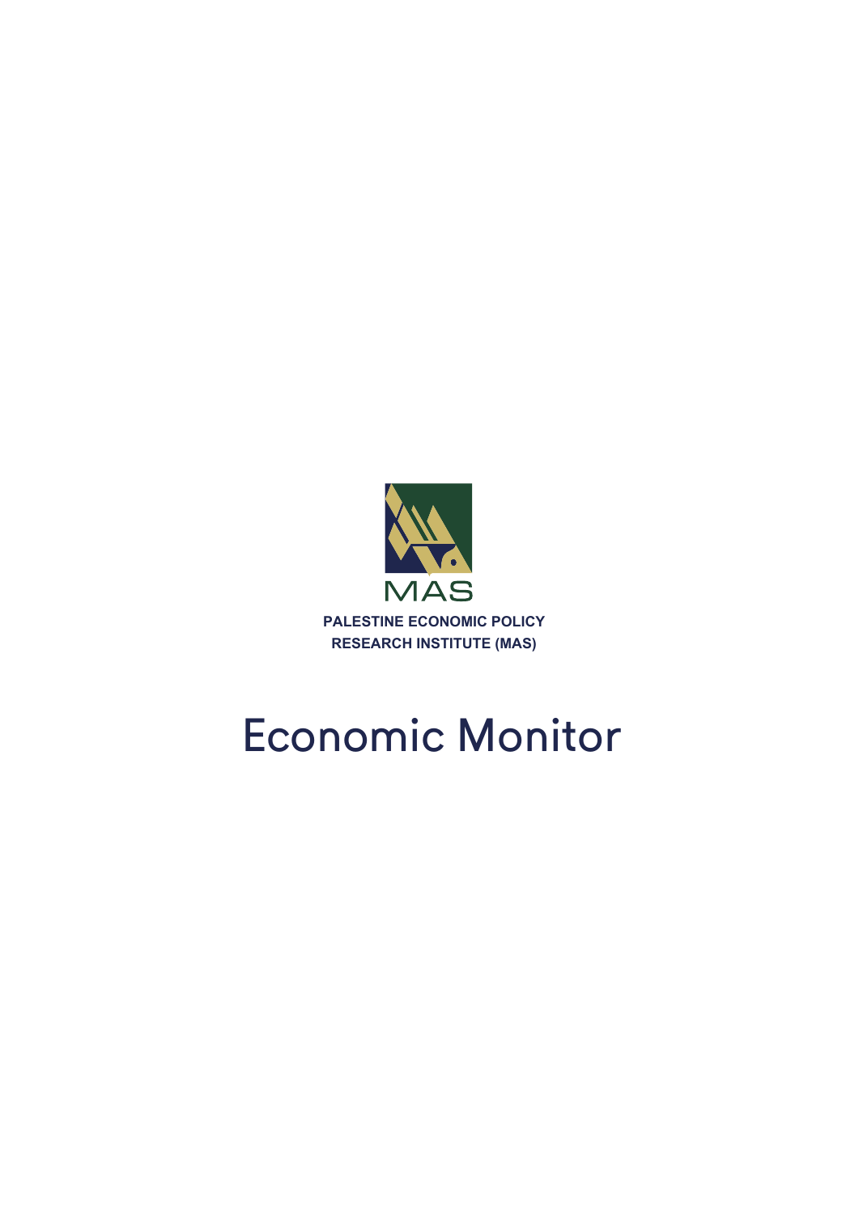MAS

**PALESTINE ECONOMIC POLICY RESEARCH INSTITUTE (MAS)**

# Economic Monitor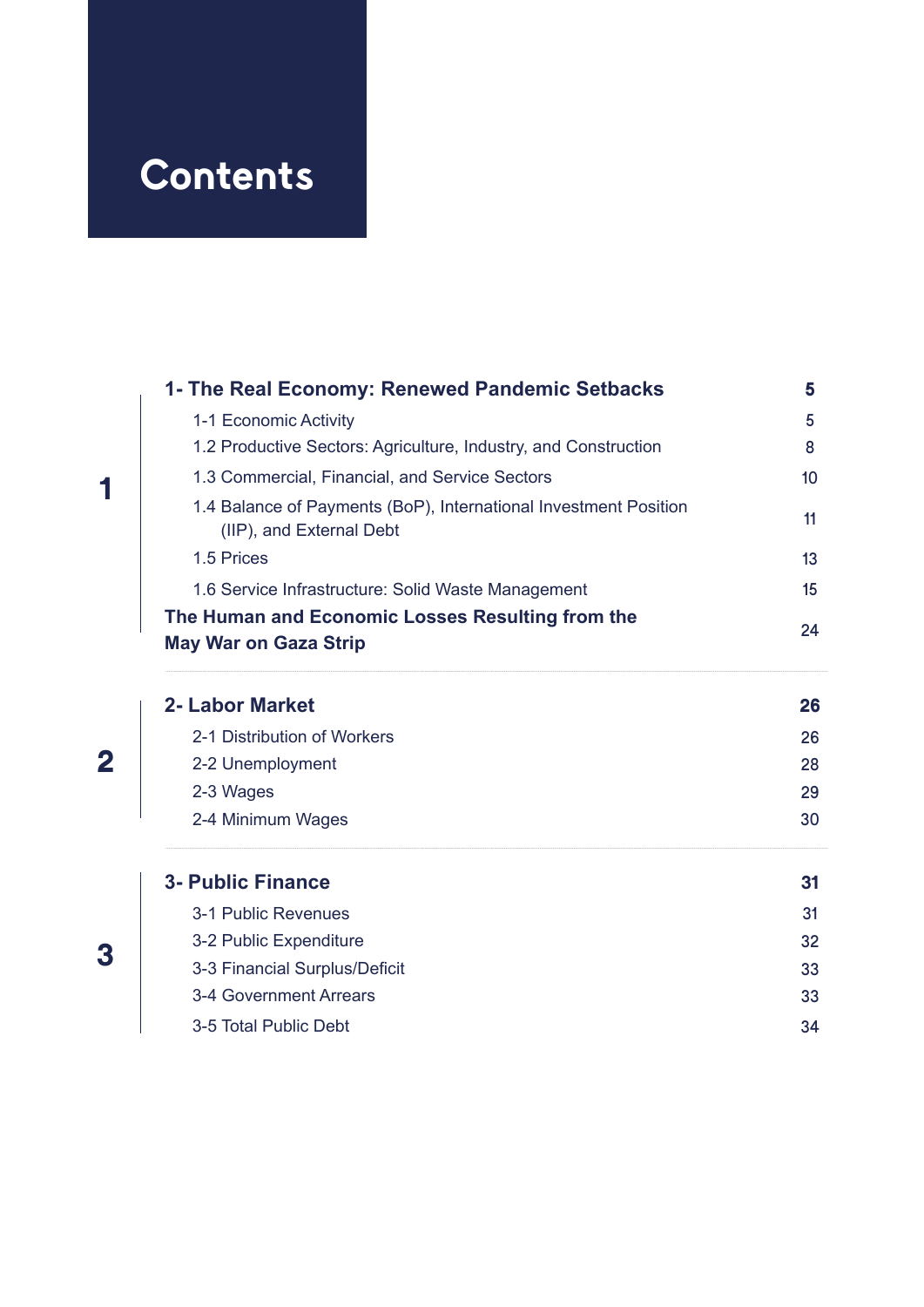# Contents

**1**

| | |
|---|---|
| **1- The Real Economy: Renewed Pandemic Setbacks** | **5** |
| 1-1 Economic Activity | 5 |
| 1.2 Productive Sectors: Agriculture, Industry, and Construction | 8 |
| 1.3 Commercial, Financial, and Service Sectors | 10 |
| 1.4 Balance of Payments (BoP), International Investment Position (IIP), and External Debt | 11 |
| 1.5 Prices | 13 |
| 1.6 Service Infrastructure: Solid Waste Management | 15 |
| **The Human and Economic Losses Resulting from the May War on Gaza Strip** | 24 |

**2**

| | |
|---|---|
| **2- Labor Market** | **26** |
| 2-1 Distribution of Workers | 26 |
| 2-2 Unemployment | 28 |
| 2-3 Wages | 29 |
| 2-4 Minimum Wages | 30 |

**3**

| | |
|---|---|
| **3- Public Finance** | **31** |
| 3-1 Public Revenues | 31 |
| 3-2 Public Expenditure | 32 |
| 3-3 Financial Surplus/Deficit | 33 |
| 3-4 Government Arrears | 33 |
| 3-5 Total Public Debt | 34 |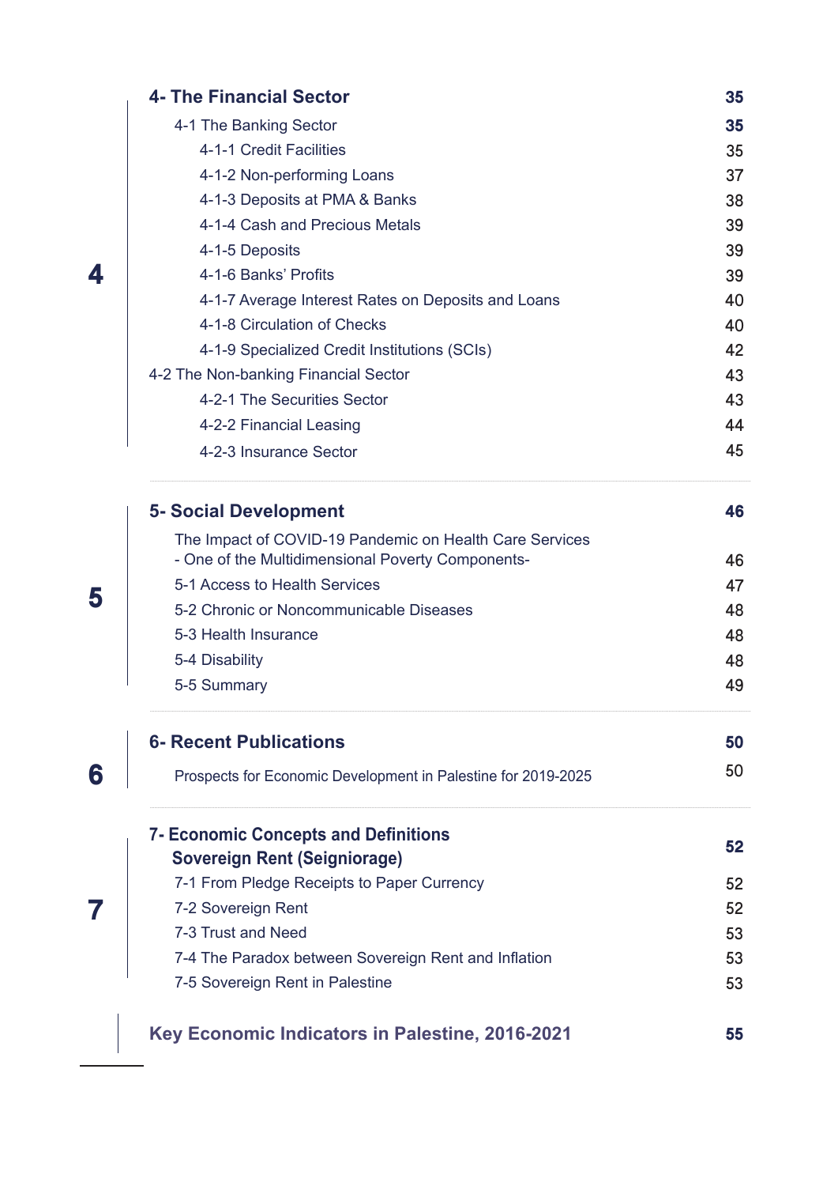| | | |
|---|---|---|
| **4** | **4- The Financial Sector** | **35** |
| | **4-1 The Banking Sector** | **35** |
| | 4-1-1 Credit Facilities | 35 |
| | 4-1-2 Non-performing Loans | 37 |
| | 4-1-3 Deposits at PMA & Banks | 38 |
| | 4-1-4 Cash and Precious Metals | 39 |
| | 4-1-5 Deposits | 39 |
| | 4-1-6 Banks' Profits | 39 |
| | 4-1-7 Average Interest Rates on Deposits and Loans | 40 |
| | 4-1-8 Circulation of Checks | 40 |
| | 4-1-9 Specialized Credit Institutions (SCIs) | 42 |
| | 4-2 The Non-banking Financial Sector | 43 |
| | 4-2-1 The Securities Sector | 43 |
| | 4-2-2 Financial Leasing | 44 |
| | 4-2-3 Insurance Sector | 45 |
| **5** | **5- Social Development** | **46** |
| | The Impact of COVID-19 Pandemic on Health Care Services - One of the Multidimensional Poverty Components- | 46 |
| | 5-1 Access to Health Services | 47 |
| | 5-2 Chronic or Noncommunicable Diseases | 48 |
| | 5-3 Health Insurance | 48 |
| | 5-4 Disability | 48 |
| | 5-5 Summary | 49 |
| **6** | **6- Recent Publications** | **50** |
| | Prospects for Economic Development in Palestine for 2019-2025 | 50 |
| **7** | **7- Economic Concepts and Definitions Sovereign Rent (Seigniorage)** | **52** |
| | 7-1 From Pledge Receipts to Paper Currency | 52 |
| | 7-2 Sovereign Rent | 52 |
| | 7-3 Trust and Need | 53 |
| | 7-4 The Paradox between Sovereign Rent and Inflation | 53 |
| | 7-5 Sovereign Rent in Palestine | 53 |
| | **Key Economic Indicators in Palestine, 2016-2021** | **55** |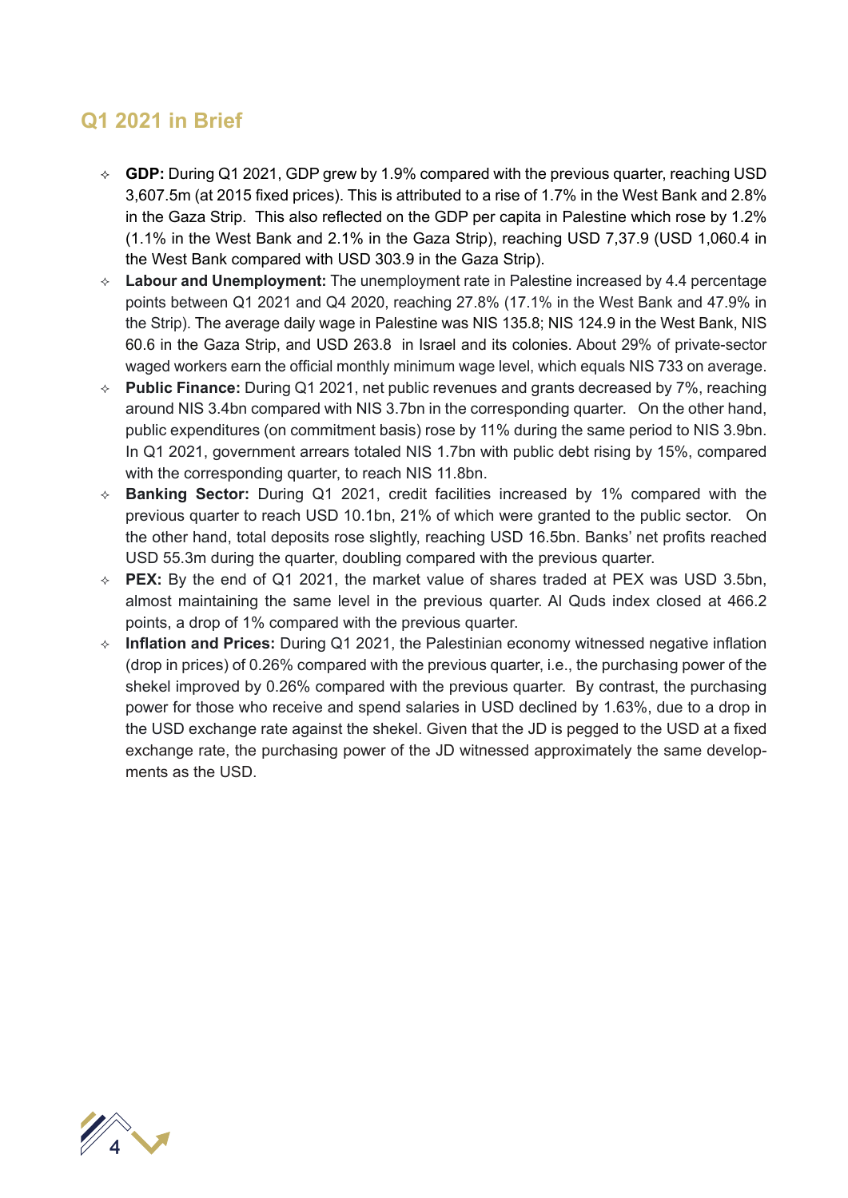## Q1 2021 in Brief

- **GDP:** During Q1 2021, GDP grew by 1.9% compared with the previous quarter, reaching USD 3,607.5m (at 2015 fixed prices). This is attributed to a rise of 1.7% in the West Bank and 2.8% in the Gaza Strip. This also reflected on the GDP per capita in Palestine which rose by 1.2% (1.1% in the West Bank and 2.1% in the Gaza Strip), reaching USD 7,37.9 (USD 1,060.4 in the West Bank compared with USD 303.9 in the Gaza Strip).
- **Labour and Unemployment:** The unemployment rate in Palestine increased by 4.4 percentage points between Q1 2021 and Q4 2020, reaching 27.8% (17.1% in the West Bank and 47.9% in the Strip). The average daily wage in Palestine was NIS 135.8; NIS 124.9 in the West Bank, NIS 60.6 in the Gaza Strip, and USD 263.8 in Israel and its colonies. About 29% of private-sector waged workers earn the official monthly minimum wage level, which equals NIS 733 on average.
- **Public Finance:** During Q1 2021, net public revenues and grants decreased by 7%, reaching around NIS 3.4bn compared with NIS 3.7bn in the corresponding quarter. On the other hand, public expenditures (on commitment basis) rose by 11% during the same period to NIS 3.9bn. In Q1 2021, government arrears totaled NIS 1.7bn with public debt rising by 15%, compared with the corresponding quarter, to reach NIS 11.8bn.
- **Banking Sector:** During Q1 2021, credit facilities increased by 1% compared with the previous quarter to reach USD 10.1bn, 21% of which were granted to the public sector. On the other hand, total deposits rose slightly, reaching USD 16.5bn. Banks' net profits reached USD 55.3m during the quarter, doubling compared with the previous quarter.
- **PEX:** By the end of Q1 2021, the market value of shares traded at PEX was USD 3.5bn, almost maintaining the same level in the previous quarter. Al Quds index closed at 466.2 points, a drop of 1% compared with the previous quarter.
- **Inflation and Prices:** During Q1 2021, the Palestinian economy witnessed negative inflation (drop in prices) of 0.26% compared with the previous quarter, i.e., the purchasing power of the shekel improved by 0.26% compared with the previous quarter. By contrast, the purchasing power for those who receive and spend salaries in USD declined by 1.63%, due to a drop in the USD exchange rate against the shekel. Given that the JD is pegged to the USD at a fixed exchange rate, the purchasing power of the JD witnessed approximately the same developments as the USD.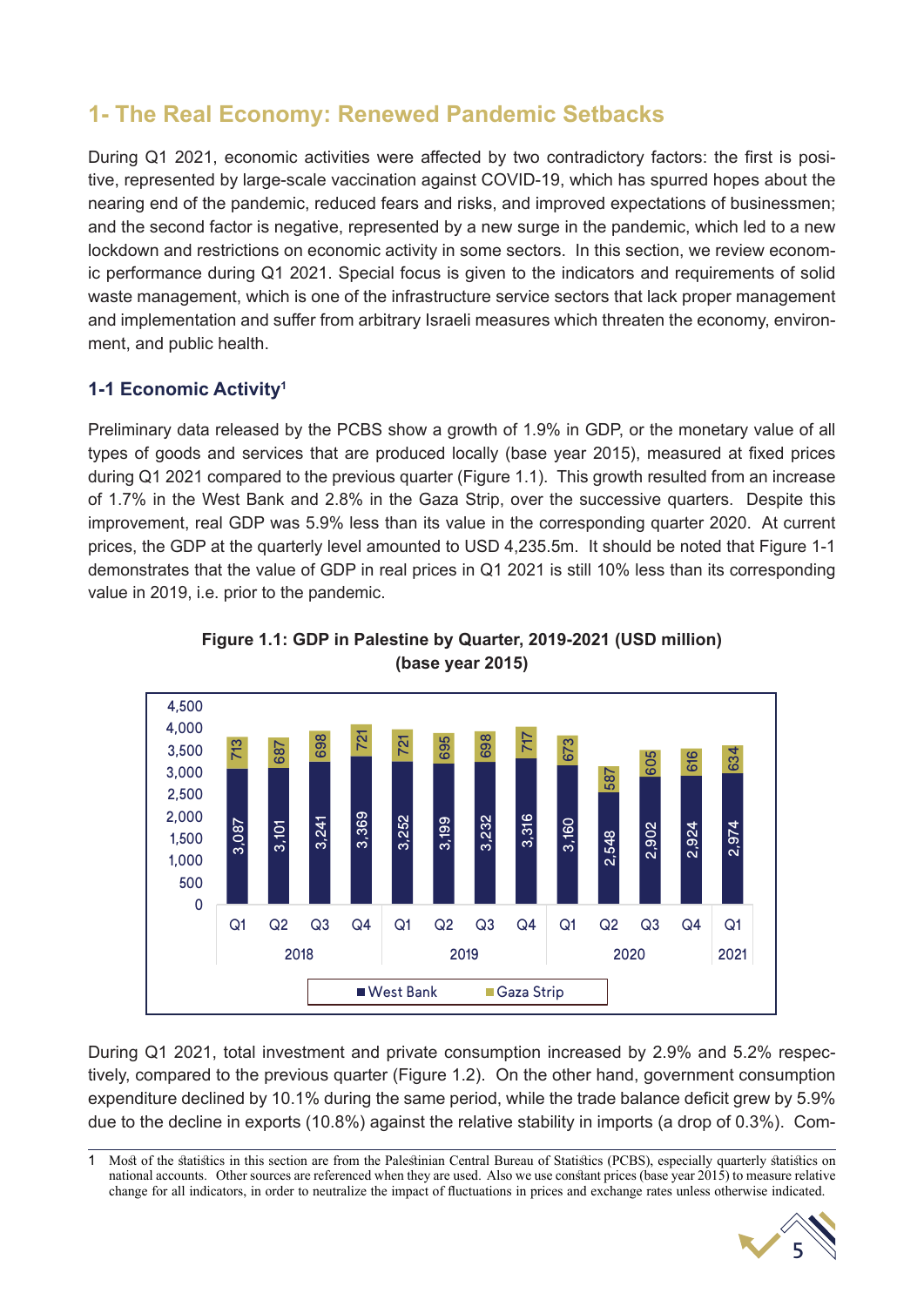## 1- The Real Economy: Renewed Pandemic Setbacks

During Q1 2021, economic activities were affected by two contradictory factors: the first is positive, represented by large-scale vaccination against COVID-19, which has spurred hopes about the nearing end of the pandemic, reduced fears and risks, and improved expectations of businessmen; and the second factor is negative, represented by a new surge in the pandemic, which led to a new lockdown and restrictions on economic activity in some sectors. In this section, we review economic performance during Q1 2021. Special focus is given to the indicators and requirements of solid waste management, which is one of the infrastructure service sectors that lack proper management and implementation and suffer from arbitrary Israeli measures which threaten the economy, environment, and public health.

### 1-1 Economic Activity[1]

Preliminary data released by the PCBS show a growth of 1.9% in GDP, or the monetary value of all types of goods and services that are produced locally (base year 2015), measured at fixed prices during Q1 2021 compared to the previous quarter (Figure 1.1). This growth resulted from an increase of 1.7% in the West Bank and 2.8% in the Gaza Strip, over the successive quarters. Despite this improvement, real GDP was 5.9% less than its value in the corresponding quarter 2020. At current prices, the GDP at the quarterly level amounted to USD 4,235.5m. It should be noted that Figure 1-1 demonstrates that the value of GDP in real prices in Q1 2021 is still 10% less than its corresponding value in 2019, i.e. prior to the pandemic.

**Figure 1.1: GDP in Palestine by Quarter, 2019-2021 (USD million) (base year 2015)**

| Year | Quarter | West Bank | Gaza Strip |
|---|---|---|---|
| 2018 | Q1 | 3,087 | 713 |
| | Q2 | 3,101 | 687 |
| | Q3 | 3,241 | 698 |
| | Q4 | 3,369 | 721 |
| 2019 | Q1 | 3,252 | 721 |
| | Q2 | 3,199 | 695 |
| | Q3 | 3,232 | 698 |
| | Q4 | 3,316 | 717 |
| 2020 | Q1 | 3,160 | 673 |
| | Q2 | 2,548 | 587 |
| | Q3 | 2,902 | 605 |
| | Q4 | 2,924 | 616 |
| 2021 | Q1 | 2,974 | 634 |

During Q1 2021, total investment and private consumption increased by 2.9% and 5.2% respectively, compared to the previous quarter (Figure 1.2). On the other hand, government consumption expenditure declined by 10.1% during the same period, while the trade balance deficit grew by 5.9% due to the decline in exports (10.8%) against the relative stability in imports (a drop of 0.3%). Com-

---

1 Most of the statistics in this section are from the Palestinian Central Bureau of Statistics (PCBS), especially quarterly statistics on national accounts. Other sources are referenced when they are used. Also we use constant prices (base year 2015) to measure relative change for all indicators, in order to neutralize the impact of fluctuations in prices and exchange rates unless otherwise indicated.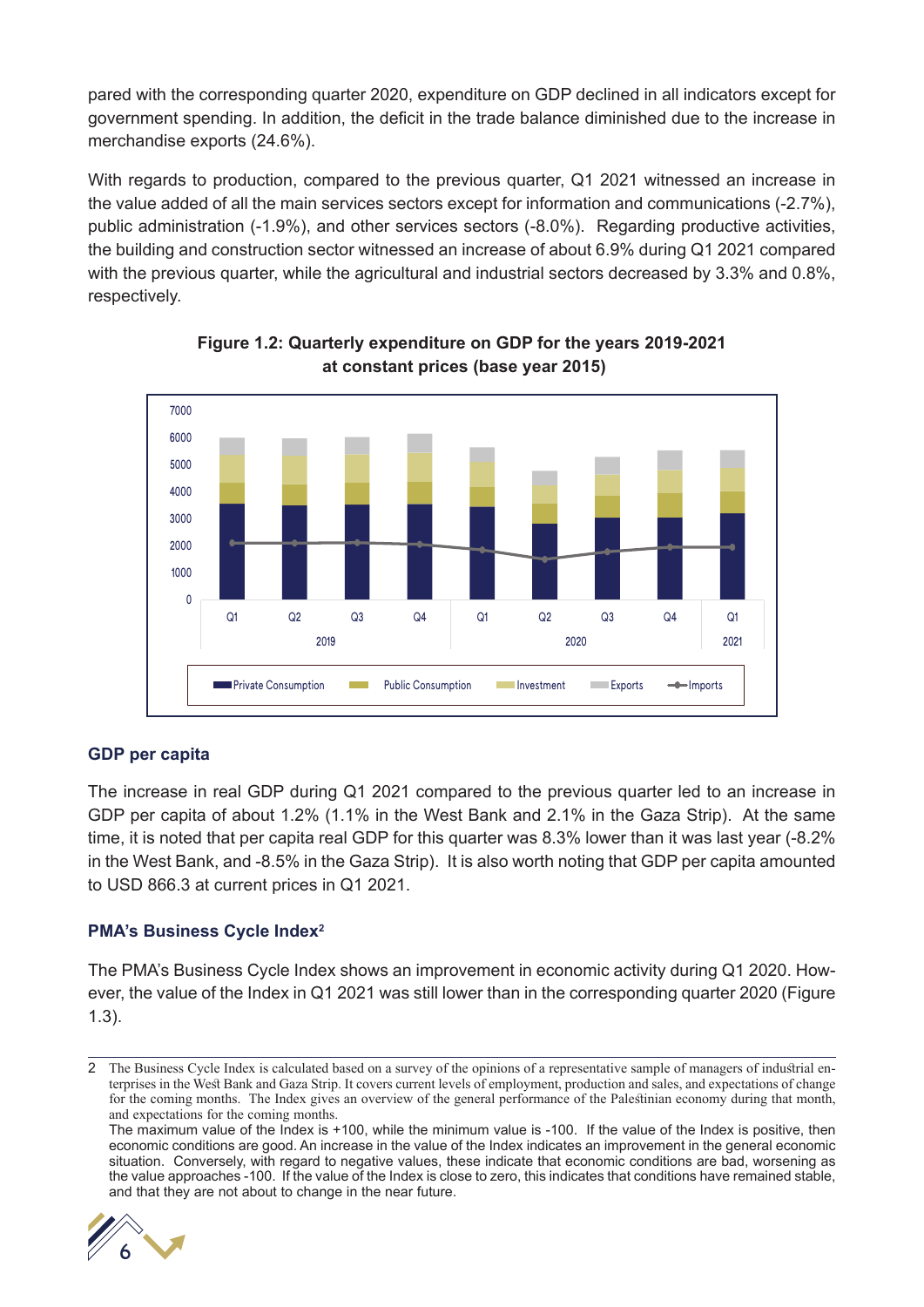pared with the corresponding quarter 2020, expenditure on GDP declined in all indicators except for government spending. In addition, the deficit in the trade balance diminished due to the increase in merchandise exports (24.6%).

With regards to production, compared to the previous quarter, Q1 2021 witnessed an increase in the value added of all the main services sectors except for information and communications (-2.7%), public administration (-1.9%), and other services sectors (-8.0%). Regarding productive activities, the building and construction sector witnessed an increase of about 6.9% during Q1 2021 compared with the previous quarter, while the agricultural and industrial sectors decreased by 3.3% and 0.8%, respectively.

**Figure 1.2: Quarterly expenditure on GDP for the years 2019-2021 at constant prices (base year 2015)**

## GDP per capita

The increase in real GDP during Q1 2021 compared to the previous quarter led to an increase in GDP per capita of about 1.2% (1.1% in the West Bank and 2.1% in the Gaza Strip). At the same time, it is noted that per capita real GDP for this quarter was 8.3% lower than it was last year (-8.2% in the West Bank, and -8.5% in the Gaza Strip). It is also worth noting that GDP per capita amounted to USD 866.3 at current prices in Q1 2021.

## PMA's Business Cycle Index[2]

The PMA's Business Cycle Index shows an improvement in economic activity during Q1 2020. However, the value of the Index in Q1 2021 was still lower than in the corresponding quarter 2020 (Figure 1.3).

---

2 The Business Cycle Index is calculated based on a survey of the opinions of a representative sample of managers of industrial enterprises in the West Bank and Gaza Strip. It covers current levels of employment, production and sales, and expectations of change for the coming months. The Index gives an overview of the general performance of the Palestinian economy during that month, and expectations for the coming months.
The maximum value of the Index is +100, while the minimum value is -100. If the value of the Index is positive, then economic conditions are good. An increase in the value of the Index indicates an improvement in the general economic situation. Conversely, with regard to negative values, these indicate that economic conditions are bad, worsening as the value approaches -100. If the value of the Index is close to zero, this indicates that conditions have remained stable, and that they are not about to change in the near future.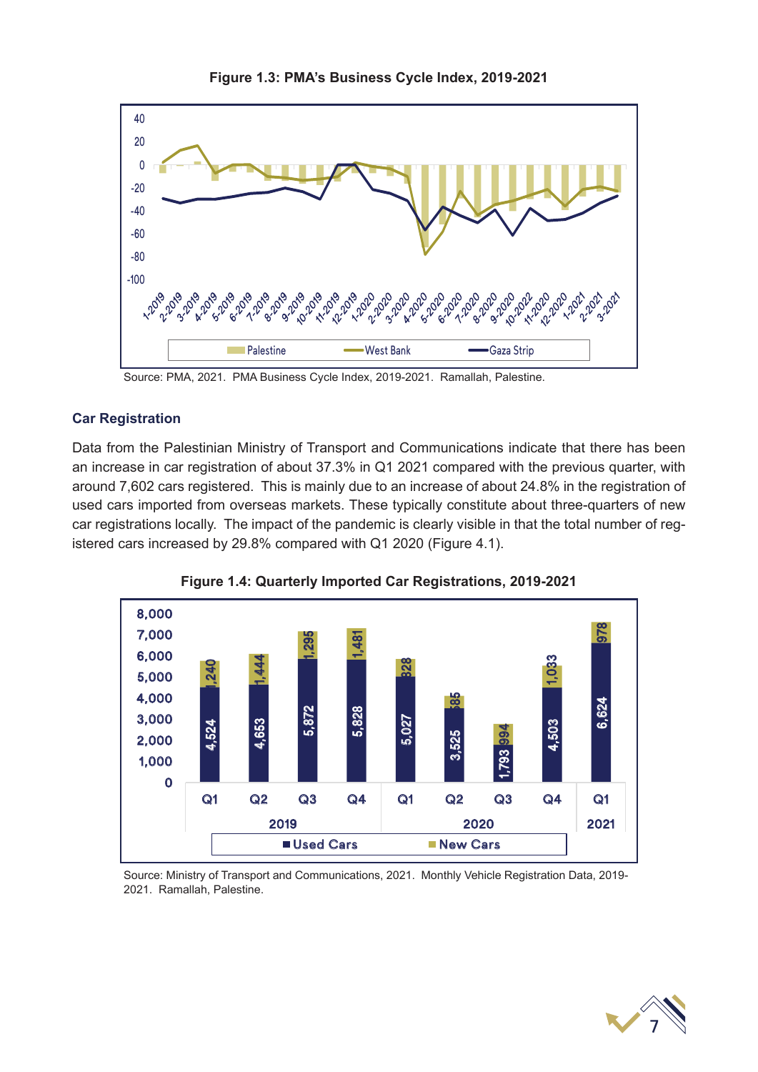**Figure 1.3: PMA's Business Cycle Index, 2019-2021**

Source: PMA, 2021. PMA Business Cycle Index, 2019-2021. Ramallah, Palestine.

### Car Registration

Data from the Palestinian Ministry of Transport and Communications indicate that there has been an increase in car registration of about 37.3% in Q1 2021 compared with the previous quarter, with around 7,602 cars registered. This is mainly due to an increase of about 24.8% in the registration of used cars imported from overseas markets. These typically constitute about three-quarters of new car registrations locally. The impact of the pandemic is clearly visible in that the total number of registered cars increased by 29.8% compared with Q1 2020 (Figure 4.1).

**Figure 1.4: Quarterly Imported Car Registrations, 2019-2021**

| Year | Quarter | Used Cars | New Cars |
|---|---|---|---|
| 2019 | Q1 | 4,524 | 1,240 |
| 2019 | Q2 | 4,653 | 1,444 |
| 2019 | Q3 | 5,872 | 1,295 |
| 2019 | Q4 | 5,828 | 1,481 |
| 2020 | Q1 | 5,027 | 828 |
| 2020 | Q2 | 3,525 | 585 |
| 2020 | Q3 | 1,793 | 994 |
| 2020 | Q4 | 4,503 | 1,033 |
| 2021 | Q1 | 6,624 | 978 |

Source: Ministry of Transport and Communications, 2021. Monthly Vehicle Registration Data, 2019-2021. Ramallah, Palestine.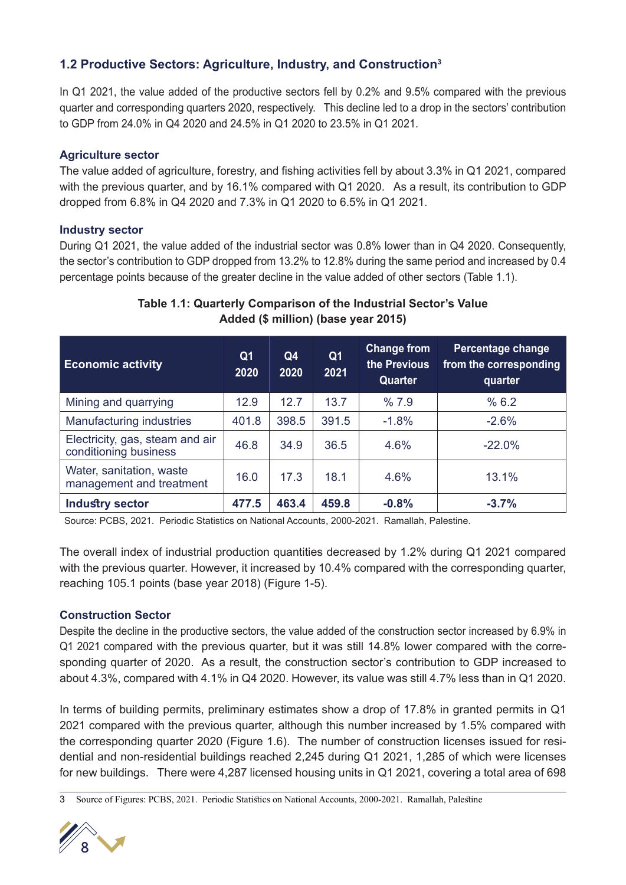## 1.2 Productive Sectors: Agriculture, Industry, and Construction[3]

In Q1 2021, the value added of the productive sectors fell by 0.2% and 9.5% compared with the previous quarter and corresponding quarters 2020, respectively. This decline led to a drop in the sectors' contribution to GDP from 24.0% in Q4 2020 and 24.5% in Q1 2020 to 23.5% in Q1 2021.

### Agriculture sector

The value added of agriculture, forestry, and fishing activities fell by about 3.3% in Q1 2021, compared with the previous quarter, and by 16.1% compared with Q1 2020. As a result, its contribution to GDP dropped from 6.8% in Q4 2020 and 7.3% in Q1 2020 to 6.5% in Q1 2021.

### Industry sector

During Q1 2021, the value added of the industrial sector was 0.8% lower than in Q4 2020. Consequently, the sector's contribution to GDP dropped from 13.2% to 12.8% during the same period and increased by 0.4 percentage points because of the greater decline in the value added of other sectors (Table 1.1).

**Table 1.1: Quarterly Comparison of the Industrial Sector's Value Added ($ million) (base year 2015)**

| Economic activity | Q1 2020 | Q4 2020 | Q1 2021 | Change from the Previous Quarter | Percentage change from the corresponding quarter |
|---|---|---|---|---|---|
| Mining and quarrying | 12.9 | 12.7 | 13.7 | % 7.9 | % 6.2 |
| Manufacturing industries | 401.8 | 398.5 | 391.5 | -1.8% | -2.6% |
| Electricity, gas, steam and air conditioning business | 46.8 | 34.9 | 36.5 | 4.6% | -22.0% |
| Water, sanitation, waste management and treatment | 16.0 | 17.3 | 18.1 | 4.6% | 13.1% |
| **Industry sector** | **477.5** | **463.4** | **459.8** | **-0.8%** | **-3.7%** |

Source: PCBS, 2021. Periodic Statistics on National Accounts, 2000-2021. Ramallah, Palestine.

The overall index of industrial production quantities decreased by 1.2% during Q1 2021 compared with the previous quarter. However, it increased by 10.4% compared with the corresponding quarter, reaching 105.1 points (base year 2018) (Figure 1-5).

### Construction Sector

Despite the decline in the productive sectors, the value added of the construction sector increased by 6.9% in Q1 2021 compared with the previous quarter, but it was still 14.8% lower compared with the corresponding quarter of 2020. As a result, the construction sector's contribution to GDP increased to about 4.3%, compared with 4.1% in Q4 2020. However, its value was still 4.7% less than in Q1 2020.

In terms of building permits, preliminary estimates show a drop of 17.8% in granted permits in Q1 2021 compared with the previous quarter, although this number increased by 1.5% compared with the corresponding quarter 2020 (Figure 1.6). The number of construction licenses issued for residential and non-residential buildings reached 2,245 during Q1 2021, 1,285 of which were licenses for new buildings. There were 4,287 licensed housing units in Q1 2021, covering a total area of 698

---

3 Source of Figures: PCBS, 2021. Periodic Statistics on National Accounts, 2000-2021. Ramallah, Palestine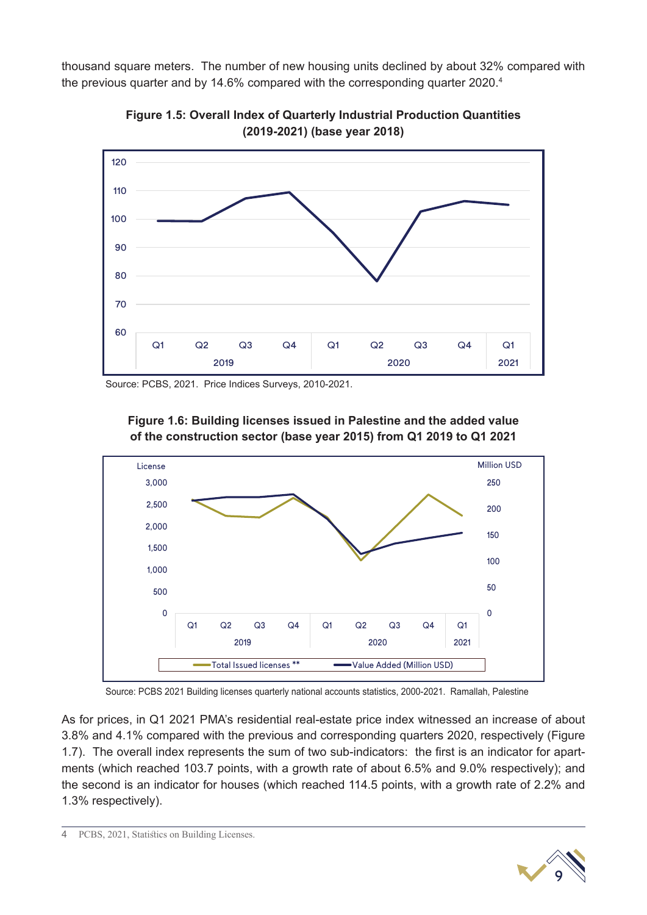thousand square meters. The number of new housing units declined by about 32% compared with the previous quarter and by 14.6% compared with the corresponding quarter 2020.[4]

**Figure 1.5: Overall Index of Quarterly Industrial Production Quantities (2019-2021) (base year 2018)**

Source: PCBS, 2021. Price Indices Surveys, 2010-2021.

**Figure 1.6: Building licenses issued in Palestine and the added value of the construction sector (base year 2015) from Q1 2019 to Q1 2021**

Source: PCBS 2021 Building licenses quarterly national accounts statistics, 2000-2021. Ramallah, Palestine

As for prices, in Q1 2021 PMA's residential real-estate price index witnessed an increase of about 3.8% and 4.1% compared with the previous and corresponding quarters 2020, respectively (Figure 1.7). The overall index represents the sum of two sub-indicators: the first is an indicator for apartments (which reached 103.7 points, with a growth rate of about 6.5% and 9.0% respectively); and the second is an indicator for houses (which reached 114.5 points, with a growth rate of 2.2% and 1.3% respectively).

---

4 PCBS, 2021, Statistics on Building Licenses.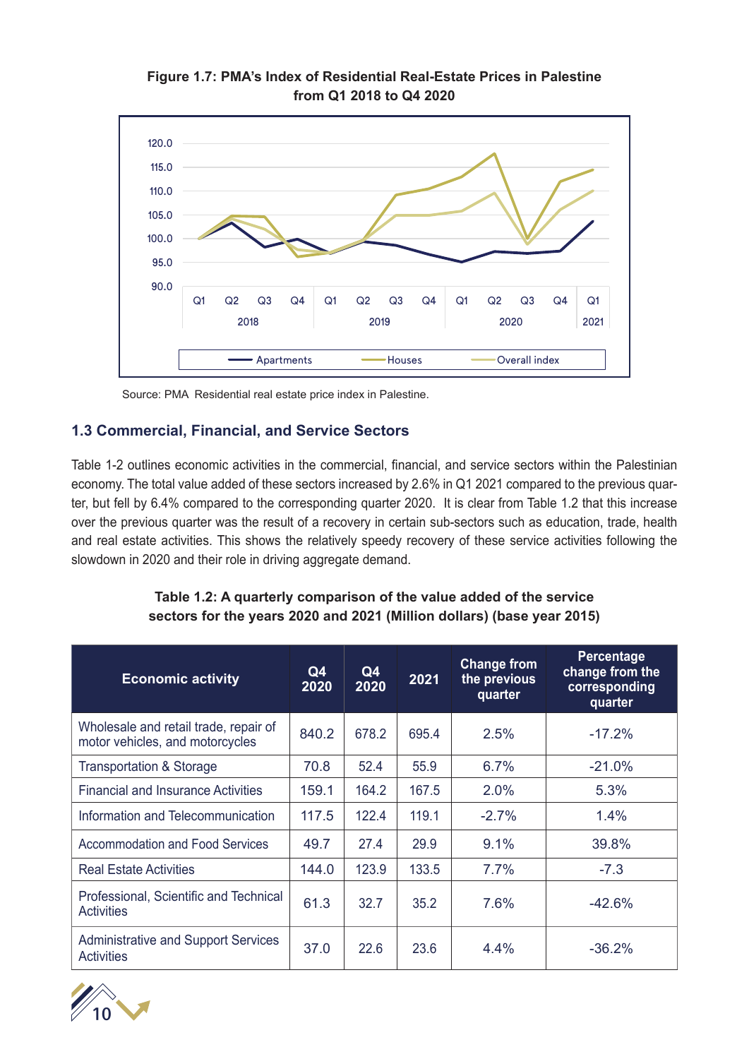**Figure 1.7: PMA's Index of Residential Real-Estate Prices in Palestine from Q1 2018 to Q4 2020**

Source: PMA Residential real estate price index in Palestine.

## 1.3 Commercial, Financial, and Service Sectors

Table 1-2 outlines economic activities in the commercial, financial, and service sectors within the Palestinian economy. The total value added of these sectors increased by 2.6% in Q1 2021 compared to the previous quarter, but fell by 6.4% compared to the corresponding quarter 2020. It is clear from Table 1.2 that this increase over the previous quarter was the result of a recovery in certain sub-sectors such as education, trade, health and real estate activities. This shows the relatively speedy recovery of these service activities following the slowdown in 2020 and their role in driving aggregate demand.

**Table 1.2: A quarterly comparison of the value added of the service sectors for the years 2020 and 2021 (Million dollars) (base year 2015)**

| Economic activity | Q4 2020 | Q4 2020 | 2021 | Change from the previous quarter | Percentage change from the corresponding quarter |
|---|---|---|---|---|---|
| Wholesale and retail trade, repair of motor vehicles, and motorcycles | 840.2 | 678.2 | 695.4 | 2.5% | -17.2% |
| Transportation & Storage | 70.8 | 52.4 | 55.9 | 6.7% | -21.0% |
| Financial and Insurance Activities | 159.1 | 164.2 | 167.5 | 2.0% | 5.3% |
| Information and Telecommunication | 117.5 | 122.4 | 119.1 | -2.7% | 1.4% |
| Accommodation and Food Services | 49.7 | 27.4 | 29.9 | 9.1% | 39.8% |
| Real Estate Activities | 144.0 | 123.9 | 133.5 | 7.7% | -7.3 |
| Professional, Scientific and Technical Activities | 61.3 | 32.7 | 35.2 | 7.6% | -42.6% |
| Administrative and Support Services Activities | 37.0 | 22.6 | 23.6 | 4.4% | -36.2% |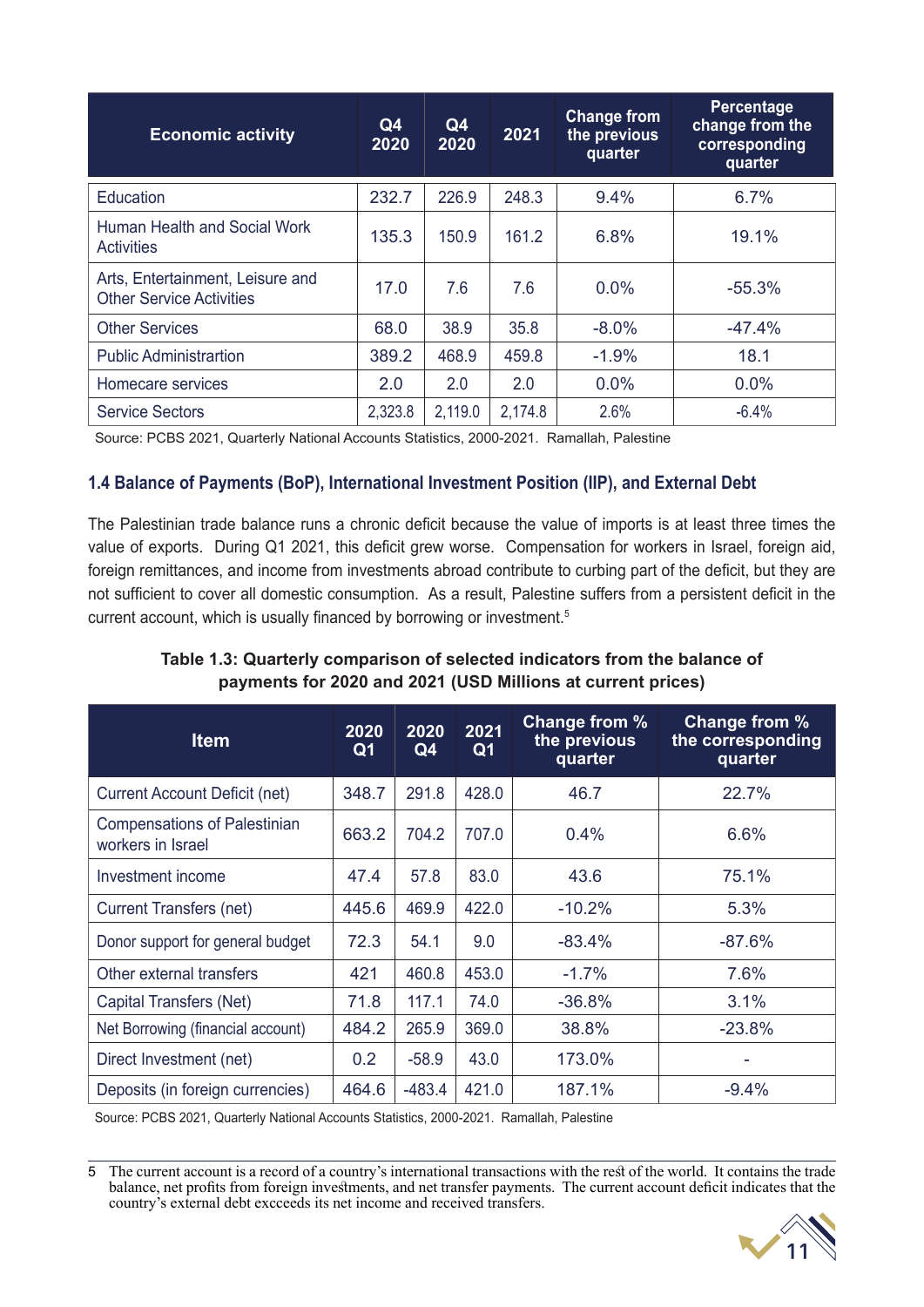| Economic activity | Q4 2020 | Q4 2020 | 2021 | Change from the previous quarter | Percentage change from the corresponding quarter |
|---|---|---|---|---|---|
| Education | 232.7 | 226.9 | 248.3 | 9.4% | 6.7% |
| Human Health and Social Work Activities | 135.3 | 150.9 | 161.2 | 6.8% | 19.1% |
| Arts, Entertainment, Leisure and Other Service Activities | 17.0 | 7.6 | 7.6 | 0.0% | -55.3% |
| Other Services | 68.0 | 38.9 | 35.8 | -8.0% | -47.4% |
| Public Administrartion | 389.2 | 468.9 | 459.8 | -1.9% | 18.1 |
| Homecare services | 2.0 | 2.0 | 2.0 | 0.0% | 0.0% |
| Service Sectors | 2,323.8 | 2,119.0 | 2,174.8 | 2.6% | -6.4% |

Source: PCBS 2021, Quarterly National Accounts Statistics, 2000-2021. Ramallah, Palestine

### 1.4 Balance of Payments (BoP), International Investment Position (IIP), and External Debt

The Palestinian trade balance runs a chronic deficit because the value of imports is at least three times the value of exports. During Q1 2021, this deficit grew worse. Compensation for workers in Israel, foreign aid, foreign remittances, and income from investments abroad contribute to curbing part of the deficit, but they are not sufficient to cover all domestic consumption. As a result, Palestine suffers from a persistent deficit in the current account, which is usually financed by borrowing or investment.[5]

**Table 1.3: Quarterly comparison of selected indicators from the balance of payments for 2020 and 2021 (USD Millions at current prices)**

| Item | 2020 Q1 | 2020 Q4 | 2021 Q1 | Change from % the previous quarter | Change from % the corresponding quarter |
|---|---|---|---|---|---|
| Current Account Deficit (net) | 348.7 | 291.8 | 428.0 | 46.7 | 22.7% |
| Compensations of Palestinian workers in Israel | 663.2 | 704.2 | 707.0 | 0.4% | 6.6% |
| Investment income | 47.4 | 57.8 | 83.0 | 43.6 | 75.1% |
| Current Transfers (net) | 445.6 | 469.9 | 422.0 | -10.2% | 5.3% |
| Donor support for general budget | 72.3 | 54.1 | 9.0 | -83.4% | -87.6% |
| Other external transfers | 421 | 460.8 | 453.0 | -1.7% | 7.6% |
| Capital Transfers (Net) | 71.8 | 117.1 | 74.0 | -36.8% | 3.1% |
| Net Borrowing (financial account) | 484.2 | 265.9 | 369.0 | 38.8% | -23.8% |
| Direct Investment (net) | 0.2 | -58.9 | 43.0 | 173.0% | - |
| Deposits (in foreign currencies) | 464.6 | -483.4 | 421.0 | 187.1% | -9.4% |

Source: PCBS 2021, Quarterly National Accounts Statistics, 2000-2021. Ramallah, Palestine

5 The current account is a record of a country's international transactions with the rest of the world. It contains the trade balance, net profits from foreign investments, and net transfer payments. The current account deficit indicates that the country's external debt excceeds its net income and received transfers.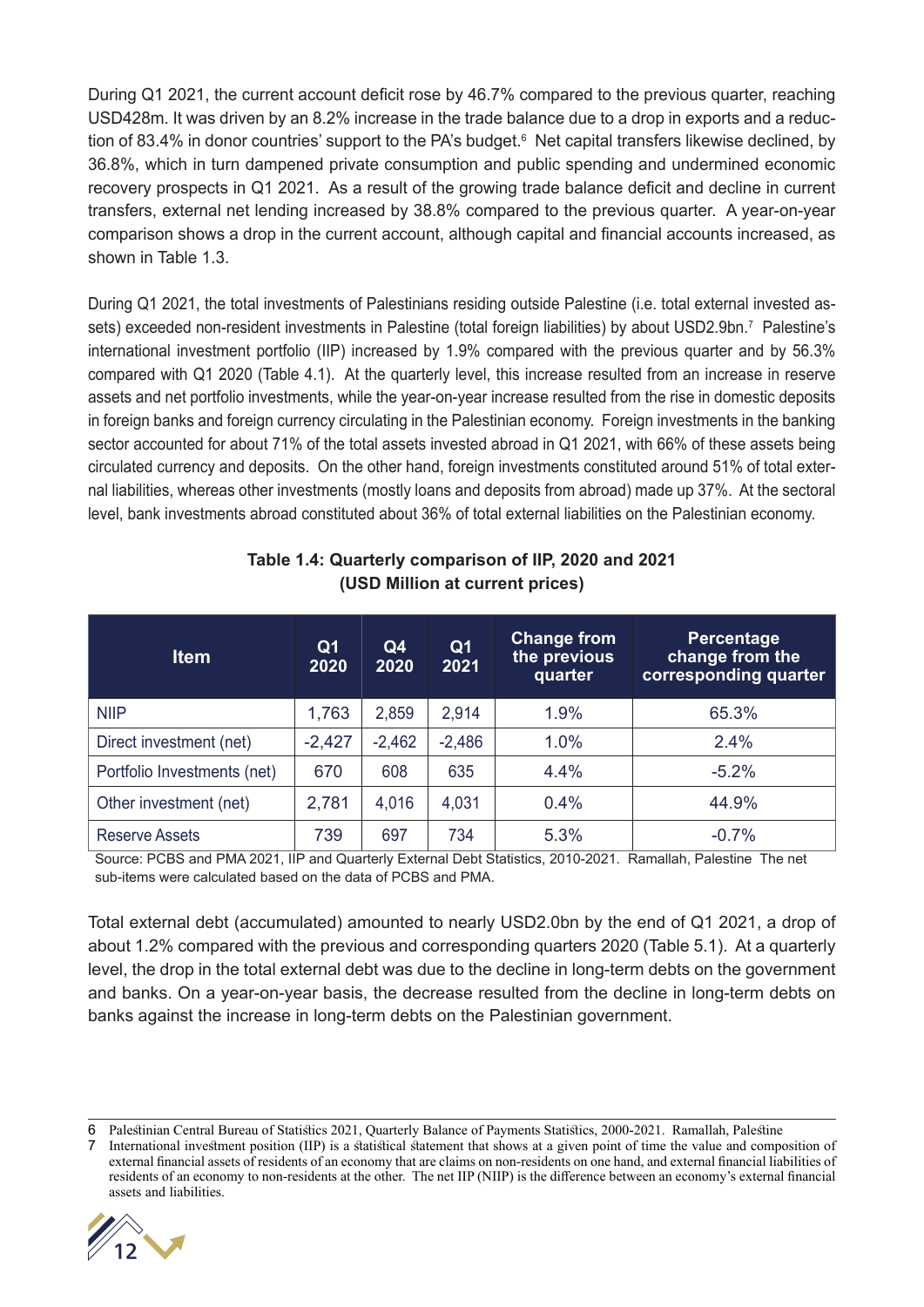During Q1 2021, the current account deficit rose by 46.7% compared to the previous quarter, reaching USD428m. It was driven by an 8.2% increase in the trade balance due to a drop in exports and a reduction of 83.4% in donor countries' support to the PA's budget.[6] Net capital transfers likewise declined, by 36.8%, which in turn dampened private consumption and public spending and undermined economic recovery prospects in Q1 2021. As a result of the growing trade balance deficit and decline in current transfers, external net lending increased by 38.8% compared to the previous quarter. A year-on-year comparison shows a drop in the current account, although capital and financial accounts increased, as shown in Table 1.3.

During Q1 2021, the total investments of Palestinians residing outside Palestine (i.e. total external invested assets) exceeded non-resident investments in Palestine (total foreign liabilities) by about USD2.9bn.[7] Palestine's international investment portfolio (IIP) increased by 1.9% compared with the previous quarter and by 56.3% compared with Q1 2020 (Table 4.1). At the quarterly level, this increase resulted from an increase in reserve assets and net portfolio investments, while the year-on-year increase resulted from the rise in domestic deposits in foreign banks and foreign currency circulating in the Palestinian economy. Foreign investments in the banking sector accounted for about 71% of the total assets invested abroad in Q1 2021, with 66% of these assets being circulated currency and deposits. On the other hand, foreign investments constituted around 51% of total external liabilities, whereas other investments (mostly loans and deposits from abroad) made up 37%. At the sectoral level, bank investments abroad constituted about 36% of total external liabilities on the Palestinian economy.

**Table 1.4: Quarterly comparison of IIP, 2020 and 2021**
**(USD Million at current prices)**

| Item | Q1 2020 | Q4 2020 | Q1 2021 | Change from the previous quarter | Percentage change from the corresponding quarter |
|---|---|---|---|---|---|
| NIIP | 1,763 | 2,859 | 2,914 | 1.9% | 65.3% |
| Direct investment (net) | -2,427 | -2,462 | -2,486 | 1.0% | 2.4% |
| Portfolio Investments (net) | 670 | 608 | 635 | 4.4% | -5.2% |
| Other investment (net) | 2,781 | 4,016 | 4,031 | 0.4% | 44.9% |
| Reserve Assets | 739 | 697 | 734 | 5.3% | -0.7% |

Source: PCBS and PMA 2021, IIP and Quarterly External Debt Statistics, 2010-2021. Ramallah, Palestine The net sub-items were calculated based on the data of PCBS and PMA.

Total external debt (accumulated) amounted to nearly USD2.0bn by the end of Q1 2021, a drop of about 1.2% compared with the previous and corresponding quarters 2020 (Table 5.1). At a quarterly level, the drop in the total external debt was due to the decline in long-term debts on the government and banks. On a year-on-year basis, the decrease resulted from the decline in long-term debts on banks against the increase in long-term debts on the Palestinian government.

---

6 Palestinian Central Bureau of Statistics 2021, Quarterly Balance of Payments Statistics, 2000-2021. Ramallah, Palestine

7 International investment position (IIP) is a statistical statement that shows at a given point of time the value and composition of external financial assets of residents of an economy that are claims on non-residents on one hand, and external financial liabilities of residents of an economy to non-residents at the other. The net IIP (NIIP) is the difference between an economy's external financial assets and liabilities.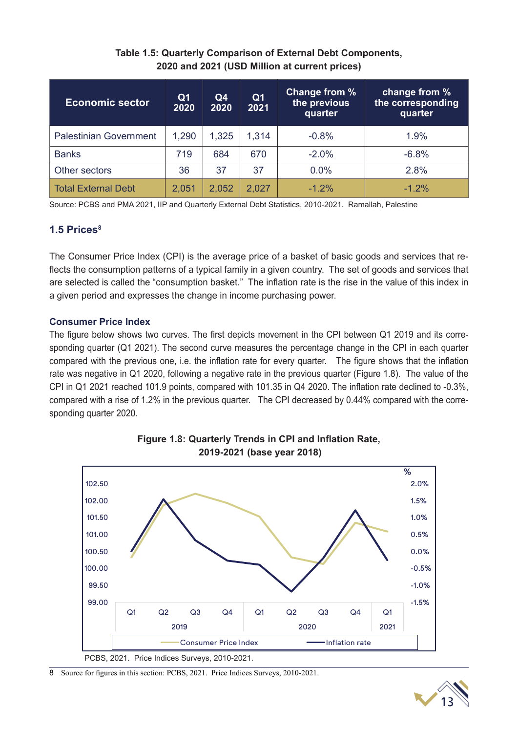**Table 1.5: Quarterly Comparison of External Debt Components, 2020 and 2021 (USD Million at current prices)**

| Economic sector | Q1 2020 | Q4 2020 | Q1 2021 | Change from % the previous quarter | change from % the corresponding quarter |
|---|---|---|---|---|---|
| Palestinian Government | 1,290 | 1,325 | 1,314 | -0.8% | 1.9% |
| Banks | 719 | 684 | 670 | -2.0% | -6.8% |
| Other sectors | 36 | 37 | 37 | 0.0% | 2.8% |
| Total External Debt | 2,051 | 2,052 | 2,027 | -1.2% | -1.2% |

Source: PCBS and PMA 2021, IIP and Quarterly External Debt Statistics, 2010-2021. Ramallah, Palestine

## 1.5 Prices[8]

The Consumer Price Index (CPI) is the average price of a basket of basic goods and services that reflects the consumption patterns of a typical family in a given country. The set of goods and services that are selected is called the "consumption basket." The inflation rate is the rise in the value of this index in a given period and expresses the change in income purchasing power.

### Consumer Price Index

The figure below shows two curves. The first depicts movement in the CPI between Q1 2019 and its corresponding quarter (Q1 2021). The second curve measures the percentage change in the CPI in each quarter compared with the previous one, i.e. the inflation rate for every quarter. The figure shows that the inflation rate was negative in Q1 2020, following a negative rate in the previous quarter (Figure 1.8). The value of the CPI in Q1 2021 reached 101.9 points, compared with 101.35 in Q4 2020. The inflation rate declined to -0.3%, compared with a rise of 1.2% in the previous quarter. The CPI decreased by 0.44% compared with the corresponding quarter 2020.

**Figure 1.8: Quarterly Trends in CPI and Inflation Rate, 2019-2021 (base year 2018)**

PCBS, 2021. Price Indices Surveys, 2010-2021.

8 Source for figures in this section: PCBS, 2021. Price Indices Surveys, 2010-2021.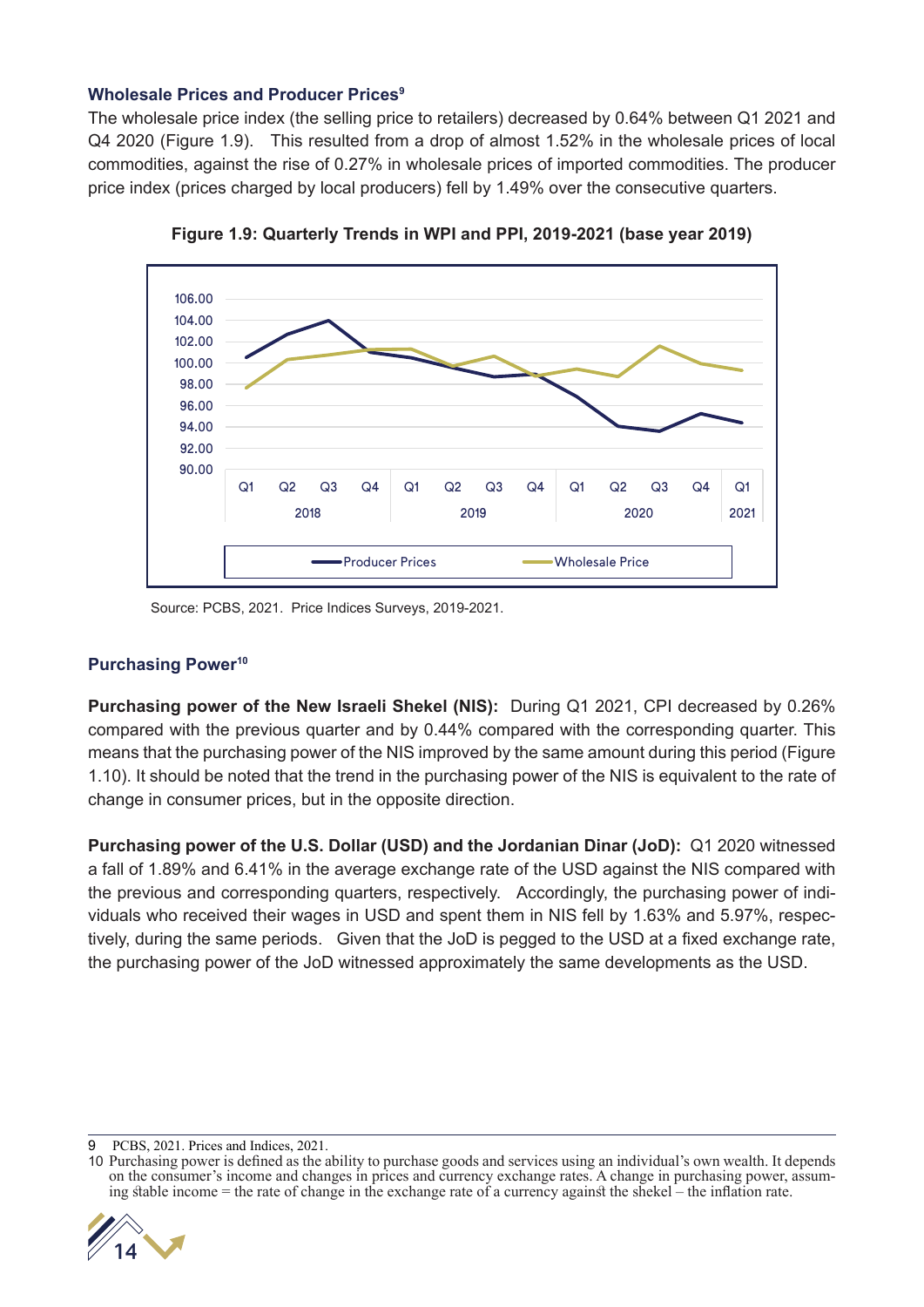### Wholesale Prices and Producer Prices[9]

The wholesale price index (the selling price to retailers) decreased by 0.64% between Q1 2021 and Q4 2020 (Figure 1.9). This resulted from a drop of almost 1.52% in the wholesale prices of local commodities, against the rise of 0.27% in wholesale prices of imported commodities. The producer price index (prices charged by local producers) fell by 1.49% over the consecutive quarters.

**Figure 1.9: Quarterly Trends in WPI and PPI, 2019-2021 (base year 2019)**

Source: PCBS, 2021. Price Indices Surveys, 2019-2021.

### Purchasing Power[10]

**Purchasing power of the New Israeli Shekel (NIS):** During Q1 2021, CPI decreased by 0.26% compared with the previous quarter and by 0.44% compared with the corresponding quarter. This means that the purchasing power of the NIS improved by the same amount during this period (Figure 1.10). It should be noted that the trend in the purchasing power of the NIS is equivalent to the rate of change in consumer prices, but in the opposite direction.

**Purchasing power of the U.S. Dollar (USD) and the Jordanian Dinar (JoD):** Q1 2020 witnessed a fall of 1.89% and 6.41% in the average exchange rate of the USD against the NIS compared with the previous and corresponding quarters, respectively. Accordingly, the purchasing power of individuals who received their wages in USD and spent them in NIS fell by 1.63% and 5.97%, respectively, during the same periods. Given that the JoD is pegged to the USD at a fixed exchange rate, the purchasing power of the JoD witnessed approximately the same developments as the USD.

---

9 PCBS, 2021. Prices and Indices, 2021.

10 Purchasing power is defined as the ability to purchase goods and services using an individual's own wealth. It depends on the consumer's income and changes in prices and currency exchange rates. A change in purchasing power, assuming stable income = the rate of change in the exchange rate of a currency against the shekel – the inflation rate.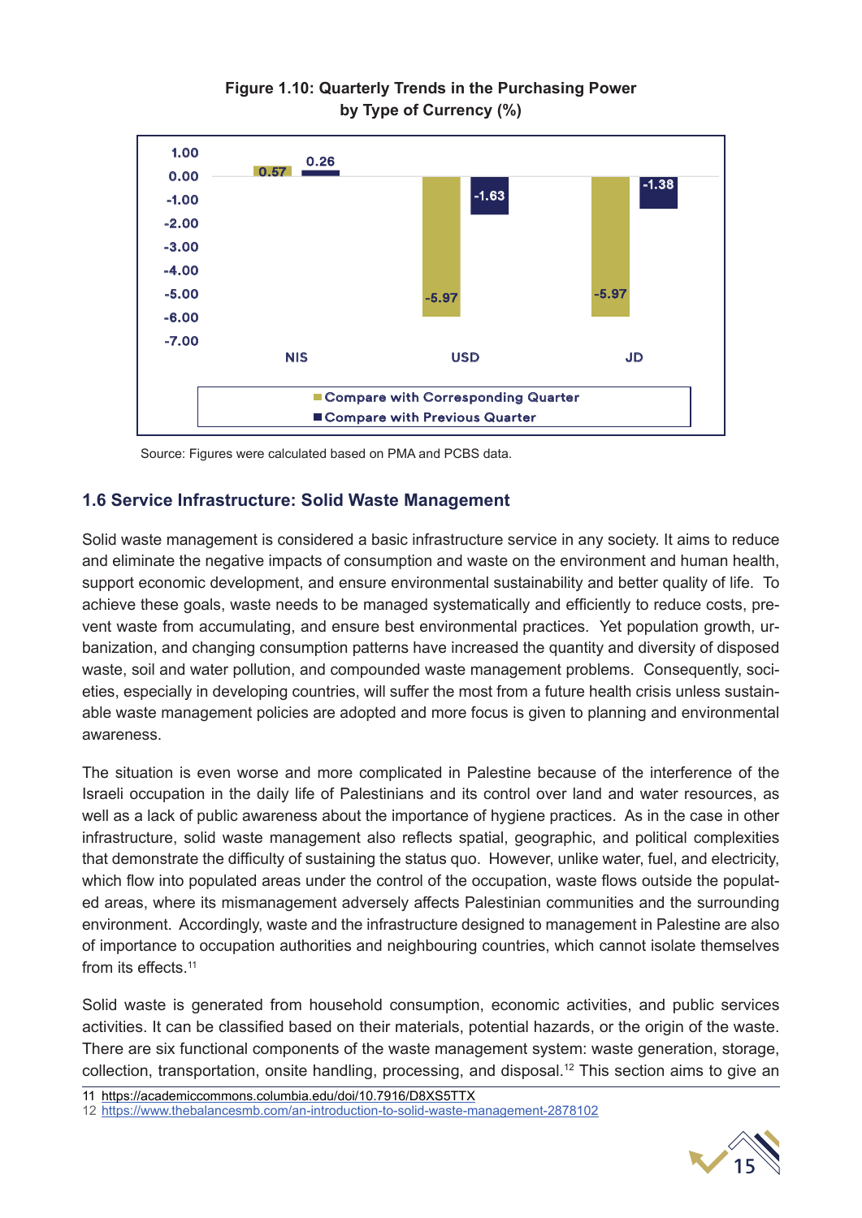**Figure 1.10: Quarterly Trends in the Purchasing Power by Type of Currency (%)**

| | NIS | USD | JD |
|---|---|---|---|
| Compare with Corresponding Quarter | 0.57 | -5.97 | -5.97 |
| Compare with Previous Quarter | 0.26 | -1.63 | -1.38 |

Source: Figures were calculated based on PMA and PCBS data.

## 1.6 Service Infrastructure: Solid Waste Management

Solid waste management is considered a basic infrastructure service in any society. It aims to reduce and eliminate the negative impacts of consumption and waste on the environment and human health, support economic development, and ensure environmental sustainability and better quality of life. To achieve these goals, waste needs to be managed systematically and efficiently to reduce costs, prevent waste from accumulating, and ensure best environmental practices. Yet population growth, urbanization, and changing consumption patterns have increased the quantity and diversity of disposed waste, soil and water pollution, and compounded waste management problems. Consequently, societies, especially in developing countries, will suffer the most from a future health crisis unless sustainable waste management policies are adopted and more focus is given to planning and environmental awareness.

The situation is even worse and more complicated in Palestine because of the interference of the Israeli occupation in the daily life of Palestinians and its control over land and water resources, as well as a lack of public awareness about the importance of hygiene practices. As in the case in other infrastructure, solid waste management also reflects spatial, geographic, and political complexities that demonstrate the difficulty of sustaining the status quo. However, unlike water, fuel, and electricity, which flow into populated areas under the control of the occupation, waste flows outside the populated areas, where its mismanagement adversely affects Palestinian communities and the surrounding environment. Accordingly, waste and the infrastructure designed to management in Palestine are also of importance to occupation authorities and neighbouring countries, which cannot isolate themselves from its effects.[11]

Solid waste is generated from household consumption, economic activities, and public services activities. It can be classified based on their materials, potential hazards, or the origin of the waste. There are six functional components of the waste management system: waste generation, storage, collection, transportation, onsite handling, processing, and disposal.[12] This section aims to give an

11 https://academiccommons.columbia.edu/doi/10.7916/D8XS5TTX
12 https://www.thebalancesmb.com/an-introduction-to-solid-waste-management-2878102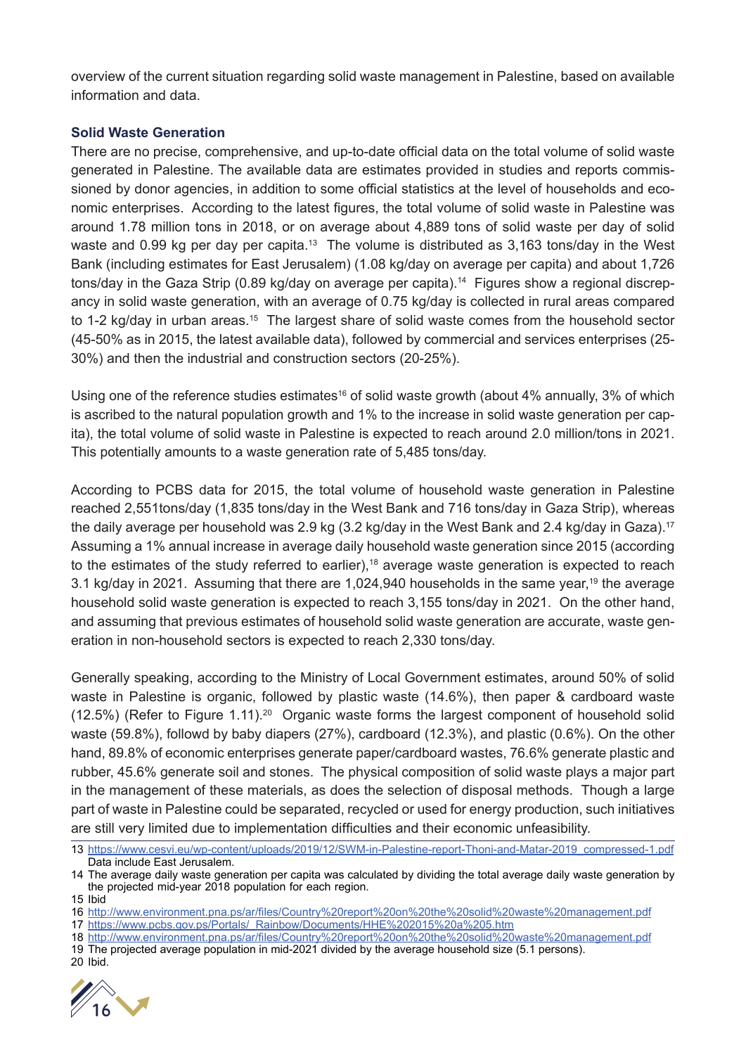overview of the current situation regarding solid waste management in Palestine, based on available information and data.

### Solid Waste Generation

There are no precise, comprehensive, and up-to-date official data on the total volume of solid waste generated in Palestine. The available data are estimates provided in studies and reports commissioned by donor agencies, in addition to some official statistics at the level of households and economic enterprises. According to the latest figures, the total volume of solid waste in Palestine was around 1.78 million tons in 2018, or on average about 4,889 tons of solid waste per day of solid waste and 0.99 kg per day per capita.[13] The volume is distributed as 3,163 tons/day in the West Bank (including estimates for East Jerusalem) (1.08 kg/day on average per capita) and about 1,726 tons/day in the Gaza Strip (0.89 kg/day on average per capita).[14] Figures show a regional discrepancy in solid waste generation, with an average of 0.75 kg/day is collected in rural areas compared to 1-2 kg/day in urban areas.[15] The largest share of solid waste comes from the household sector (45-50% as in 2015, the latest available data), followed by commercial and services enterprises (25-30%) and then the industrial and construction sectors (20-25%).

Using one of the reference studies estimates[16] of solid waste growth (about 4% annually, 3% of which is ascribed to the natural population growth and 1% to the increase in solid waste generation per capita), the total volume of solid waste in Palestine is expected to reach around 2.0 million/tons in 2021. This potentially amounts to a waste generation rate of 5,485 tons/day.

According to PCBS data for 2015, the total volume of household waste generation in Palestine reached 2,551tons/day (1,835 tons/day in the West Bank and 716 tons/day in Gaza Strip), whereas the daily average per household was 2.9 kg (3.2 kg/day in the West Bank and 2.4 kg/day in Gaza).[17] Assuming a 1% annual increase in average daily household waste generation since 2015 (according to the estimates of the study referred to earlier),[18] average waste generation is expected to reach 3.1 kg/day in 2021. Assuming that there are 1,024,940 households in the same year,[19] the average household solid waste generation is expected to reach 3,155 tons/day in 2021. On the other hand, and assuming that previous estimates of household solid waste generation are accurate, waste generation in non-household sectors is expected to reach 2,330 tons/day.

Generally speaking, according to the Ministry of Local Government estimates, around 50% of solid waste in Palestine is organic, followed by plastic waste (14.6%), then paper & cardboard waste (12.5%) (Refer to Figure 1.11).[20] Organic waste forms the largest component of household solid waste (59.8%), followd by baby diapers (27%), cardboard (12.3%), and plastic (0.6%). On the other hand, 89.8% of economic enterprises generate paper/cardboard wastes, 76.6% generate plastic and rubber, 45.6% generate soil and stones. The physical composition of solid waste plays a major part in the management of these materials, as does the selection of disposal methods. Though a large part of waste in Palestine could be separated, recycled or used for energy production, such initiatives are still very limited due to implementation difficulties and their economic unfeasibility.

---

13 https://www.cesvi.eu/wp-content/uploads/2019/12/SWM-in-Palestine-report-Thoni-and-Matar-2019_compressed-1.pdf Data include East Jerusalem.

14 The average daily waste generation per capita was calculated by dividing the total average daily waste generation by the projected mid-year 2018 population for each region.

15 Ibid

16 http://www.environment.pna.ps/ar/files/Country%20report%20on%20the%20solid%20waste%20management.pdf

17 https://www.pcbs.gov.ps/Portals/_Rainbow/Documents/HHE%202015%20a%205.htm

18 http://www.environment.pna.ps/ar/files/Country%20report%20on%20the%20solid%20waste%20management.pdf

19 The projected average population in mid-2021 divided by the average household size (5.1 persons).

20 Ibid.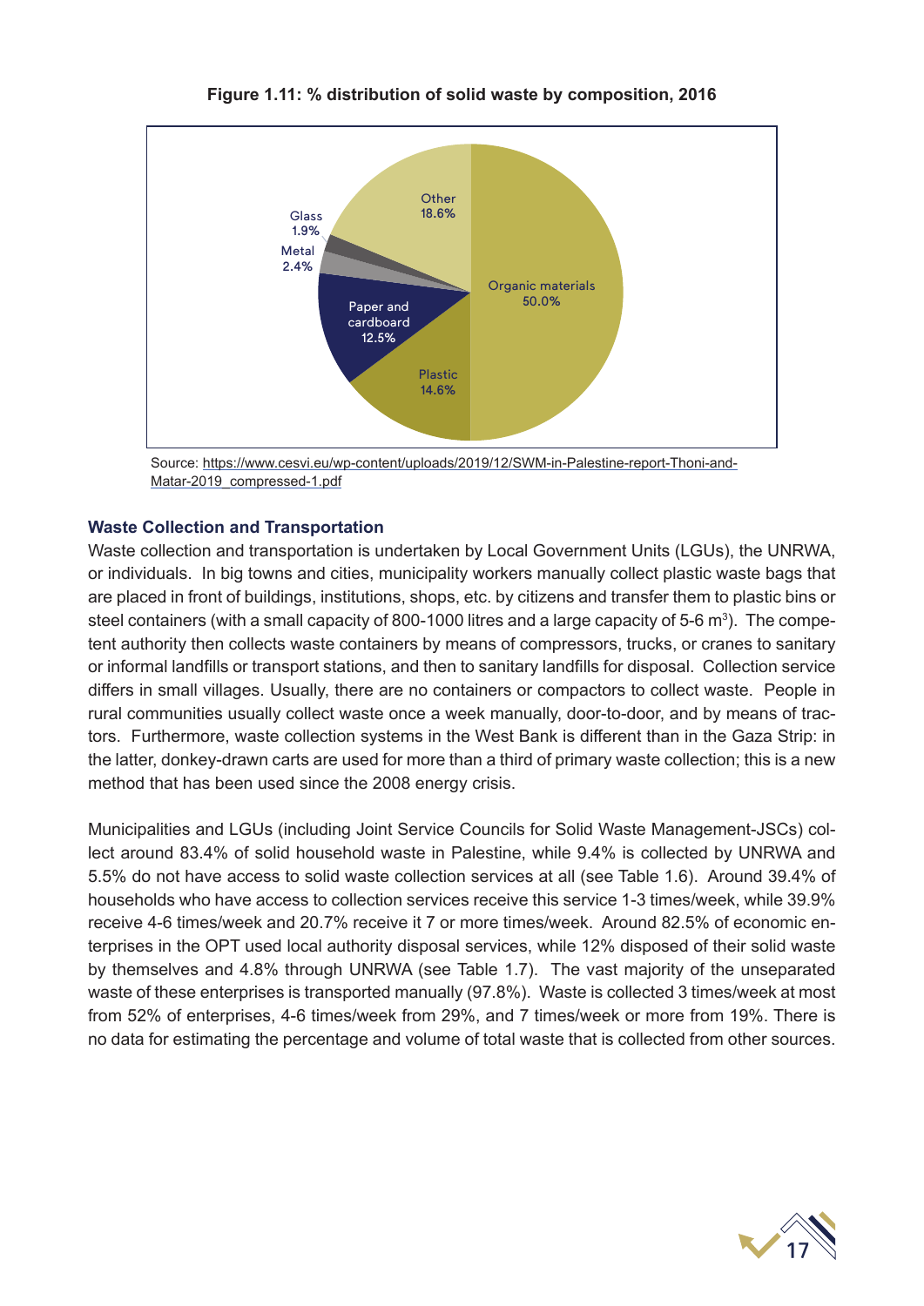**Figure 1.11: % distribution of solid waste by composition, 2016**

Source: https://www.cesvi.eu/wp-content/uploads/2019/12/SWM-in-Palestine-report-Thoni-and-Matar-2019_compressed-1.pdf

### Waste Collection and Transportation

Waste collection and transportation is undertaken by Local Government Units (LGUs), the UNRWA, or individuals. In big towns and cities, municipality workers manually collect plastic waste bags that are placed in front of buildings, institutions, shops, etc. by citizens and transfer them to plastic bins or steel containers (with a small capacity of 800-1000 litres and a large capacity of 5-6 $m^3$). The competent authority then collects waste containers by means of compressors, trucks, or cranes to sanitary or informal landfills or transport stations, and then to sanitary landfills for disposal. Collection service differs in small villages. Usually, there are no containers or compactors to collect waste. People in rural communities usually collect waste once a week manually, door-to-door, and by means of tractors. Furthermore, waste collection systems in the West Bank is different than in the Gaza Strip: in the latter, donkey-drawn carts are used for more than a third of primary waste collection; this is a new method that has been used since the 2008 energy crisis.

Municipalities and LGUs (including Joint Service Councils for Solid Waste Management-JSCs) collect around 83.4% of solid household waste in Palestine, while 9.4% is collected by UNRWA and 5.5% do not have access to solid waste collection services at all (see Table 1.6). Around 39.4% of households who have access to collection services receive this service 1-3 times/week, while 39.9% receive 4-6 times/week and 20.7% receive it 7 or more times/week. Around 82.5% of economic enterprises in the OPT used local authority disposal services, while 12% disposed of their solid waste by themselves and 4.8% through UNRWA (see Table 1.7). The vast majority of the unseparated waste of these enterprises is transported manually (97.8%). Waste is collected 3 times/week at most from 52% of enterprises, 4-6 times/week from 29%, and 7 times/week or more from 19%. There is no data for estimating the percentage and volume of total waste that is collected from other sources.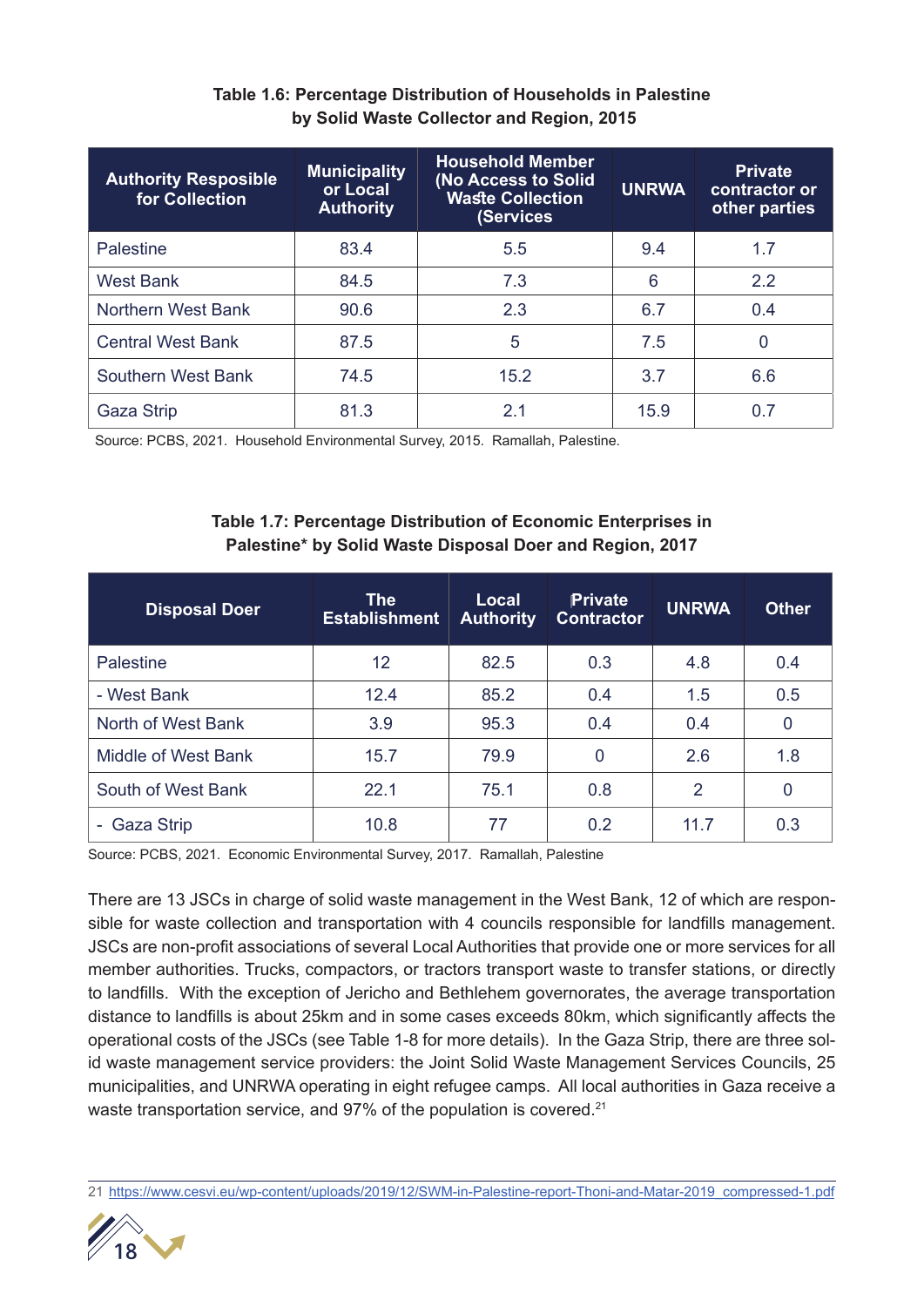**Table 1.6: Percentage Distribution of Households in Palestine by Solid Waste Collector and Region, 2015**

| Authority Resposible for Collection | Municipality or Local Authority | Household Member (No Access to Solid Waste Collection (Services | UNRWA | Private contractor or other parties |
|---|---|---|---|---|
| Palestine | 83.4 | 5.5 | 9.4 | 1.7 |
| West Bank | 84.5 | 7.3 | 6 | 2.2 |
| Northern West Bank | 90.6 | 2.3 | 6.7 | 0.4 |
| Central West Bank | 87.5 | 5 | 7.5 | 0 |
| Southern West Bank | 74.5 | 15.2 | 3.7 | 6.6 |
| Gaza Strip | 81.3 | 2.1 | 15.9 | 0.7 |

Source: PCBS, 2021. Household Environmental Survey, 2015. Ramallah, Palestine.

**Table 1.7: Percentage Distribution of Economic Enterprises in Palestine* by Solid Waste Disposal Doer and Region, 2017**

| Disposal Doer | The Establishment | Local Authority | Private Contractor | UNRWA | Other |
|---|---|---|---|---|---|
| Palestine | 12 | 82.5 | 0.3 | 4.8 | 0.4 |
| - West Bank | 12.4 | 85.2 | 0.4 | 1.5 | 0.5 |
| North of West Bank | 3.9 | 95.3 | 0.4 | 0.4 | 0 |
| Middle of West Bank | 15.7 | 79.9 | 0 | 2.6 | 1.8 |
| South of West Bank | 22.1 | 75.1 | 0.8 | 2 | 0 |
| - Gaza Strip | 10.8 | 77 | 0.2 | 11.7 | 0.3 |

Source: PCBS, 2021. Economic Environmental Survey, 2017. Ramallah, Palestine

There are 13 JSCs in charge of solid waste management in the West Bank, 12 of which are responsible for waste collection and transportation with 4 councils responsible for landfills management. JSCs are non-profit associations of several Local Authorities that provide one or more services for all member authorities. Trucks, compactors, or tractors transport waste to transfer stations, or directly to landfills. With the exception of Jericho and Bethlehem governorates, the average transportation distance to landfills is about 25km and in some cases exceeds 80km, which significantly affects the operational costs of the JSCs (see Table 1-8 for more details). In the Gaza Strip, there are three solid waste management service providers: the Joint Solid Waste Management Services Councils, 25 municipalities, and UNRWA operating in eight refugee camps. All local authorities in Gaza receive a waste transportation service, and 97% of the population is covered.[21]

21 https://www.cesvi.eu/wp-content/uploads/2019/12/SWM-in-Palestine-report-Thoni-and-Matar-2019_compressed-1.pdf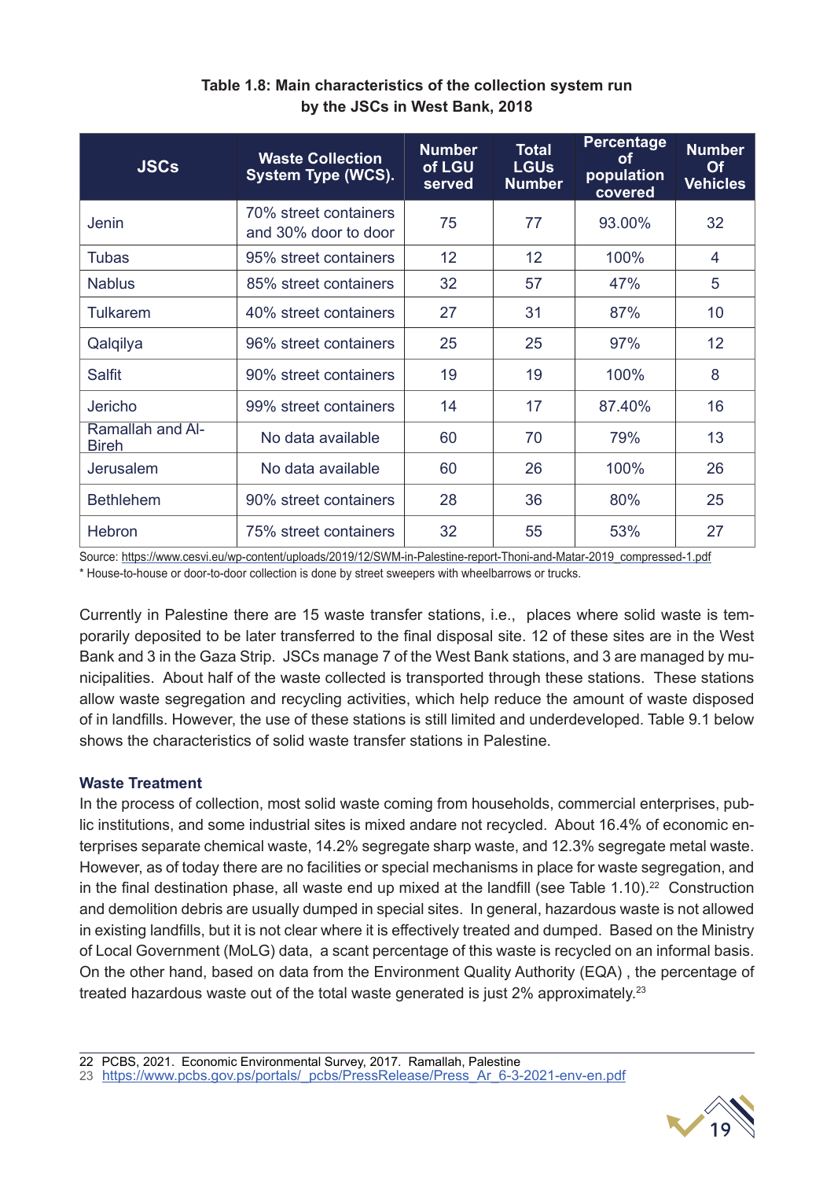**Table 1.8: Main characteristics of the collection system run by the JSCs in West Bank, 2018**

| JSCs | Waste Collection System Type (WCS). | Number of LGU served | Total LGUs Number | Percentage of population covered | Number Of Vehicles |
|---|---|---|---|---|---|
| Jenin | 70% street containers and 30% door to door | 75 | 77 | 93.00% | 32 |
| Tubas | 95% street containers | 12 | 12 | 100% | 4 |
| Nablus | 85% street containers | 32 | 57 | 47% | 5 |
| Tulkarem | 40% street containers | 27 | 31 | 87% | 10 |
| Qalqilya | 96% street containers | 25 | 25 | 97% | 12 |
| Salfit | 90% street containers | 19 | 19 | 100% | 8 |
| Jericho | 99% street containers | 14 | 17 | 87.40% | 16 |
| Ramallah and Al-Bireh | No data available | 60 | 70 | 79% | 13 |
| Jerusalem | No data available | 60 | 26 | 100% | 26 |
| Bethlehem | 90% street containers | 28 | 36 | 80% | 25 |
| Hebron | 75% street containers | 32 | 55 | 53% | 27 |

Source: https://www.cesvi.eu/wp-content/uploads/2019/12/SWM-in-Palestine-report-Thoni-and-Matar-2019_compressed-1.pdf
* House-to-house or door-to-door collection is done by street sweepers with wheelbarrows or trucks.

Currently in Palestine there are 15 waste transfer stations, i.e., places where solid waste is temporarily deposited to be later transferred to the final disposal site. 12 of these sites are in the West Bank and 3 in the Gaza Strip. JSCs manage 7 of the West Bank stations, and 3 are managed by municipalities. About half of the waste collected is transported through these stations. These stations allow waste segregation and recycling activities, which help reduce the amount of waste disposed of in landfills. However, the use of these stations is still limited and underdeveloped. Table 9.1 below shows the characteristics of solid waste transfer stations in Palestine.

### Waste Treatment

In the process of collection, most solid waste coming from households, commercial enterprises, public institutions, and some industrial sites is mixed andare not recycled. About 16.4% of economic enterprises separate chemical waste, 14.2% segregate sharp waste, and 12.3% segregate metal waste. However, as of today there are no facilities or special mechanisms in place for waste segregation, and in the final destination phase, all waste end up mixed at the landfill (see Table 1.10).[22] Construction and demolition debris are usually dumped in special sites. In general, hazardous waste is not allowed in existing landfills, but it is not clear where it is effectively treated and dumped. Based on the Ministry of Local Government (MoLG) data, a scant percentage of this waste is recycled on an informal basis. On the other hand, based on data from the Environment Quality Authority (EQA) , the percentage of treated hazardous waste out of the total waste generated is just 2% approximately.[23]

22 PCBS, 2021. Economic Environmental Survey, 2017. Ramallah, Palestine
23 https://www.pcbs.gov.ps/portals/_pcbs/PressRelease/Press_Ar_6-3-2021-env-en.pdf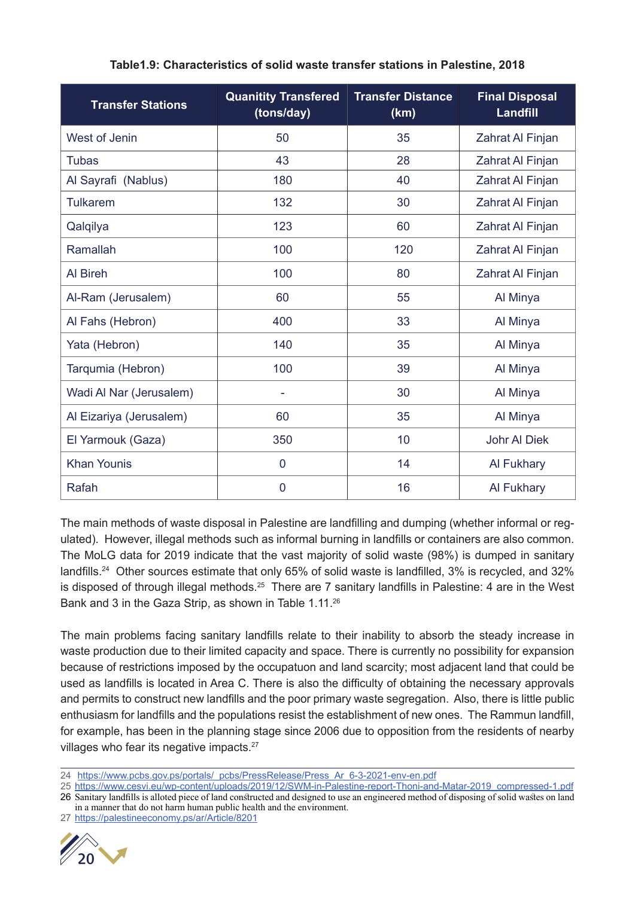**Table1.9: Characteristics of solid waste transfer stations in Palestine, 2018**

| Transfer Stations | Quanitity Transfered (tons/day) | Transfer Distance (km) | Final Disposal Landfill |
|---|---|---|---|
| West of Jenin | 50 | 35 | Zahrat Al Finjan |
| Tubas | 43 | 28 | Zahrat Al Finjan |
| Al Sayrafi (Nablus) | 180 | 40 | Zahrat Al Finjan |
| Tulkarem | 132 | 30 | Zahrat Al Finjan |
| Qalqilya | 123 | 60 | Zahrat Al Finjan |
| Ramallah | 100 | 120 | Zahrat Al Finjan |
| Al Bireh | 100 | 80 | Zahrat Al Finjan |
| Al-Ram (Jerusalem) | 60 | 55 | Al Minya |
| Al Fahs (Hebron) | 400 | 33 | Al Minya |
| Yata (Hebron) | 140 | 35 | Al Minya |
| Tarqumia (Hebron) | 100 | 39 | Al Minya |
| Wadi Al Nar (Jerusalem) | - | 30 | Al Minya |
| Al Eizariya (Jerusalem) | 60 | 35 | Al Minya |
| El Yarmouk (Gaza) | 350 | 10 | Johr Al Diek |
| Khan Younis | 0 | 14 | Al Fukhary |
| Rafah | 0 | 16 | Al Fukhary |

The main methods of waste disposal in Palestine are landfilling and dumping (whether informal or regulated). However, illegal methods such as informal burning in landfills or containers are also common. The MoLG data for 2019 indicate that the vast majority of solid waste (98%) is dumped in sanitary landfills.[24] Other sources estimate that only 65% of solid waste is landfilled, 3% is recycled, and 32% is disposed of through illegal methods.[25] There are 7 sanitary landfills in Palestine: 4 are in the West Bank and 3 in the Gaza Strip, as shown in Table 1.11.[26]

The main problems facing sanitary landfills relate to their inability to absorb the steady increase in waste production due to their limited capacity and space. There is currently no possibility for expansion because of restrictions imposed by the occupatuon and land scarcity; most adjacent land that could be used as landfills is located in Area C. There is also the difficulty of obtaining the necessary approvals and permits to construct new landfills and the poor primary waste segregation. Also, there is little public enthusiasm for landfills and the populations resist the establishment of new ones. The Rammun landfill, for example, has been in the planning stage since 2006 due to opposition from the residents of nearby villages who fear its negative impacts.[27]

---

24 https://www.pcbs.gov.ps/portals/_pcbs/PressRelease/Press_Ar_6-3-2021-env-en.pdf

25 https://www.cesvi.eu/wp-content/uploads/2019/12/SWM-in-Palestine-report-Thoni-and-Matar-2019_compressed-1.pdf

26 Sanitary landfills is alloted piece of land constructed and designed to use an engineered method of disposing of solid wastes on land in a manner that do not harm human public health and the environment.

27 https://palestineeconomy.ps/ar/Article/8201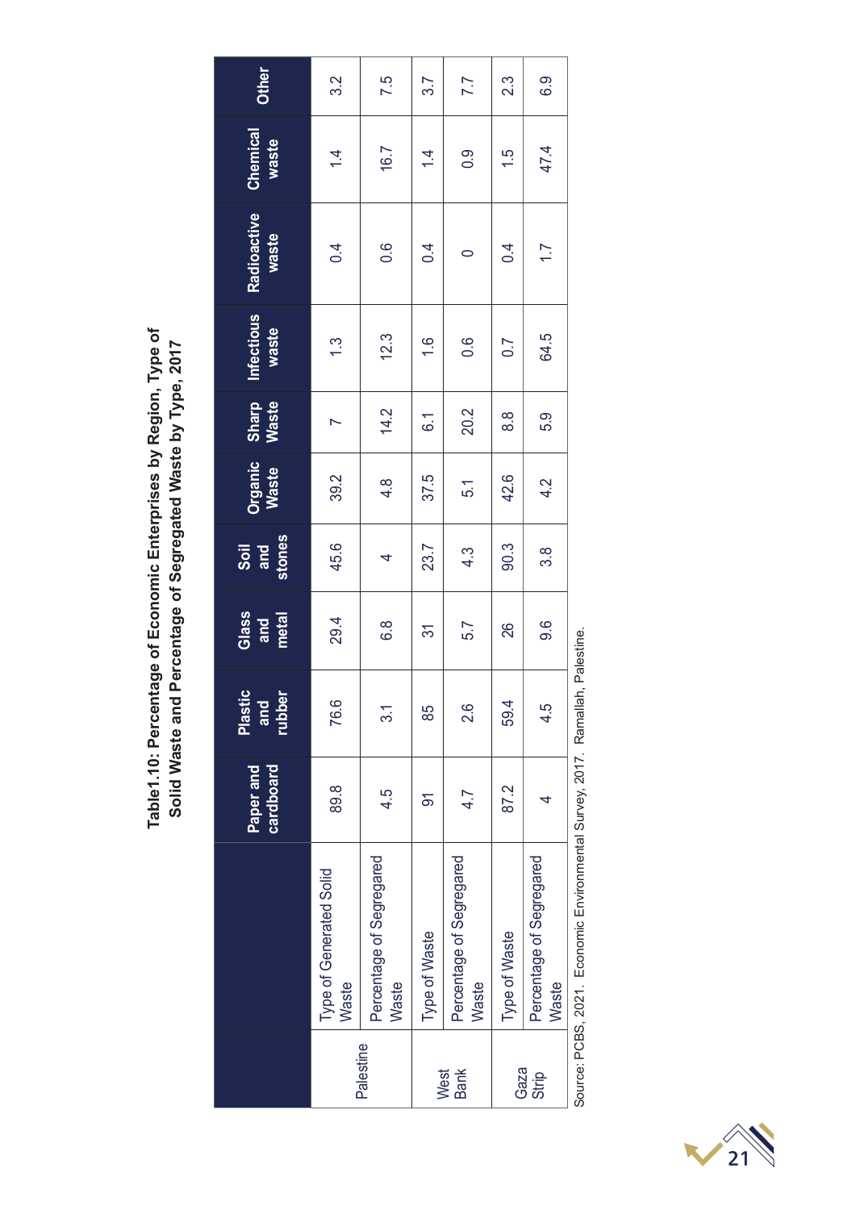**Table1.10: Percentage of Economic Enterprises by Region, Type of Solid Waste and Percentage of Segregated Waste by Type, 2017**

| | | Paper and cardboard | Plastic and rubber | Glass and metal | Soil and stones | Organic Waste | Sharp Waste | Infectious waste | Radioactive waste | Chemical waste | Other |
|---|---|---|---|---|---|---|---|---|---|---|---|
| Palestine | Type of Generated Solid Waste | 89.8 | 76.6 | 29.4 | 45.6 | 39.2 | 7 | 1.3 | 0.4 | 1.4 | 3.2 |
| | Percentage of Segregared Waste | 4.5 | 3.1 | 6.8 | 4 | 4.8 | 14.2 | 12.3 | 0.6 | 16.7 | 7.5 |
| West Bank | Type of Waste | 91 | 85 | 31 | 23.7 | 37.5 | 6.1 | 1.6 | 0.4 | 1.4 | 3.7 |
| | Percentage of Segregared Waste | 4.7 | 2.6 | 5.7 | 4.3 | 5.1 | 20.2 | 0.6 | 0 | 0.9 | 7.7 |
| Gaza Strip | Type of Waste | 87.2 | 59.4 | 26 | 90.3 | 42.6 | 8.8 | 0.7 | 0.4 | 1.5 | 2.3 |
| | Percentage of Segregared Waste | 4 | 4.5 | 9.6 | 3.8 | 4.2 | 5.9 | 64.5 | 1.7 | 47.4 | 6.9 |

Source: PCBS, 2021. Economic Environmental Survey, 2017. Ramallah, Palestine.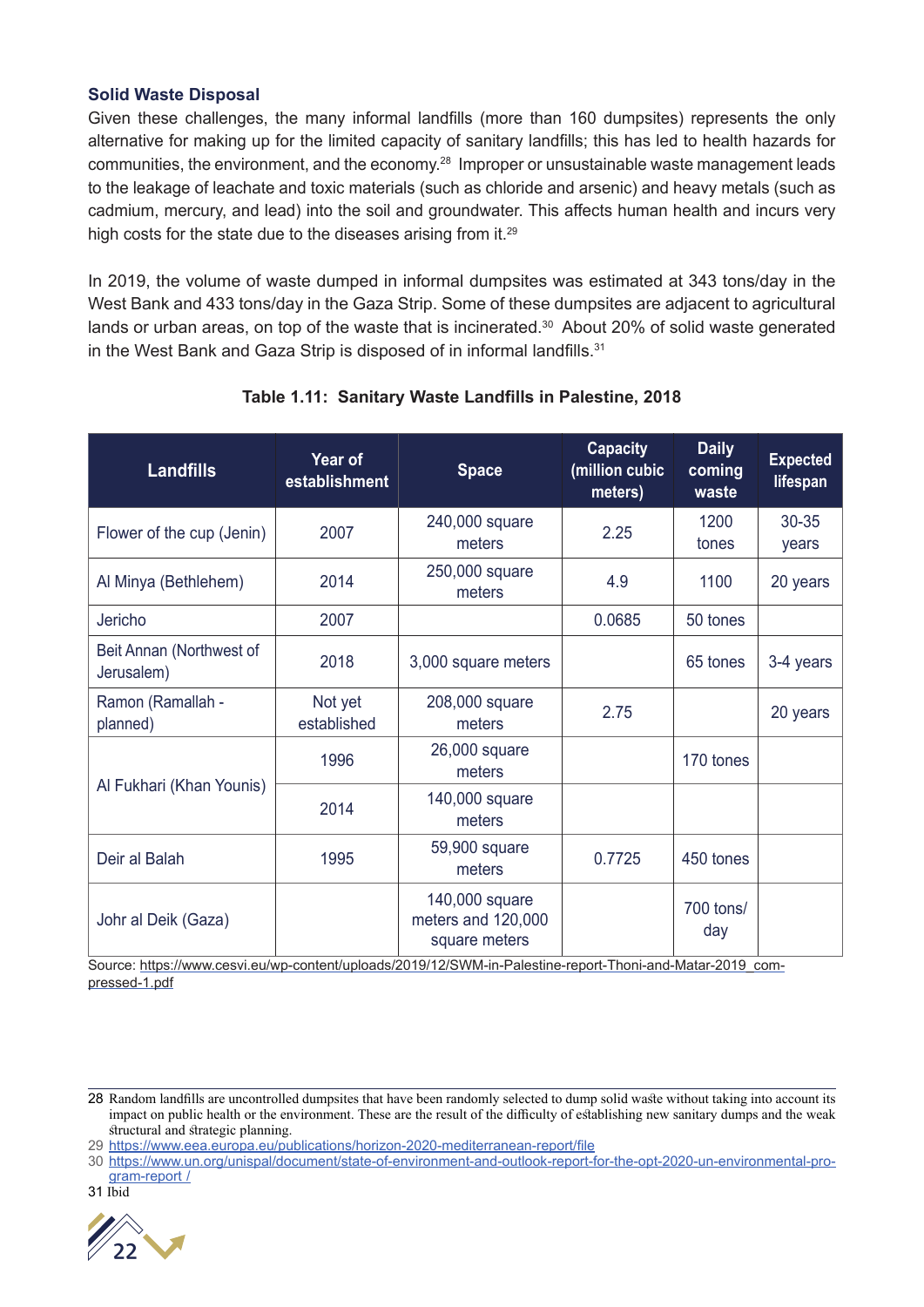### Solid Waste Disposal

Given these challenges, the many informal landfills (more than 160 dumpsites) represents the only alternative for making up for the limited capacity of sanitary landfills; this has led to health hazards for communities, the environment, and the economy.[28] Improper or unsustainable waste management leads to the leakage of leachate and toxic materials (such as chloride and arsenic) and heavy metals (such as cadmium, mercury, and lead) into the soil and groundwater. This affects human health and incurs very high costs for the state due to the diseases arising from it.[29]

In 2019, the volume of waste dumped in informal dumpsites was estimated at 343 tons/day in the West Bank and 433 tons/day in the Gaza Strip. Some of these dumpsites are adjacent to agricultural lands or urban areas, on top of the waste that is incinerated.[30] About 20% of solid waste generated in the West Bank and Gaza Strip is disposed of in informal landfills.[31]

**Table 1.11: Sanitary Waste Landfills in Palestine, 2018**

| Landfills | Year of establishment | Space | Capacity (million cubic meters) | Daily coming waste | Expected lifespan |
|---|---|---|---|---|---|
| Flower of the cup (Jenin) | 2007 | 240,000 square meters | 2.25 | 1200 tones | 30-35 years |
| Al Minya (Bethlehem) | 2014 | 250,000 square meters | 4.9 | 1100 | 20 years |
| Jericho | 2007 | | 0.0685 | 50 tones | |
| Beit Annan (Northwest of Jerusalem) | 2018 | 3,000 square meters | | 65 tones | 3-4 years |
| Ramon (Ramallah - planned) | Not yet established | 208,000 square meters | 2.75 | | 20 years |
| Al Fukhari (Khan Younis) | 1996 | 26,000 square meters | | 170 tones | |
| | 2014 | 140,000 square meters | | | |
| Deir al Balah | 1995 | 59,900 square meters | 0.7725 | 450 tones | |
| Johr al Deik (Gaza) | | 140,000 square meters and 120,000 square meters | | 700 tons/ day | |

Source: https://www.cesvi.eu/wp-content/uploads/2019/12/SWM-in-Palestine-report-Thoni-and-Matar-2019_compressed-1.pdf

---

28 Random landfills are uncontrolled dumpsites that have been randomly selected to dump solid waste without taking into account its impact on public health or the environment. These are the result of the difficulty of establishing new sanitary dumps and the weak structural and strategic planning.

29 https://www.eea.europa.eu/publications/horizon-2020-mediterranean-report/file

30 https://www.un.org/unispal/document/state-of-environment-and-outlook-report-for-the-opt-2020-un-environmental-program-report /

31 Ibid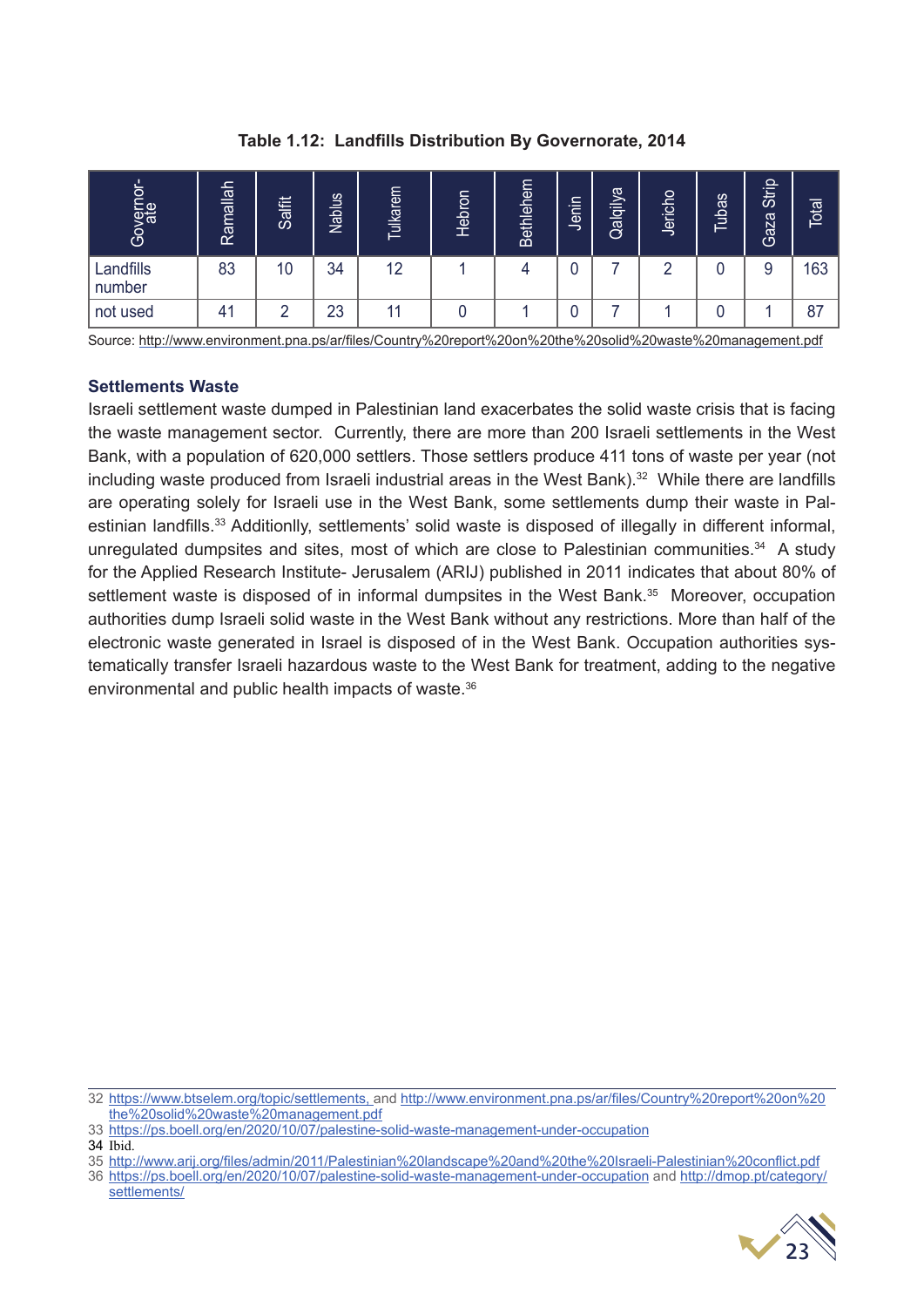**Table 1.12: Landfills Distribution By Governorate, 2014**

| Governor-ate | Ramallah | Salfit | Nablus | Tulkarem | Hebron | Bethlehem | Jenin | Qalqilya | Jericho | Tubas | Gaza Strip | Total |
|---|---|---|---|---|---|---|---|---|---|---|---|---|
| Landfills number | 83 | 10 | 34 | 12 | 1 | 4 | 0 | 7 | 2 | 0 | 9 | 163 |
| not used | 41 | 2 | 23 | 11 | 0 | 1 | 0 | 7 | 1 | 0 | 1 | 87 |

Source: http://www.environment.pna.ps/ar/files/Country%20report%20on%20the%20solid%20waste%20management.pdf

### Settlements Waste

Israeli settlement waste dumped in Palestinian land exacerbates the solid waste crisis that is facing the waste management sector. Currently, there are more than 200 Israeli settlements in the West Bank, with a population of 620,000 settlers. Those settlers produce 411 tons of waste per year (not including waste produced from Israeli industrial areas in the West Bank).[32] While there are landfills are operating solely for Israeli use in the West Bank, some settlements dump their waste in Palestinian landfills.[33] Additionlly, settlements' solid waste is disposed of illegally in different informal, unregulated dumpsites and sites, most of which are close to Palestinian communities.[34] A study for the Applied Research Institute- Jerusalem (ARIJ) published in 2011 indicates that about 80% of settlement waste is disposed of in informal dumpsites in the West Bank.[35] Moreover, occupation authorities dump Israeli solid waste in the West Bank without any restrictions. More than half of the electronic waste generated in Israel is disposed of in the West Bank. Occupation authorities systematically transfer Israeli hazardous waste to the West Bank for treatment, adding to the negative environmental and public health impacts of waste.[36]

---

32 https://www.btselem.org/topic/settlements, and http://www.environment.pna.ps/ar/files/Country%20report%20on%20the%20solid%20waste%20management.pdf

33 https://ps.boell.org/en/2020/10/07/palestine-solid-waste-management-under-occupation

34 Ibid.

35 http://www.arij.org/files/admin/2011/Palestinian%20landscape%20and%20the%20Israeli-Palestinian%20conflict.pdf

36 https://ps.boell.org/en/2020/10/07/palestine-solid-waste-management-under-occupation and http://dmop.pt/category/settlements/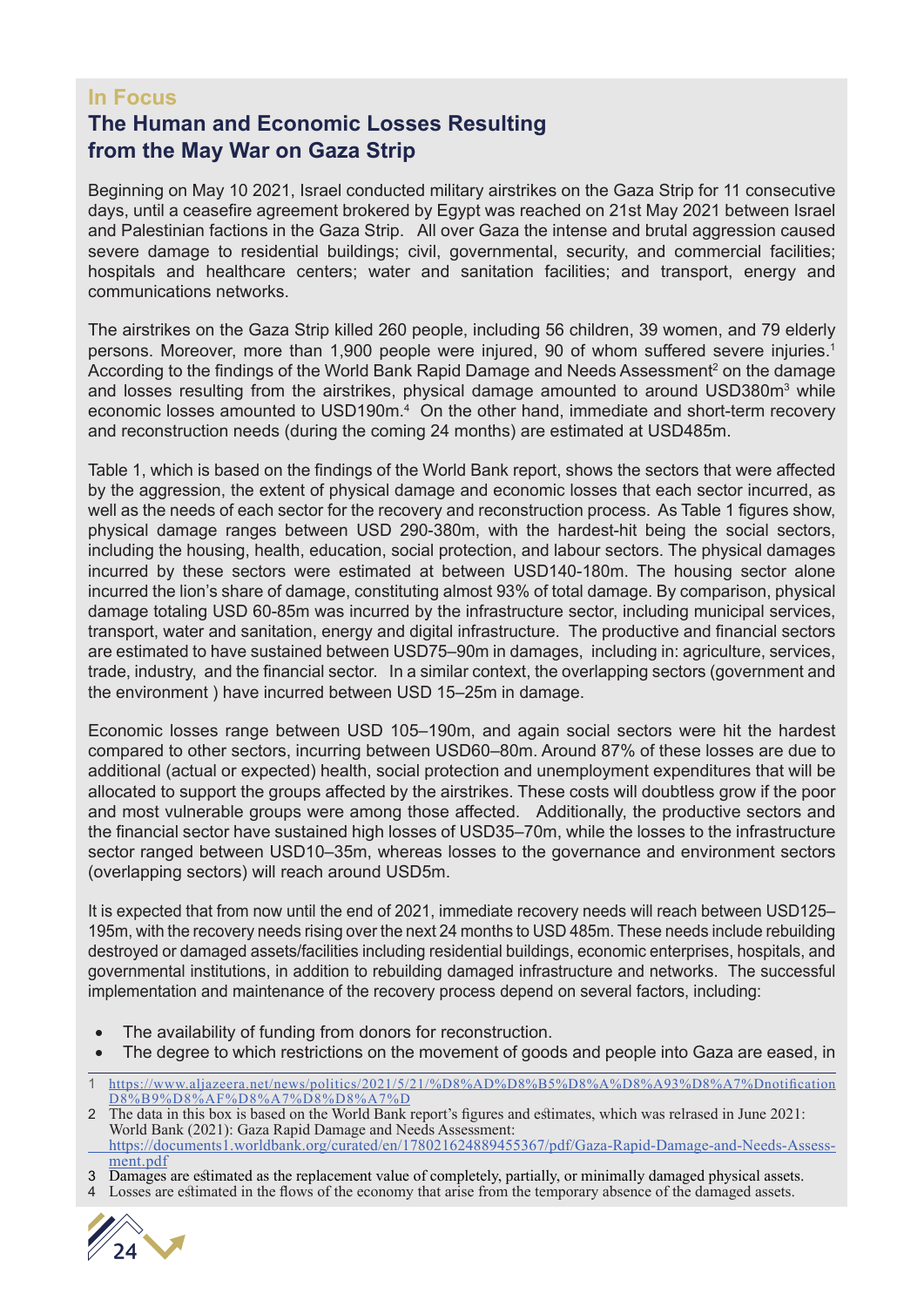**In Focus**

## The Human and Economic Losses Resulting from the May War on Gaza Strip

Beginning on May 10 2021, Israel conducted military airstrikes on the Gaza Strip for 11 consecutive days, until a ceasefire agreement brokered by Egypt was reached on 21st May 2021 between Israel and Palestinian factions in the Gaza Strip. All over Gaza the intense and brutal aggression caused severe damage to residential buildings; civil, governmental, security, and commercial facilities; hospitals and healthcare centers; water and sanitation facilities; and transport, energy and communications networks.

The airstrikes on the Gaza Strip killed 260 people, including 56 children, 39 women, and 79 elderly persons. Moreover, more than 1,900 people were injured, 90 of whom suffered severe injuries.[1] According to the findings of the World Bank Rapid Damage and Needs Assessment[2] on the damage and losses resulting from the airstrikes, physical damage amounted to around USD380m[3] while economic losses amounted to USD190m.[4] On the other hand, immediate and short-term recovery and reconstruction needs (during the coming 24 months) are estimated at USD485m.

Table 1, which is based on the findings of the World Bank report, shows the sectors that were affected by the aggression, the extent of physical damage and economic losses that each sector incurred, as well as the needs of each sector for the recovery and reconstruction process. As Table 1 figures show, physical damage ranges between USD 290-380m, with the hardest-hit being the social sectors, including the housing, health, education, social protection, and labour sectors. The physical damages incurred by these sectors were estimated at between USD140-180m. The housing sector alone incurred the lion's share of damage, constituting almost 93% of total damage. By comparison, physical damage totaling USD 60-85m was incurred by the infrastructure sector, including municipal services, transport, water and sanitation, energy and digital infrastructure. The productive and financial sectors are estimated to have sustained between USD75–90m in damages, including in: agriculture, services, trade, industry, and the financial sector. In a similar context, the overlapping sectors (government and the environment ) have incurred between USD 15–25m in damage.

Economic losses range between USD 105–190m, and again social sectors were hit the hardest compared to other sectors, incurring between USD60–80m. Around 87% of these losses are due to additional (actual or expected) health, social protection and unemployment expenditures that will be allocated to support the groups affected by the airstrikes. These costs will doubtless grow if the poor and most vulnerable groups were among those affected. Additionally, the productive sectors and the financial sector have sustained high losses of USD35–70m, while the losses to the infrastructure sector ranged between USD10–35m, whereas losses to the governance and environment sectors (overlapping sectors) will reach around USD5m.

It is expected that from now until the end of 2021, immediate recovery needs will reach between USD125–195m, with the recovery needs rising over the next 24 months to USD 485m. These needs include rebuilding destroyed or damaged assets/facilities including residential buildings, economic enterprises, hospitals, and governmental institutions, in addition to rebuilding damaged infrastructure and networks. The successful implementation and maintenance of the recovery process depend on several factors, including:

- The availability of funding from donors for reconstruction.
- The degree to which restrictions on the movement of goods and people into Gaza are eased, in

---

1 https://www.aljazeera.net/news/politics/2021/5/21/%D8%AD%D8%B5%D8%A%D8%A93%D8%A7%Dnotification D8%B9%D8%AF%D8%A7%D8%D8%A7%D

2 The data in this box is based on the World Bank report's figures and estimates, which was relrased in June 2021: World Bank (2021): Gaza Rapid Damage and Needs Assessment: https://documents1.worldbank.org/curated/en/178021624889455367/pdf/Gaza-Rapid-Damage-and-Needs-Assessment.pdf

3 Damages are estimated as the replacement value of completely, partially, or minimally damaged physical assets.

4 Losses are estimated in the flows of the economy that arise from the temporary absence of the damaged assets.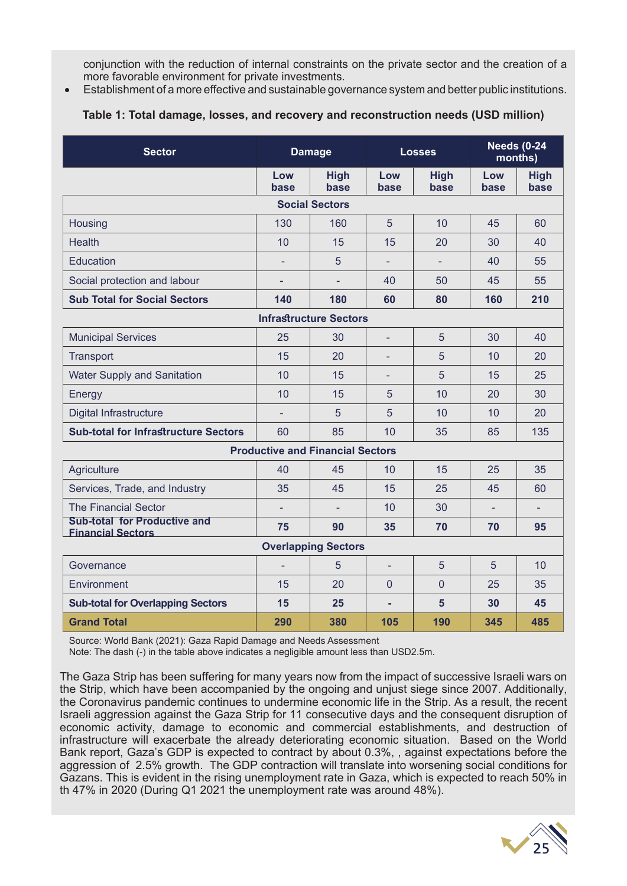conjunction with the reduction of internal constraints on the private sector and the creation of a more favorable environment for private investments.

- Establishment of a more effective and sustainable governance system and better public institutions.

**Table 1: Total damage, losses, and recovery and reconstruction needs (USD million)**

| Sector | Damage | | Losses | | Needs (0-24 months) | |
|---|---|---|---|---|---|---|
| | Low base | High base | Low base | High base | Low base | High base |
| **Social Sectors** | | | | | | |
| Housing | 130 | 160 | 5 | 10 | 45 | 60 |
| Health | 10 | 15 | 15 | 20 | 30 | 40 |
| Education | - | 5 | - | - | 40 | 55 |
| Social protection and labour | - | - | 40 | 50 | 45 | 55 |
| **Sub Total for Social Sectors** | **140** | **180** | **60** | **80** | **160** | **210** |
| **Infrastructure Sectors** | | | | | | |
| Municipal Services | 25 | 30 | - | 5 | 30 | 40 |
| Transport | 15 | 20 | - | 5 | 10 | 20 |
| Water Supply and Sanitation | 10 | 15 | - | 5 | 15 | 25 |
| Energy | 10 | 15 | 5 | 10 | 20 | 30 |
| Digital Infrastructure | - | 5 | 5 | 10 | 10 | 20 |
| **Sub-total for Infrastructure Sectors** | 60 | 85 | 10 | 35 | 85 | 135 |
| **Productive and Financial Sectors** | | | | | | |
| Agriculture | 40 | 45 | 10 | 15 | 25 | 35 |
| Services, Trade, and Industry | 35 | 45 | 15 | 25 | 45 | 60 |
| The Financial Sector | - | - | 10 | 30 | - | - |
| **Sub-total for Productive and Financial Sectors** | **75** | **90** | **35** | **70** | **70** | **95** |
| **Overlapping Sectors** | | | | | | |
| Governance | - | 5 | - | 5 | 5 | 10 |
| Environment | 15 | 20 | 0 | 0 | 25 | 35 |
| **Sub-total for Overlapping Sectors** | **15** | **25** | **-** | **5** | **30** | **45** |
| **Grand Total** | **290** | **380** | **105** | **190** | **345** | **485** |

Source: World Bank (2021): Gaza Rapid Damage and Needs Assessment
Note: The dash (-) in the table above indicates a negligible amount less than USD2.5m.

The Gaza Strip has been suffering for many years now from the impact of successive Israeli wars on the Strip, which have been accompanied by the ongoing and unjust siege since 2007. Additionally, the Coronavirus pandemic continues to undermine economic life in the Strip. As a result, the recent Israeli aggression against the Gaza Strip for 11 consecutive days and the consequent disruption of economic activity, damage to economic and commercial establishments, and destruction of infrastructure will exacerbate the already deteriorating economic situation. Based on the World Bank report, Gaza's GDP is expected to contract by about 0.3%, , against expectations before the aggression of 2.5% growth. The GDP contraction will translate into worsening social conditions for Gazans. This is evident in the rising unemployment rate in Gaza, which is expected to reach 50% in th 47% in 2020 (During Q1 2021 the unemployment rate was around 48%).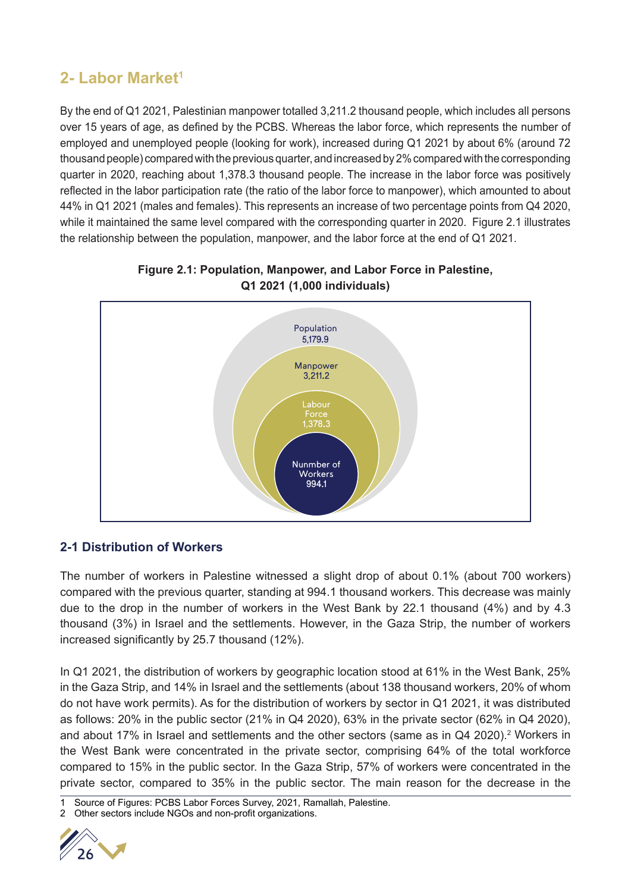## 2- Labor Market[1]

By the end of Q1 2021, Palestinian manpower totalled 3,211.2 thousand people, which includes all persons over 15 years of age, as defined by the PCBS. Whereas the labor force, which represents the number of employed and unemployed people (looking for work), increased during Q1 2021 by about 6% (around 72 thousand people) compared with the previous quarter, and increased by 2% compared with the corresponding quarter in 2020, reaching about 1,378.3 thousand people. The increase in the labor force was positively reflected in the labor participation rate (the ratio of the labor force to manpower), which amounted to about 44% in Q1 2021 (males and females). This represents an increase of two percentage points from Q4 2020, while it maintained the same level compared with the corresponding quarter in 2020. Figure 2.1 illustrates the relationship between the population, manpower, and the labor force at the end of Q1 2021.

**Figure 2.1: Population, Manpower, and Labor Force in Palestine, Q1 2021 (1,000 individuals)**

Population 5,179.9

Manpower 3,211.2

Labour Force 1,378.3

Nunmber of Workers 994.1

### 2-1 Distribution of Workers

The number of workers in Palestine witnessed a slight drop of about 0.1% (about 700 workers) compared with the previous quarter, standing at 994.1 thousand workers. This decrease was mainly due to the drop in the number of workers in the West Bank by 22.1 thousand (4%) and by 4.3 thousand (3%) in Israel and the settlements. However, in the Gaza Strip, the number of workers increased significantly by 25.7 thousand (12%).

In Q1 2021, the distribution of workers by geographic location stood at 61% in the West Bank, 25% in the Gaza Strip, and 14% in Israel and the settlements (about 138 thousand workers, 20% of whom do not have work permits). As for the distribution of workers by sector in Q1 2021, it was distributed as follows: 20% in the public sector (21% in Q4 2020), 63% in the private sector (62% in Q4 2020), and about 17% in Israel and settlements and the other sectors (same as in Q4 2020).[2] Workers in the West Bank were concentrated in the private sector, comprising 64% of the total workforce compared to 15% in the public sector. In the Gaza Strip, 57% of workers were concentrated in the private sector, compared to 35% in the public sector. The main reason for the decrease in the

---

1 Source of Figures: PCBS Labor Forces Survey, 2021, Ramallah, Palestine.

2 Other sectors include NGOs and non-profit organizations.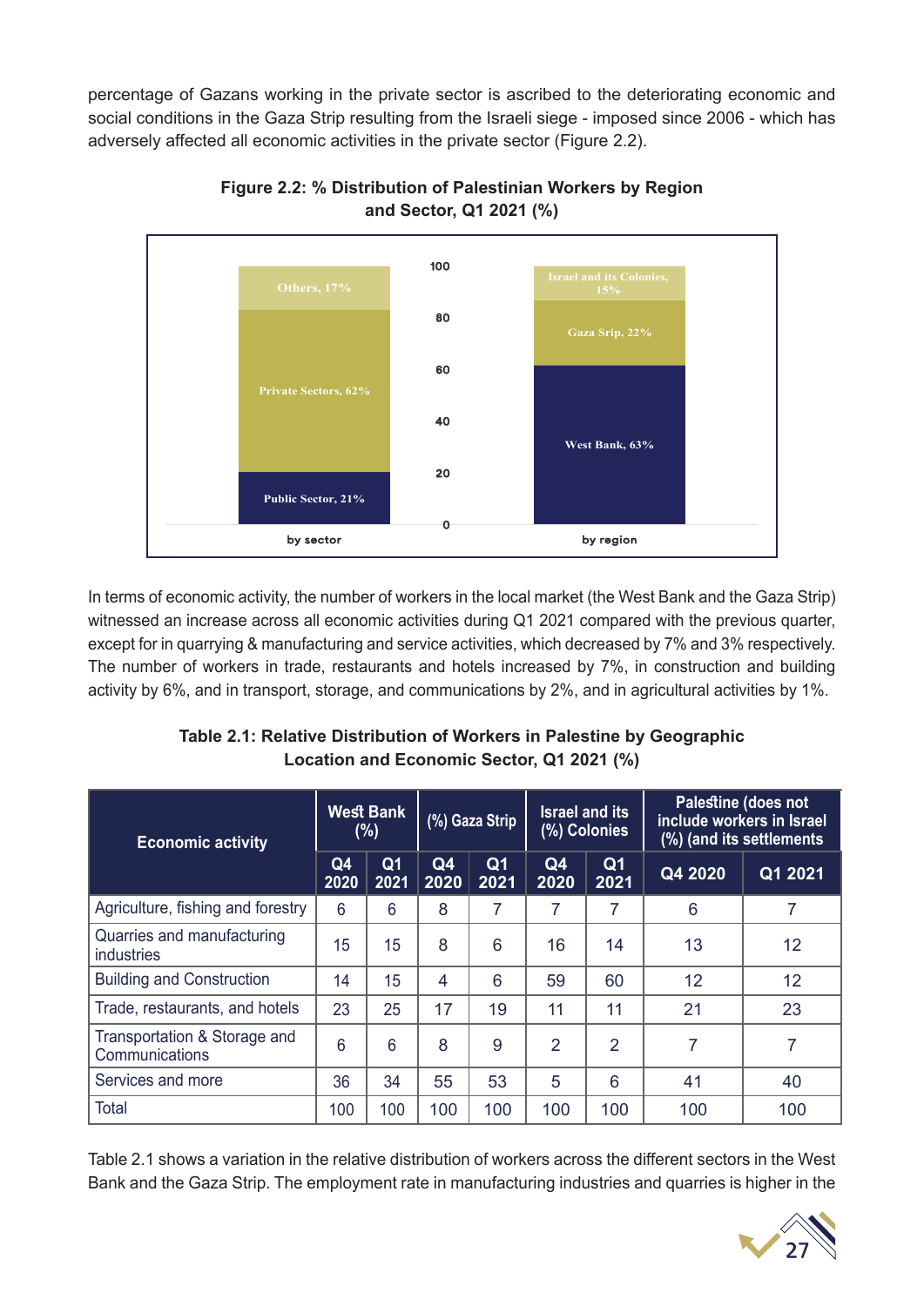percentage of Gazans working in the private sector is ascribed to the deteriorating economic and social conditions in the Gaza Strip resulting from the Israeli siege - imposed since 2006 - which has adversely affected all economic activities in the private sector (Figure 2.2).

**Figure 2.2: % Distribution of Palestinian Workers by Region and Sector, Q1 2021 (%)**

| | by sector | by region |
|---|---|---|
| Public Sector | 21% | |
| Private Sectors | 62% | |
| Others | 17% | |
| West Bank | | 63% |
| Gaza Srip | | 22% |
| Israel and its Colonies | | 15% |

In terms of economic activity, the number of workers in the local market (the West Bank and the Gaza Strip) witnessed an increase across all economic activities during Q1 2021 compared with the previous quarter, except for in quarrying & manufacturing and service activities, which decreased by 7% and 3% respectively. The number of workers in trade, restaurants and hotels increased by 7%, in construction and building activity by 6%, and in transport, storage, and communications by 2%, and in agricultural activities by 1%.

**Table 2.1: Relative Distribution of Workers in Palestine by Geographic Location and Economic Sector, Q1 2021 (%)**

| Economic activity | West Bank (%) | | (%) Gaza Strip | | Israel and its (%) Colonies | | Palestine (does not include workers in Israel (%) (and its settlements | |
|---|---|---|---|---|---|---|---|---|
| | Q4 2020 | Q1 2021 | Q4 2020 | Q1 2021 | Q4 2020 | Q1 2021 | Q4 2020 | Q1 2021 |
| Agriculture, fishing and forestry | 6 | 6 | 8 | 7 | 7 | 7 | 6 | 7 |
| Quarries and manufacturing industries | 15 | 15 | 8 | 6 | 16 | 14 | 13 | 12 |
| Building and Construction | 14 | 15 | 4 | 6 | 59 | 60 | 12 | 12 |
| Trade, restaurants, and hotels | 23 | 25 | 17 | 19 | 11 | 11 | 21 | 23 |
| Transportation & Storage and Communications | 6 | 6 | 8 | 9 | 2 | 2 | 7 | 7 |
| Services and more | 36 | 34 | 55 | 53 | 5 | 6 | 41 | 40 |
| Total | 100 | 100 | 100 | 100 | 100 | 100 | 100 | 100 |

Table 2.1 shows a variation in the relative distribution of workers across the different sectors in the West Bank and the Gaza Strip. The employment rate in manufacturing industries and quarries is higher in the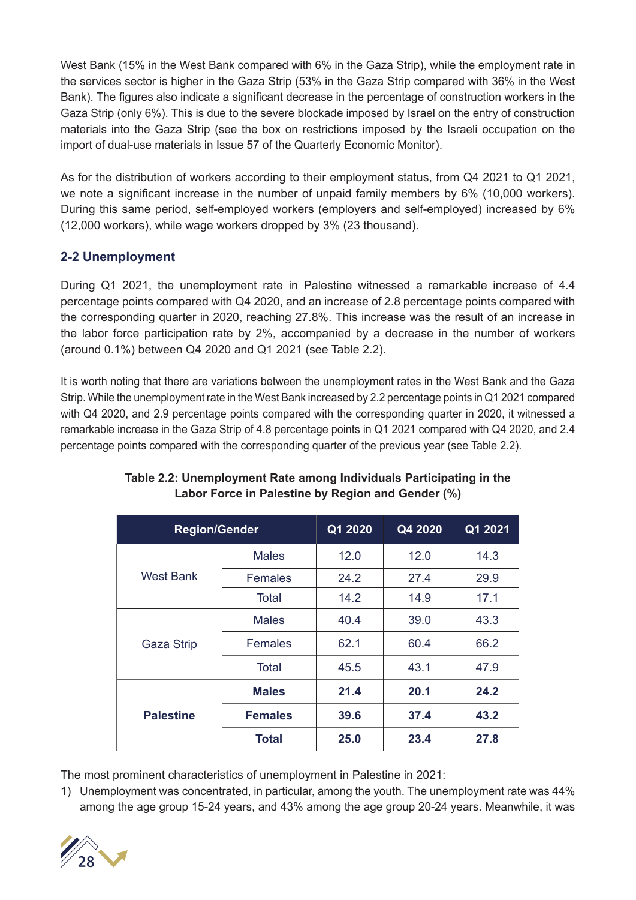West Bank (15% in the West Bank compared with 6% in the Gaza Strip), while the employment rate in the services sector is higher in the Gaza Strip (53% in the Gaza Strip compared with 36% in the West Bank). The figures also indicate a significant decrease in the percentage of construction workers in the Gaza Strip (only 6%). This is due to the severe blockade imposed by Israel on the entry of construction materials into the Gaza Strip (see the box on restrictions imposed by the Israeli occupation on the import of dual-use materials in Issue 57 of the Quarterly Economic Monitor).

As for the distribution of workers according to their employment status, from Q4 2021 to Q1 2021, we note a significant increase in the number of unpaid family members by 6% (10,000 workers). During this same period, self-employed workers (employers and self-employed) increased by 6% (12,000 workers), while wage workers dropped by 3% (23 thousand).

## 2-2 Unemployment

During Q1 2021, the unemployment rate in Palestine witnessed a remarkable increase of 4.4 percentage points compared with Q4 2020, and an increase of 2.8 percentage points compared with the corresponding quarter in 2020, reaching 27.8%. This increase was the result of an increase in the labor force participation rate by 2%, accompanied by a decrease in the number of workers (around 0.1%) between Q4 2020 and Q1 2021 (see Table 2.2).

It is worth noting that there are variations between the unemployment rates in the West Bank and the Gaza Strip. While the unemployment rate in the West Bank increased by 2.2 percentage points in Q1 2021 compared with Q4 2020, and 2.9 percentage points compared with the corresponding quarter in 2020, it witnessed a remarkable increase in the Gaza Strip of 4.8 percentage points in Q1 2021 compared with Q4 2020, and 2.4 percentage points compared with the corresponding quarter of the previous year (see Table 2.2).

**Table 2.2: Unemployment Rate among Individuals Participating in the Labor Force in Palestine by Region and Gender (%)**

| Region/Gender | | Q1 2020 | Q4 2020 | Q1 2021 |
|---|---|---|---|---|
| West Bank | Males | 12.0 | 12.0 | 14.3 |
| | Females | 24.2 | 27.4 | 29.9 |
| | Total | 14.2 | 14.9 | 17.1 |
| Gaza Strip | Males | 40.4 | 39.0 | 43.3 |
| | Females | 62.1 | 60.4 | 66.2 |
| | Total | 45.5 | 43.1 | 47.9 |
| **Palestine** | **Males** | **21.4** | **20.1** | **24.2** |
| | **Females** | **39.6** | **37.4** | **43.2** |
| | **Total** | **25.0** | **23.4** | **27.8** |

The most prominent characteristics of unemployment in Palestine in 2021:

1) Unemployment was concentrated, in particular, among the youth. The unemployment rate was 44% among the age group 15-24 years, and 43% among the age group 20-24 years. Meanwhile, it was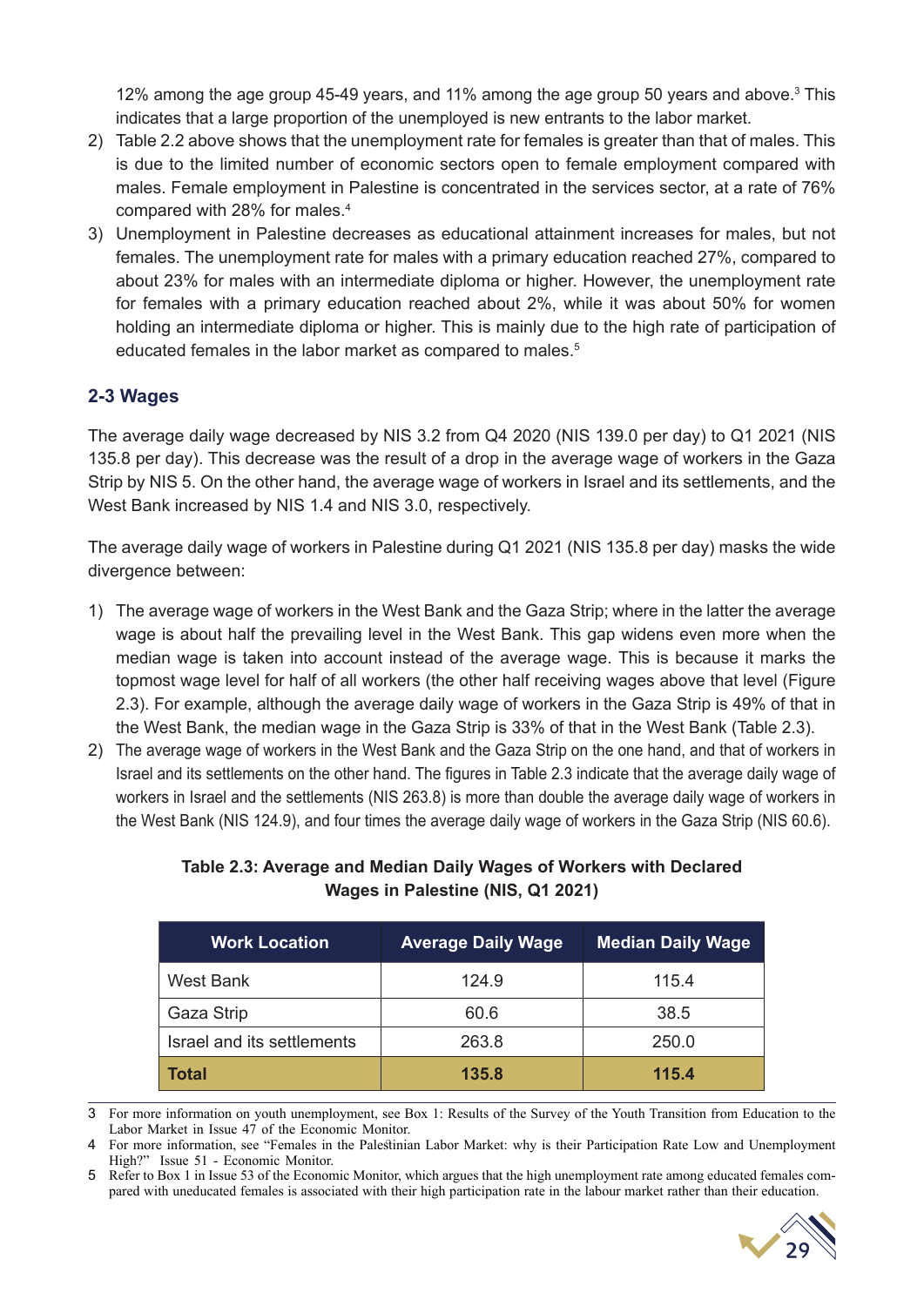12% among the age group 45-49 years, and 11% among the age group 50 years and above.[3] This indicates that a large proportion of the unemployed is new entrants to the labor market.

2) Table 2.2 above shows that the unemployment rate for females is greater than that of males. This is due to the limited number of economic sectors open to female employment compared with males. Female employment in Palestine is concentrated in the services sector, at a rate of 76% compared with 28% for males.[4]
3) Unemployment in Palestine decreases as educational attainment increases for males, but not females. The unemployment rate for males with a primary education reached 27%, compared to about 23% for males with an intermediate diploma or higher. However, the unemployment rate for females with a primary education reached about 2%, while it was about 50% for women holding an intermediate diploma or higher. This is mainly due to the high rate of participation of educated females in the labor market as compared to males.[5]

### 2-3 Wages

The average daily wage decreased by NIS 3.2 from Q4 2020 (NIS 139.0 per day) to Q1 2021 (NIS 135.8 per day). This decrease was the result of a drop in the average wage of workers in the Gaza Strip by NIS 5. On the other hand, the average wage of workers in Israel and its settlements, and the West Bank increased by NIS 1.4 and NIS 3.0, respectively.

The average daily wage of workers in Palestine during Q1 2021 (NIS 135.8 per day) masks the wide divergence between:

1) The average wage of workers in the West Bank and the Gaza Strip; where in the latter the average wage is about half the prevailing level in the West Bank. This gap widens even more when the median wage is taken into account instead of the average wage. This is because it marks the topmost wage level for half of all workers (the other half receiving wages above that level (Figure 2.3). For example, although the average daily wage of workers in the Gaza Strip is 49% of that in the West Bank, the median wage in the Gaza Strip is 33% of that in the West Bank (Table 2.3).
2) The average wage of workers in the West Bank and the Gaza Strip on the one hand, and that of workers in Israel and its settlements on the other hand. The figures in Table 2.3 indicate that the average daily wage of workers in Israel and the settlements (NIS 263.8) is more than double the average daily wage of workers in the West Bank (NIS 124.9), and four times the average daily wage of workers in the Gaza Strip (NIS 60.6).

**Table 2.3: Average and Median Daily Wages of Workers with Declared Wages in Palestine (NIS, Q1 2021)**

| Work Location | Average Daily Wage | Median Daily Wage |
|---|---|---|
| West Bank | 124.9 | 115.4 |
| Gaza Strip | 60.6 | 38.5 |
| Israel and its settlements | 263.8 | 250.0 |
| **Total** | **135.8** | **115.4** |

3 For more information on youth unemployment, see Box 1: Results of the Survey of the Youth Transition from Education to the Labor Market in Issue 47 of the Economic Monitor.

4 For more information, see "Females in the Palestinian Labor Market: why is their Participation Rate Low and Unemployment High?" Issue 51 - Economic Monitor.

5 Refer to Box 1 in Issue 53 of the Economic Monitor, which argues that the high unemployment rate among educated females compared with uneducated females is associated with their high participation rate in the labour market rather than their education.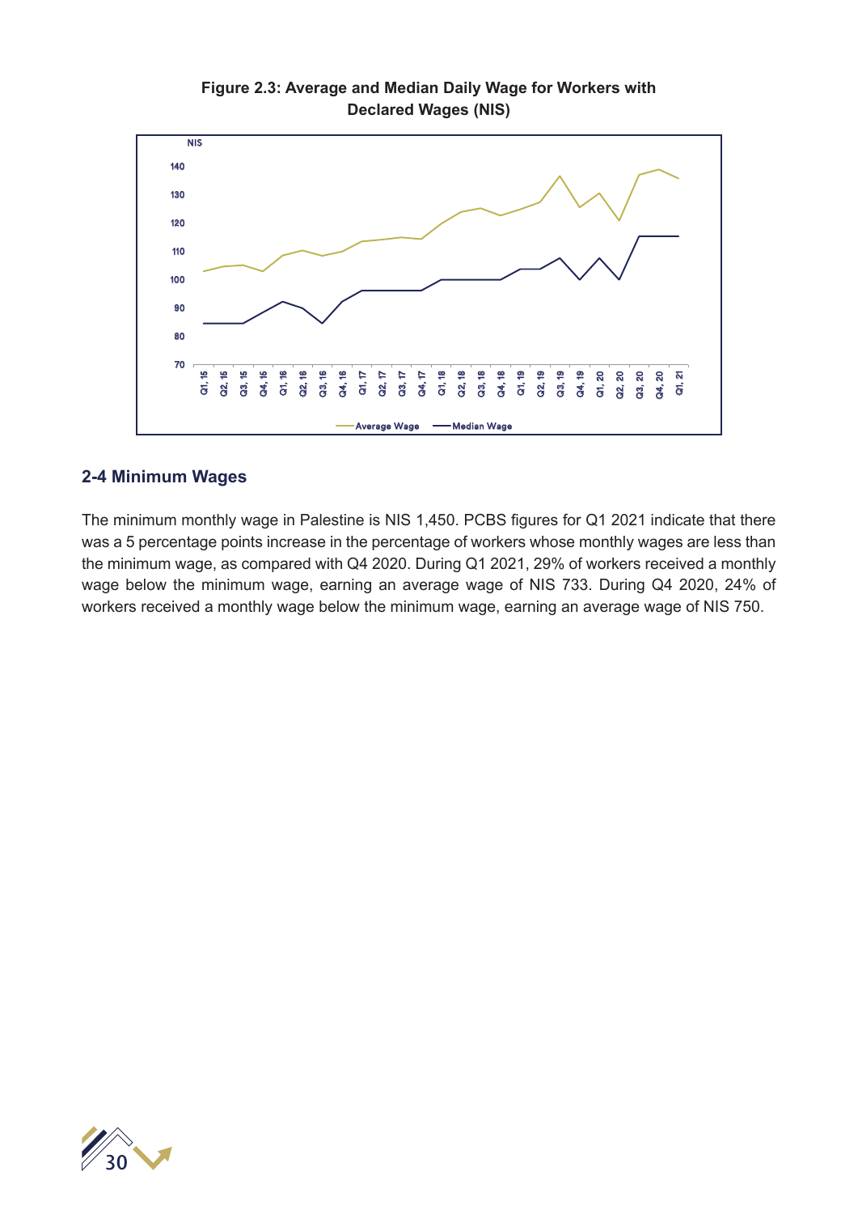**Figure 2.3: Average and Median Daily Wage for Workers with Declared Wages (NIS)**

## 2-4 Minimum Wages

The minimum monthly wage in Palestine is NIS 1,450. PCBS figures for Q1 2021 indicate that there was a 5 percentage points increase in the percentage of workers whose monthly wages are less than the minimum wage, as compared with Q4 2020. During Q1 2021, 29% of workers received a monthly wage below the minimum wage, earning an average wage of NIS 733. During Q4 2020, 24% of workers received a monthly wage below the minimum wage, earning an average wage of NIS 750.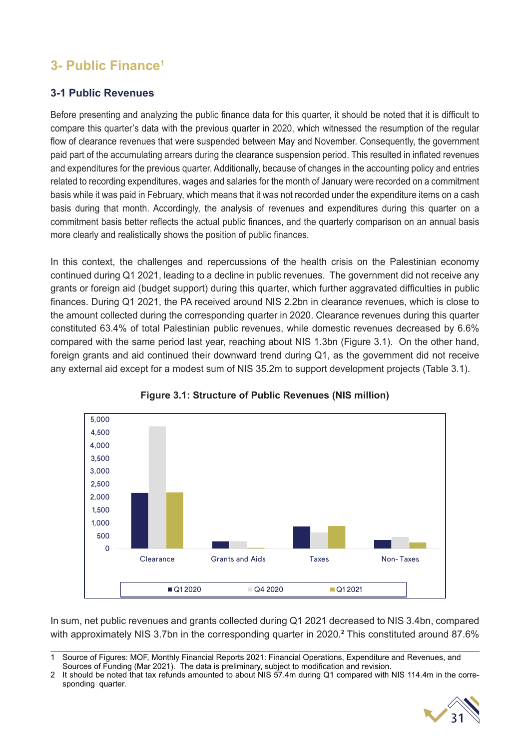# 3- Public Finance[1]

## 3-1 Public Revenues

Before presenting and analyzing the public finance data for this quarter, it should be noted that it is difficult to compare this quarter's data with the previous quarter in 2020, which witnessed the resumption of the regular flow of clearance revenues that were suspended between May and November. Consequently, the government paid part of the accumulating arrears during the clearance suspension period. This resulted in inflated revenues and expenditures for the previous quarter. Additionally, because of changes in the accounting policy and entries related to recording expenditures, wages and salaries for the month of January were recorded on a commitment basis while it was paid in February, which means that it was not recorded under the expenditure items on a cash basis during that month. Accordingly, the analysis of revenues and expenditures during this quarter on a commitment basis better reflects the actual public finances, and the quarterly comparison on an annual basis more clearly and realistically shows the position of public finances.

In this context, the challenges and repercussions of the health crisis on the Palestinian economy continued during Q1 2021, leading to a decline in public revenues. The government did not receive any grants or foreign aid (budget support) during this quarter, which further aggravated difficulties in public finances. During Q1 2021, the PA received around NIS 2.2bn in clearance revenues, which is close to the amount collected during the corresponding quarter in 2020. Clearance revenues during this quarter constituted 63.4% of total Palestinian public revenues, while domestic revenues decreased by 6.6% compared with the same period last year, reaching about NIS 1.3bn (Figure 3.1). On the other hand, foreign grants and aid continued their downward trend during Q1, as the government did not receive any external aid except for a modest sum of NIS 35.2m to support development projects (Table 3.1).

**Figure 3.1: Structure of Public Revenues (NIS million)**

In sum, net public revenues and grants collected during Q1 2021 decreased to NIS 3.4bn, compared with approximately NIS 3.7bn in the corresponding quarter in 2020.[2] This constituted around 87.6%

---

1 Source of Figures: MOF, Monthly Financial Reports 2021: Financial Operations, Expenditure and Revenues, and Sources of Funding (Mar 2021). The data is preliminary, subject to modification and revision.

2 It should be noted that tax refunds amounted to about NIS 57.4m during Q1 compared with NIS 114.4m in the corresponding quarter.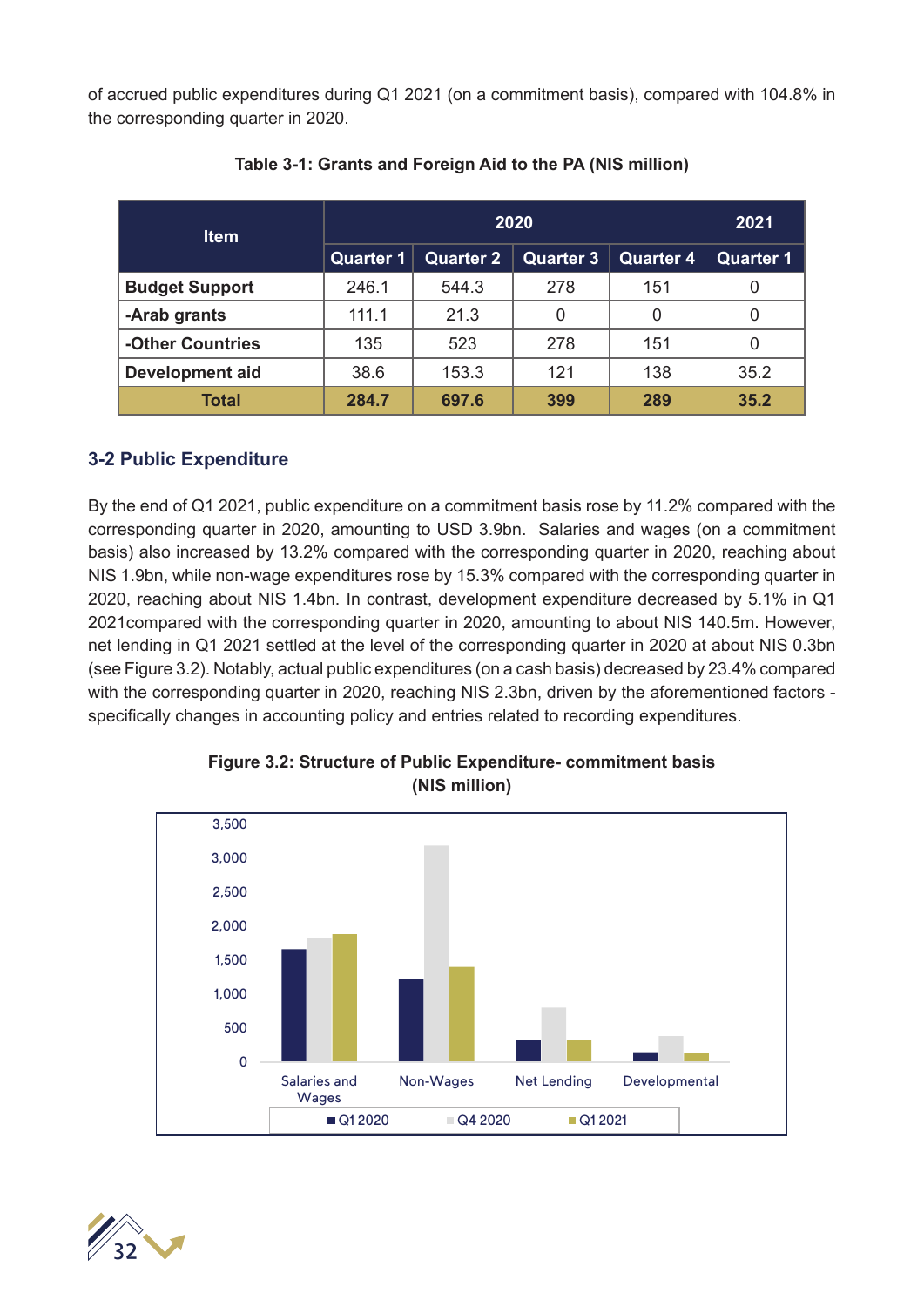of accrued public expenditures during Q1 2021 (on a commitment basis), compared with 104.8% in the corresponding quarter in 2020.

**Table 3-1: Grants and Foreign Aid to the PA (NIS million)**

| Item | 2020 | | | | 2021 |
|---|---|---|---|---|---|
| | Quarter 1 | Quarter 2 | Quarter 3 | Quarter 4 | Quarter 1 |
| **Budget Support** | 246.1 | 544.3 | 278 | 151 | 0 |
| **-Arab grants** | 111.1 | 21.3 | 0 | 0 | 0 |
| **-Other Countries** | 135 | 523 | 278 | 151 | 0 |
| **Development aid** | 38.6 | 153.3 | 121 | 138 | 35.2 |
| **Total** | **284.7** | **697.6** | **399** | **289** | **35.2** |

## 3-2 Public Expenditure

By the end of Q1 2021, public expenditure on a commitment basis rose by 11.2% compared with the corresponding quarter in 2020, amounting to USD 3.9bn. Salaries and wages (on a commitment basis) also increased by 13.2% compared with the corresponding quarter in 2020, reaching about NIS 1.9bn, while non-wage expenditures rose by 15.3% compared with the corresponding quarter in 2020, reaching about NIS 1.4bn. In contrast, development expenditure decreased by 5.1% in Q1 2021compared with the corresponding quarter in 2020, amounting to about NIS 140.5m. However, net lending in Q1 2021 settled at the level of the corresponding quarter in 2020 at about NIS 0.3bn (see Figure 3.2). Notably, actual public expenditures (on a cash basis) decreased by 23.4% compared with the corresponding quarter in 2020, reaching NIS 2.3bn, driven by the aforementioned factors - specifically changes in accounting policy and entries related to recording expenditures.

**Figure 3.2: Structure of Public Expenditure- commitment basis (NIS million)**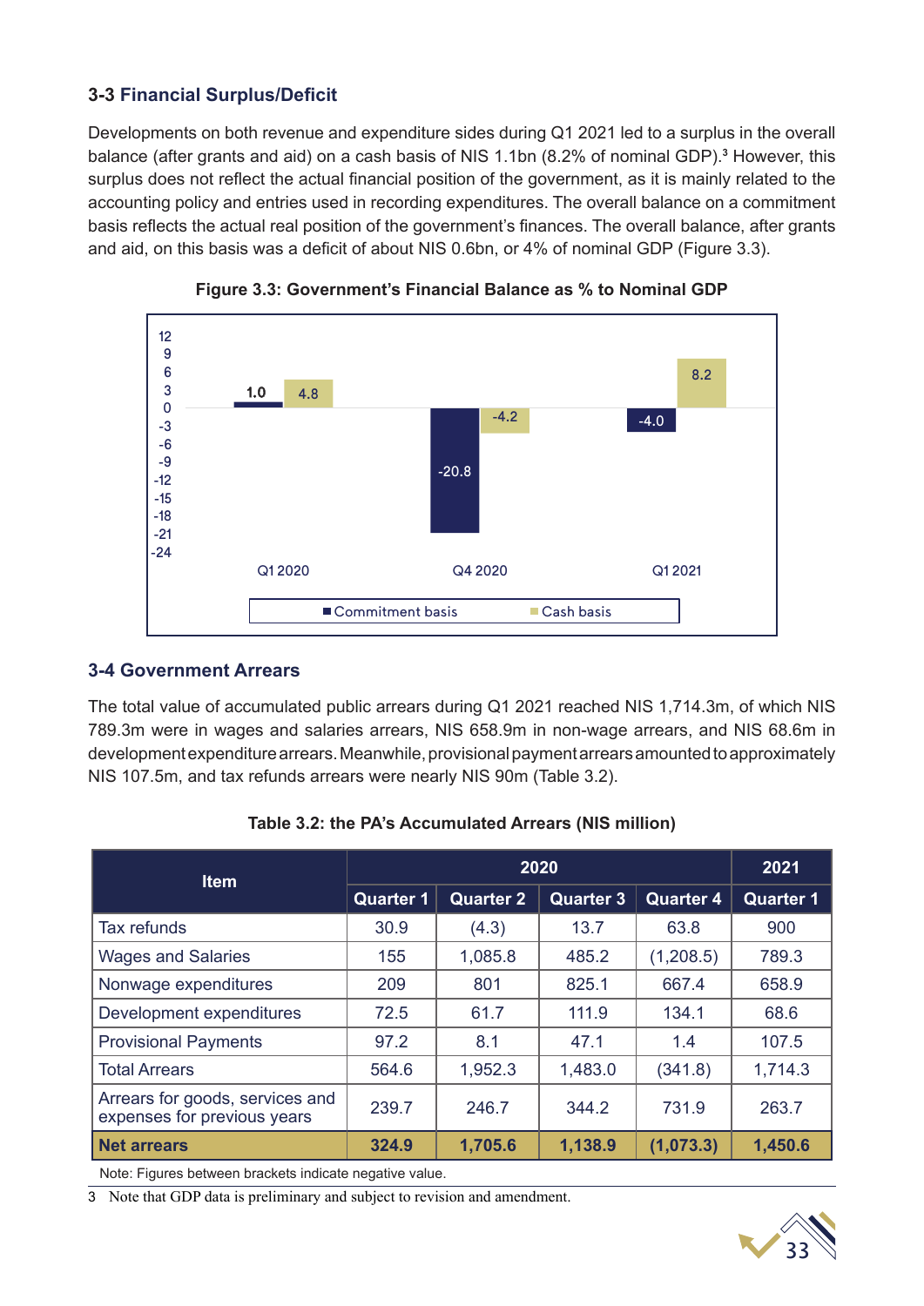### 3-3 Financial Surplus/Deficit

Developments on both revenue and expenditure sides during Q1 2021 led to a surplus in the overall balance (after grants and aid) on a cash basis of NIS 1.1bn (8.2% of nominal GDP).[3] However, this surplus does not reflect the actual financial position of the government, as it is mainly related to the accounting policy and entries used in recording expenditures. The overall balance on a commitment basis reflects the actual real position of the government's finances. The overall balance, after grants and aid, on this basis was a deficit of about NIS 0.6bn, or 4% of nominal GDP (Figure 3.3).

**Figure 3.3: Government's Financial Balance as % to Nominal GDP**

| | Commitment basis | Cash basis |
|---|---|---|
| Q1 2020 | 1.0 | 4.8 |
| Q4 2020 | -20.8 | -4.2 |
| Q1 2021 | -4.0 | 8.2 |

### 3-4 Government Arrears

The total value of accumulated public arrears during Q1 2021 reached NIS 1,714.3m, of which NIS 789.3m were in wages and salaries arrears, NIS 658.9m in non-wage arrears, and NIS 68.6m in development expenditure arrears. Meanwhile, provisional payment arrears amounted to approximately NIS 107.5m, and tax refunds arrears were nearly NIS 90m (Table 3.2).

**Table 3.2: the PA's Accumulated Arrears (NIS million)**

| Item | 2020 | | | | 2021 |
|---|---|---|---|---|---|
| | Quarter 1 | Quarter 2 | Quarter 3 | Quarter 4 | Quarter 1 |
| Tax refunds | 30.9 | (4.3) | 13.7 | 63.8 | 900 |
| Wages and Salaries | 155 | 1,085.8 | 485.2 | (1,208.5) | 789.3 |
| Nonwage expenditures | 209 | 801 | 825.1 | 667.4 | 658.9 |
| Development expenditures | 72.5 | 61.7 | 111.9 | 134.1 | 68.6 |
| Provisional Payments | 97.2 | 8.1 | 47.1 | 1.4 | 107.5 |
| Total Arrears | 564.6 | 1,952.3 | 1,483.0 | (341.8) | 1,714.3 |
| Arrears for goods, services and expenses for previous years | 239.7 | 246.7 | 344.2 | 731.9 | 263.7 |
| **Net arrears** | **324.9** | **1,705.6** | **1,138.9** | **(1,073.3)** | **1,450.6** |

Note: Figures between brackets indicate negative value.

[3] Note that GDP data is preliminary and subject to revision and amendment.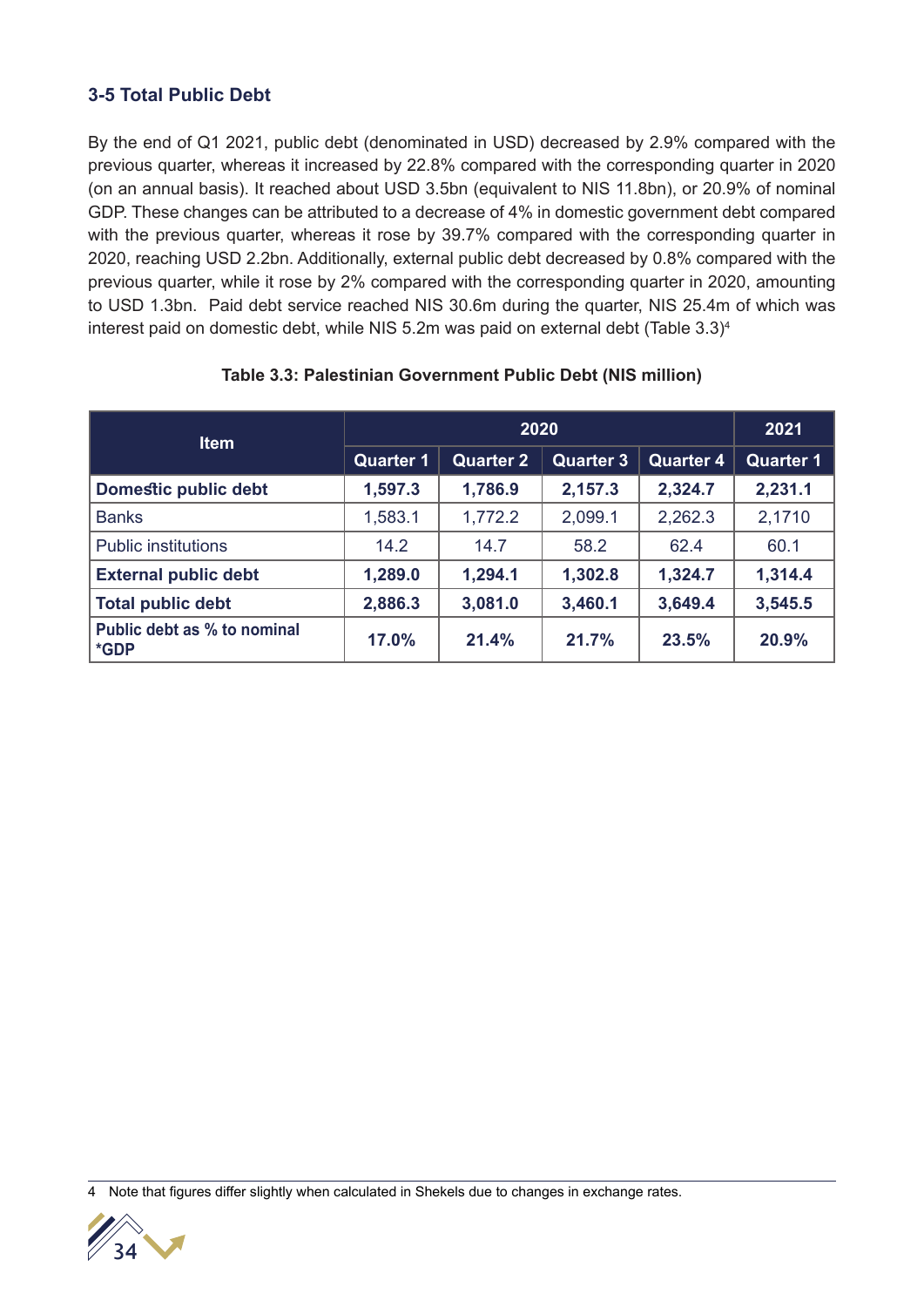## 3-5 Total Public Debt

By the end of Q1 2021, public debt (denominated in USD) decreased by 2.9% compared with the previous quarter, whereas it increased by 22.8% compared with the corresponding quarter in 2020 (on an annual basis). It reached about USD 3.5bn (equivalent to NIS 11.8bn), or 20.9% of nominal GDP. These changes can be attributed to a decrease of 4% in domestic government debt compared with the previous quarter, whereas it rose by 39.7% compared with the corresponding quarter in 2020, reaching USD 2.2bn. Additionally, external public debt decreased by 0.8% compared with the previous quarter, while it rose by 2% compared with the corresponding quarter in 2020, amounting to USD 1.3bn. Paid debt service reached NIS 30.6m during the quarter, NIS 25.4m of which was interest paid on domestic debt, while NIS 5.2m was paid on external debt (Table 3.3)[4]

**Table 3.3: Palestinian Government Public Debt (NIS million)**

| Item | 2020 | | | | 2021 |
|---|---|---|---|---|---|
| | Quarter 1 | Quarter 2 | Quarter 3 | Quarter 4 | Quarter 1 |
| **Domestic public debt** | **1,597.3** | **1,786.9** | **2,157.3** | **2,324.7** | **2,231.1** |
| Banks | 1,583.1 | 1,772.2 | 2,099.1 | 2,262.3 | 2,1710 |
| Public institutions | 14.2 | 14.7 | 58.2 | 62.4 | 60.1 |
| **External public debt** | **1,289.0** | **1,294.1** | **1,302.8** | **1,324.7** | **1,314.4** |
| **Total public debt** | **2,886.3** | **3,081.0** | **3,460.1** | **3,649.4** | **3,545.5** |
| **Public debt as % to nominal *GDP** | **17.0%** | **21.4%** | **21.7%** | **23.5%** | **20.9%** |

4 Note that figures differ slightly when calculated in Shekels due to changes in exchange rates.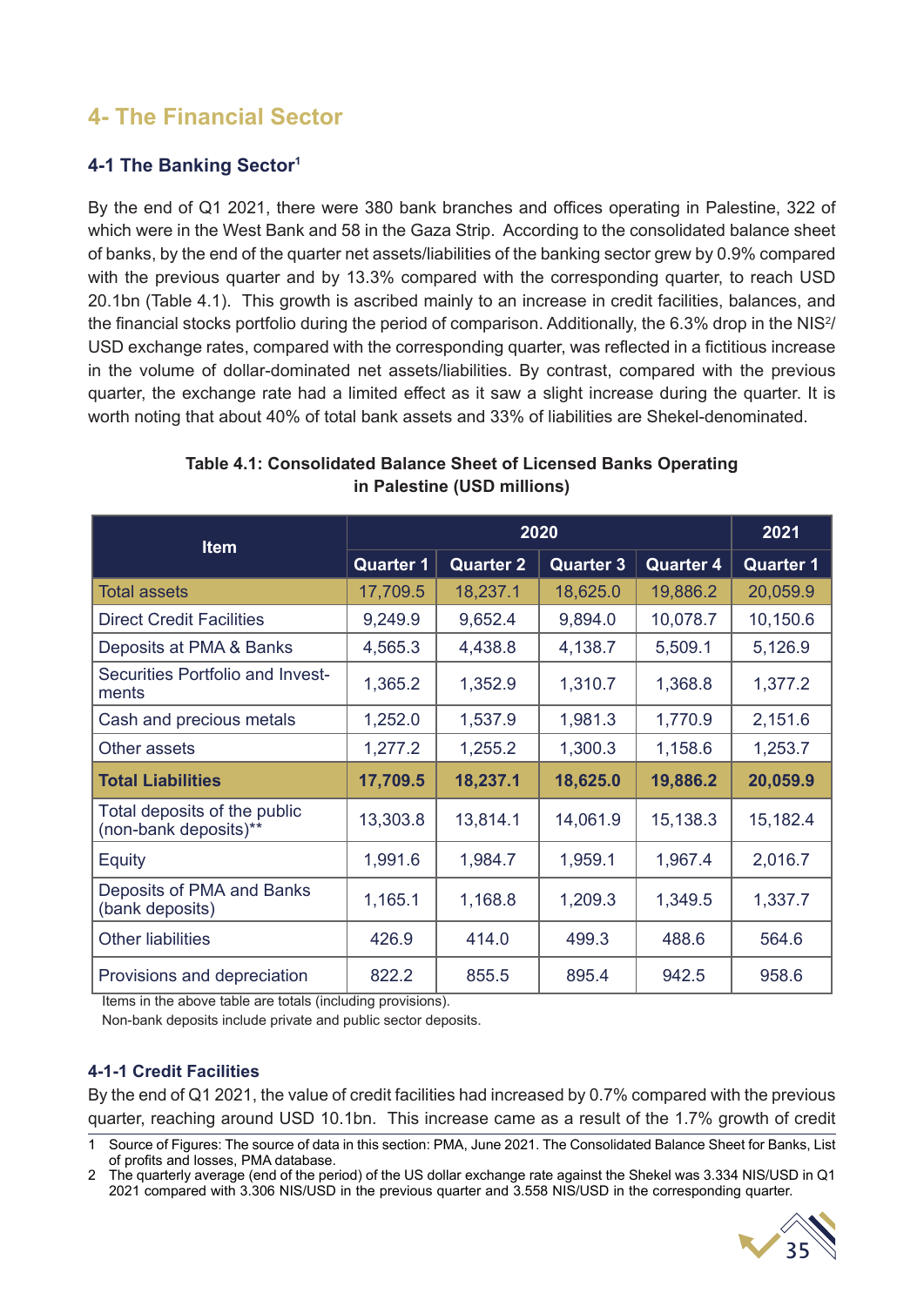# 4- The Financial Sector

## 4-1 The Banking Sector[1]

By the end of Q1 2021, there were 380 bank branches and offices operating in Palestine, 322 of which were in the West Bank and 58 in the Gaza Strip. According to the consolidated balance sheet of banks, by the end of the quarter net assets/liabilities of the banking sector grew by 0.9% compared with the previous quarter and by 13.3% compared with the corresponding quarter, to reach USD 20.1bn (Table 4.1). This growth is ascribed mainly to an increase in credit facilities, balances, and the financial stocks portfolio during the period of comparison. Additionally, the 6.3% drop in the NIS[2]/USD exchange rates, compared with the corresponding quarter, was reflected in a fictitious increase in the volume of dollar-dominated net assets/liabilities. By contrast, compared with the previous quarter, the exchange rate had a limited effect as it saw a slight increase during the quarter. It is worth noting that about 40% of total bank assets and 33% of liabilities are Shekel-denominated.

**Table 4.1: Consolidated Balance Sheet of Licensed Banks Operating in Palestine (USD millions)**

| Item | 2020 | | | | 2021 |
|---|---|---|---|---|---|
| | Quarter 1 | Quarter 2 | Quarter 3 | Quarter 4 | Quarter 1 |
| Total assets | 17,709.5 | 18,237.1 | 18,625.0 | 19,886.2 | 20,059.9 |
| Direct Credit Facilities | 9,249.9 | 9,652.4 | 9,894.0 | 10,078.7 | 10,150.6 |
| Deposits at PMA & Banks | 4,565.3 | 4,438.8 | 4,138.7 | 5,509.1 | 5,126.9 |
| Securities Portfolio and Investments | 1,365.2 | 1,352.9 | 1,310.7 | 1,368.8 | 1,377.2 |
| Cash and precious metals | 1,252.0 | 1,537.9 | 1,981.3 | 1,770.9 | 2,151.6 |
| Other assets | 1,277.2 | 1,255.2 | 1,300.3 | 1,158.6 | 1,253.7 |
| **Total Liabilities** | **17,709.5** | **18,237.1** | **18,625.0** | **19,886.2** | **20,059.9** |
| Total deposits of the public (non-bank deposits)** | 13,303.8 | 13,814.1 | 14,061.9 | 15,138.3 | 15,182.4 |
| Equity | 1,991.6 | 1,984.7 | 1,959.1 | 1,967.4 | 2,016.7 |
| Deposits of PMA and Banks (bank deposits) | 1,165.1 | 1,168.8 | 1,209.3 | 1,349.5 | 1,337.7 |
| Other liabilities | 426.9 | 414.0 | 499.3 | 488.6 | 564.6 |
| Provisions and depreciation | 822.2 | 855.5 | 895.4 | 942.5 | 958.6 |

Items in the above table are totals (including provisions).

Non-bank deposits include private and public sector deposits.

### 4-1-1 Credit Facilities

By the end of Q1 2021, the value of credit facilities had increased by 0.7% compared with the previous quarter, reaching around USD 10.1bn. This increase came as a result of the 1.7% growth of credit

1 Source of Figures: The source of data in this section: PMA, June 2021. The Consolidated Balance Sheet for Banks, List of profits and losses, PMA database.

2 The quarterly average (end of the period) of the US dollar exchange rate against the Shekel was 3.334 NIS/USD in Q1 2021 compared with 3.306 NIS/USD in the previous quarter and 3.558 NIS/USD in the corresponding quarter.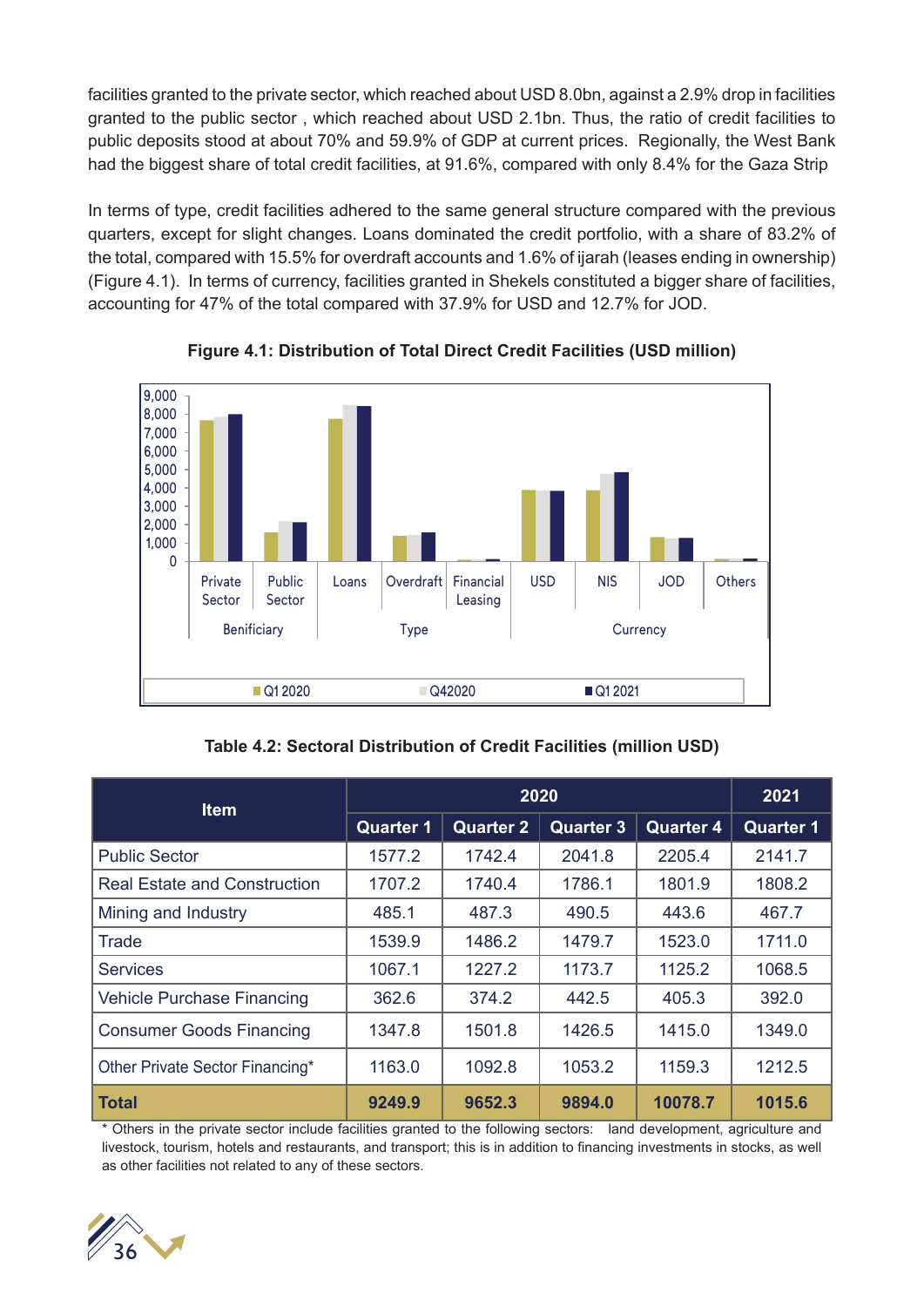facilities granted to the private sector, which reached about USD 8.0bn, against a 2.9% drop in facilities granted to the public sector , which reached about USD 2.1bn. Thus, the ratio of credit facilities to public deposits stood at about 70% and 59.9% of GDP at current prices. Regionally, the West Bank had the biggest share of total credit facilities, at 91.6%, compared with only 8.4% for the Gaza Strip

In terms of type, credit facilities adhered to the same general structure compared with the previous quarters, except for slight changes. Loans dominated the credit portfolio, with a share of 83.2% of the total, compared with 15.5% for overdraft accounts and 1.6% of ijarah (leases ending in ownership) (Figure 4.1). In terms of currency, facilities granted in Shekels constituted a bigger share of facilities, accounting for 47% of the total compared with 37.9% for USD and 12.7% for JOD.

**Figure 4.1: Distribution of Total Direct Credit Facilities (USD million)**

9,000
8,000
7,000
6,000
5,000
4,000
3,000
2,000
1,000
0

Private Sector | Public Sector | Loans | Overdraft | Financial Leasing | USD | NIS | JOD | Others

Benificiary | Type | Currency

■ Q1 2020 ■ Q42020 ■ Q1 2021

**Table 4.2: Sectoral Distribution of Credit Facilities (million USD)**

| Item | 2020 | | | | 2021 |
|---|---|---|---|---|---|
| | Quarter 1 | Quarter 2 | Quarter 3 | Quarter 4 | Quarter 1 |
| Public Sector | 1577.2 | 1742.4 | 2041.8 | 2205.4 | 2141.7 |
| Real Estate and Construction | 1707.2 | 1740.4 | 1786.1 | 1801.9 | 1808.2 |
| Mining and Industry | 485.1 | 487.3 | 490.5 | 443.6 | 467.7 |
| Trade | 1539.9 | 1486.2 | 1479.7 | 1523.0 | 1711.0 |
| Services | 1067.1 | 1227.2 | 1173.7 | 1125.2 | 1068.5 |
| Vehicle Purchase Financing | 362.6 | 374.2 | 442.5 | 405.3 | 392.0 |
| Consumer Goods Financing | 1347.8 | 1501.8 | 1426.5 | 1415.0 | 1349.0 |
| Other Private Sector Financing* | 1163.0 | 1092.8 | 1053.2 | 1159.3 | 1212.5 |
| **Total** | **9249.9** | **9652.3** | **9894.0** | **10078.7** | **1015.6** |

* Others in the private sector include facilities granted to the following sectors: land development, agriculture and livestock, tourism, hotels and restaurants, and transport; this is in addition to financing investments in stocks, as well as other facilities not related to any of these sectors.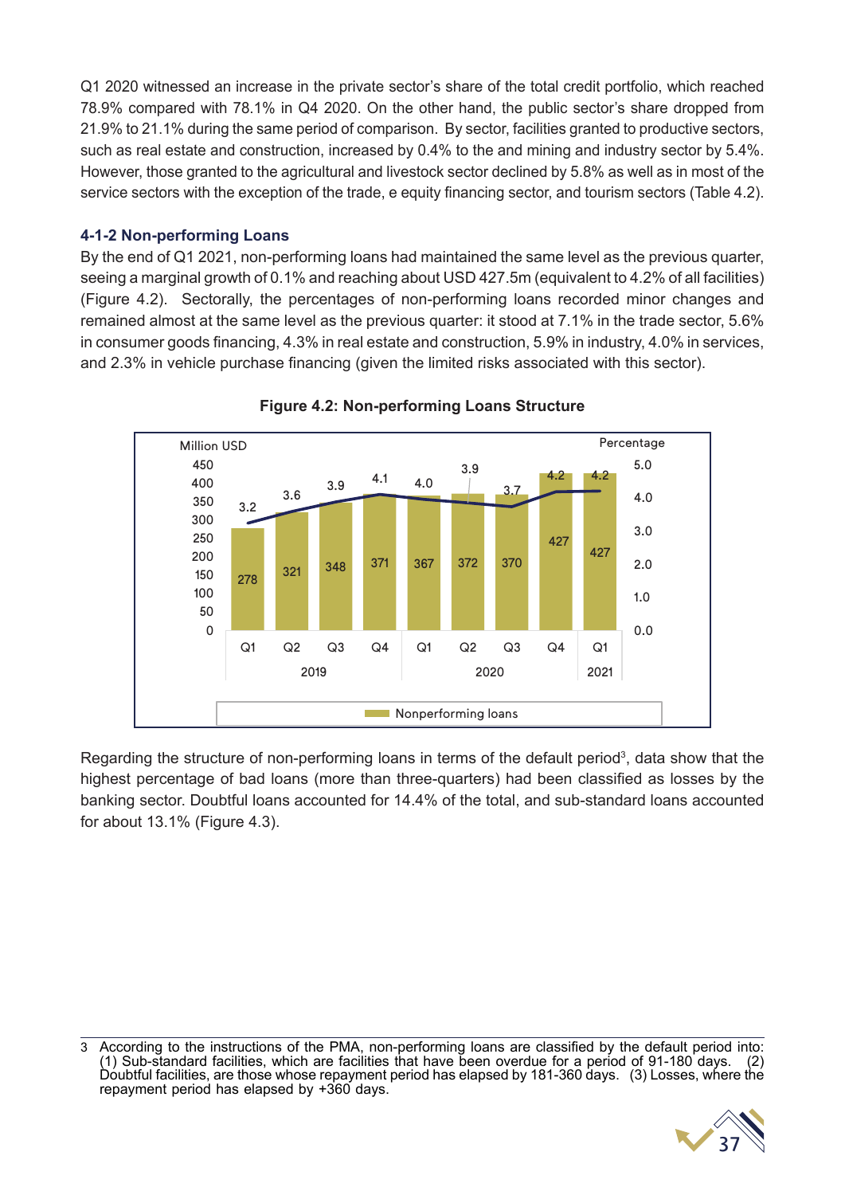Q1 2020 witnessed an increase in the private sector's share of the total credit portfolio, which reached 78.9% compared with 78.1% in Q4 2020. On the other hand, the public sector's share dropped from 21.9% to 21.1% during the same period of comparison. By sector, facilities granted to productive sectors, such as real estate and construction, increased by 0.4% to the and mining and industry sector by 5.4%. However, those granted to the agricultural and livestock sector declined by 5.8% as well as in most of the service sectors with the exception of the trade, e equity financing sector, and tourism sectors (Table 4.2).

### 4-1-2 Non-performing Loans

By the end of Q1 2021, non-performing loans had maintained the same level as the previous quarter, seeing a marginal growth of 0.1% and reaching about USD 427.5m (equivalent to 4.2% of all facilities) (Figure 4.2). Sectorally, the percentages of non-performing loans recorded minor changes and remained almost at the same level as the previous quarter: it stood at 7.1% in the trade sector, 5.6% in consumer goods financing, 4.3% in real estate and construction, 5.9% in industry, 4.0% in services, and 2.3% in vehicle purchase financing (given the limited risks associated with this sector).

**Figure 4.2: Non-performing Loans Structure**

| Year | Quarter | Nonperforming loans (Million USD) | Percentage |
|---|---|---|---|
| 2019 | Q1 | 278 | 3.2 |
| | Q2 | 321 | 3.6 |
| | Q3 | 348 | 3.9 |
| | Q4 | 371 | 4.1 |
| 2020 | Q1 | 367 | 4.0 |
| | Q2 | 372 | 3.9 |
| | Q3 | 370 | 3.7 |
| | Q4 | 427 | 4.2 |
| 2021 | Q1 | 427 | 4.2 |

Regarding the structure of non-performing loans in terms of the default period[3], data show that the highest percentage of bad loans (more than three-quarters) had been classified as losses by the banking sector. Doubtful loans accounted for 14.4% of the total, and sub-standard loans accounted for about 13.1% (Figure 4.3).

3 According to the instructions of the PMA, non-performing loans are classified by the default period into: (1) Sub-standard facilities, which are facilities that have been overdue for a period of 91-180 days. (2) Doubtful facilities, are those whose repayment period has elapsed by 181-360 days. (3) Losses, where the repayment period has elapsed by +360 days.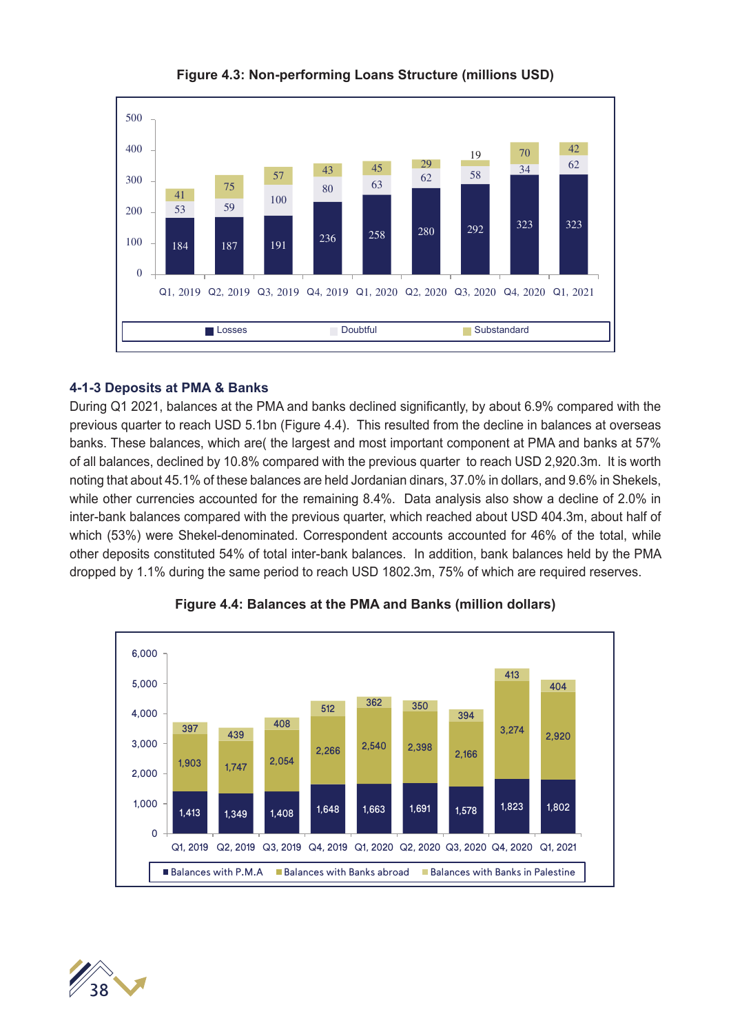**Figure 4.3: Non-performing Loans Structure (millions USD)**

| | Q1, 2019 | Q2, 2019 | Q3, 2019 | Q4, 2019 | Q1, 2020 | Q2, 2020 | Q3, 2020 | Q4, 2020 | Q1, 2021 |
|---|---|---|---|---|---|---|---|---|---|
| Losses | 184 | 187 | 191 | 236 | 258 | 280 | 292 | 323 | 323 |
| Doubtful | 53 | 59 | 100 | 80 | 63 | 62 | 58 | 34 | 62 |
| Substandard | 41 | 75 | 57 | 43 | 45 | 29 | 19 | 70 | 42 |

### 4-1-3 Deposits at PMA & Banks

During Q1 2021, balances at the PMA and banks declined significantly, by about 6.9% compared with the previous quarter to reach USD 5.1bn (Figure 4.4). This resulted from the decline in balances at overseas banks. These balances, which are( the largest and most important component at PMA and banks at 57% of all balances, declined by 10.8% compared with the previous quarter to reach USD 2,920.3m. It is worth noting that about 45.1% of these balances are held Jordanian dinars, 37.0% in dollars, and 9.6% in Shekels, while other currencies accounted for the remaining 8.4%. Data analysis also show a decline of 2.0% in inter-bank balances compared with the previous quarter, which reached about USD 404.3m, about half of which (53%) were Shekel-denominated. Correspondent accounts accounted for 46% of the total, while other deposits constituted 54% of total inter-bank balances. In addition, bank balances held by the PMA dropped by 1.1% during the same period to reach USD 1802.3m, 75% of which are required reserves.

**Figure 4.4: Balances at the PMA and Banks (million dollars)**

| | Q1, 2019 | Q2, 2019 | Q3, 2019 | Q4, 2019 | Q1, 2020 | Q2, 2020 | Q3, 2020 | Q4, 2020 | Q1, 2021 |
|---|---|---|---|---|---|---|---|---|---|
| Balances with P.M.A | 1,413 | 1,349 | 1,408 | 1,648 | 1,663 | 1,691 | 1,578 | 1,823 | 1,802 |
| Balances with Banks abroad | 1,903 | 1,747 | 2,054 | 2,266 | 2,540 | 2,398 | 2,166 | 3,274 | 2,920 |
| Balances with Banks in Palestine | 397 | 439 | 408 | 512 | 362 | 350 | 394 | 413 | 404 |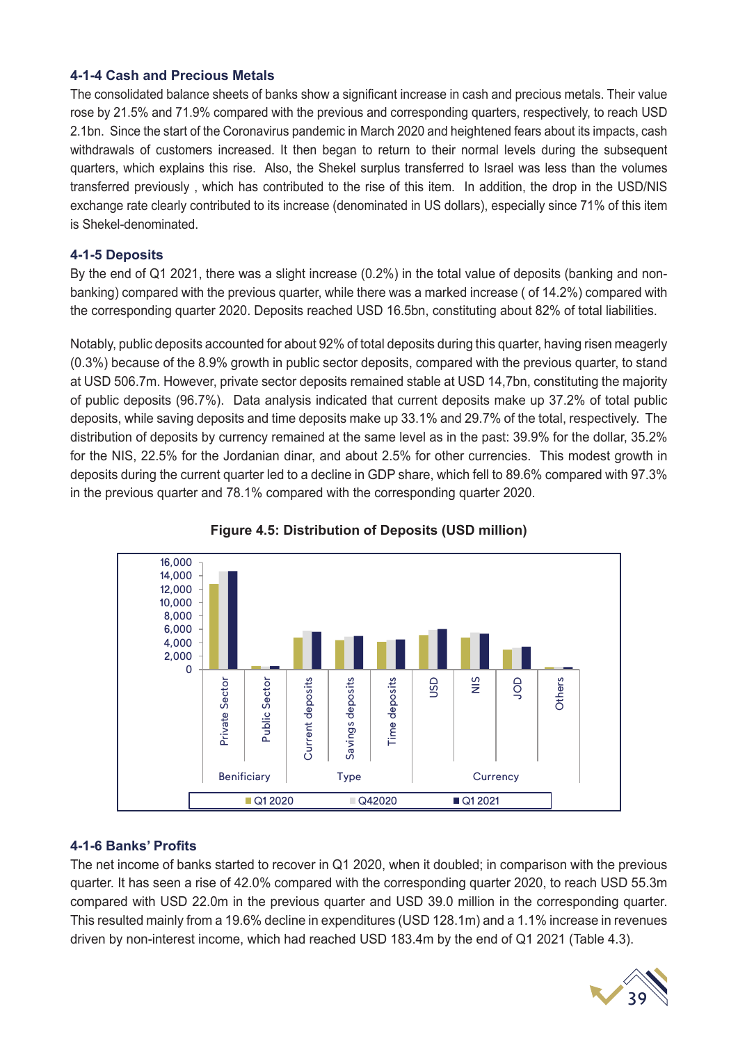### 4-1-4 Cash and Precious Metals

The consolidated balance sheets of banks show a significant increase in cash and precious metals. Their value rose by 21.5% and 71.9% compared with the previous and corresponding quarters, respectively, to reach USD 2.1bn. Since the start of the Coronavirus pandemic in March 2020 and heightened fears about its impacts, cash withdrawals of customers increased. It then began to return to their normal levels during the subsequent quarters, which explains this rise. Also, the Shekel surplus transferred to Israel was less than the volumes transferred previously , which has contributed to the rise of this item. In addition, the drop in the USD/NIS exchange rate clearly contributed to its increase (denominated in US dollars), especially since 71% of this item is Shekel-denominated.

### 4-1-5 Deposits

By the end of Q1 2021, there was a slight increase (0.2%) in the total value of deposits (banking and non-banking) compared with the previous quarter, while there was a marked increase ( of 14.2%) compared with the corresponding quarter 2020. Deposits reached USD 16.5bn, constituting about 82% of total liabilities.

Notably, public deposits accounted for about 92% of total deposits during this quarter, having risen meagerly (0.3%) because of the 8.9% growth in public sector deposits, compared with the previous quarter, to stand at USD 506.7m. However, private sector deposits remained stable at USD 14,7bn, constituting the majority of public deposits (96.7%). Data analysis indicated that current deposits make up 37.2% of total public deposits, while saving deposits and time deposits make up 33.1% and 29.7% of the total, respectively. The distribution of deposits by currency remained at the same level as in the past: 39.9% for the dollar, 35.2% for the NIS, 22.5% for the Jordanian dinar, and about 2.5% for other currencies. This modest growth in deposits during the current quarter led to a decline in GDP share, which fell to 89.6% compared with 97.3% in the previous quarter and 78.1% compared with the corresponding quarter 2020.

**Figure 4.5: Distribution of Deposits (USD million)**

### 4-1-6 Banks' Profits

The net income of banks started to recover in Q1 2020, when it doubled; in comparison with the previous quarter. It has seen a rise of 42.0% compared with the corresponding quarter 2020, to reach USD 55.3m compared with USD 22.0m in the previous quarter and USD 39.0 million in the corresponding quarter. This resulted mainly from a 19.6% decline in expenditures (USD 128.1m) and a 1.1% increase in revenues driven by non-interest income, which had reached USD 183.4m by the end of Q1 2021 (Table 4.3).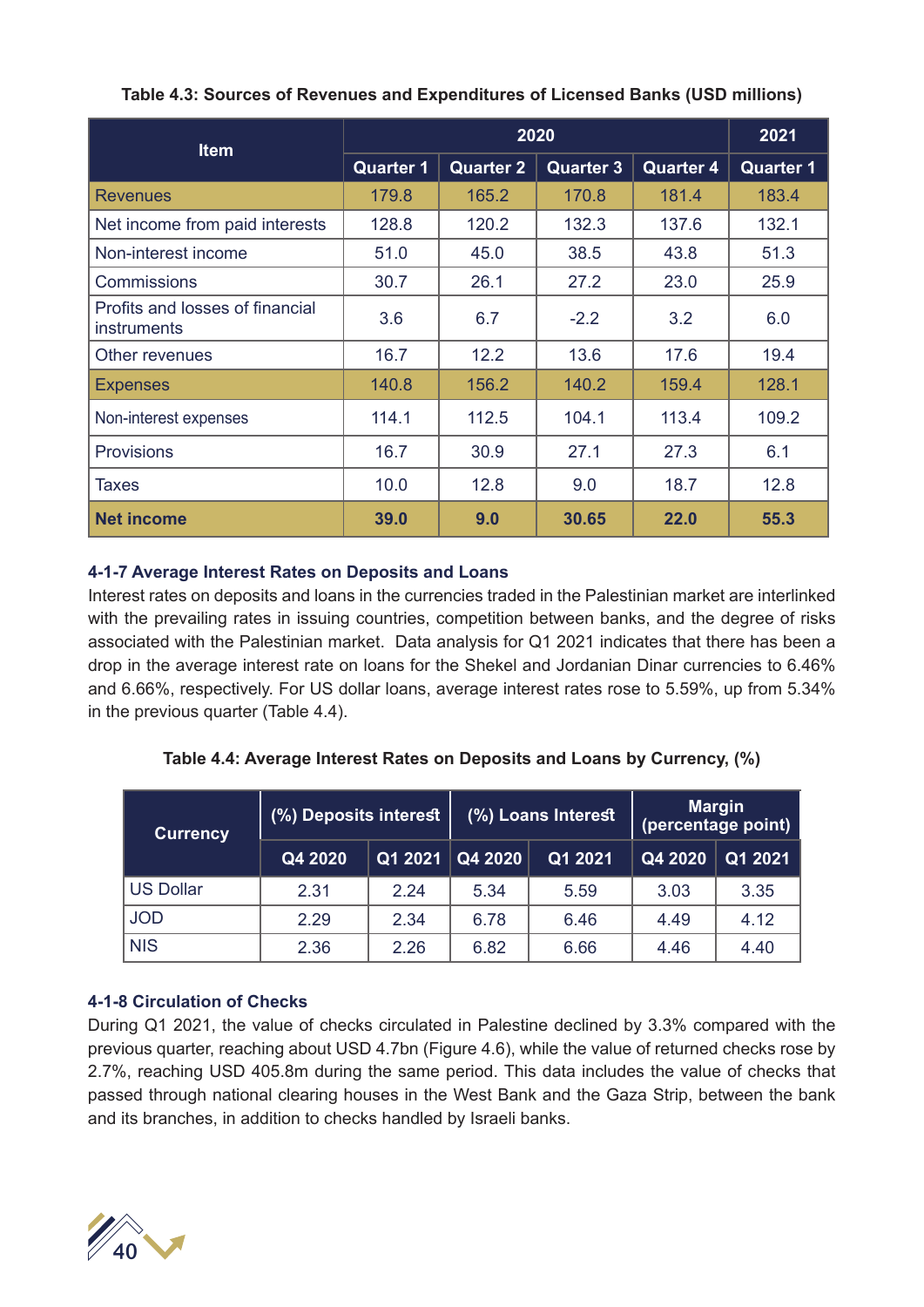**Table 4.3: Sources of Revenues and Expenditures of Licensed Banks (USD millions)**

| Item | 2020 | | | | 2021 |
|---|---|---|---|---|---|
| | Quarter 1 | Quarter 2 | Quarter 3 | Quarter 4 | Quarter 1 |
| Revenues | 179.8 | 165.2 | 170.8 | 181.4 | 183.4 |
| Net income from paid interests | 128.8 | 120.2 | 132.3 | 137.6 | 132.1 |
| Non-interest income | 51.0 | 45.0 | 38.5 | 43.8 | 51.3 |
| Commissions | 30.7 | 26.1 | 27.2 | 23.0 | 25.9 |
| Profits and losses of financial instruments | 3.6 | 6.7 | -2.2 | 3.2 | 6.0 |
| Other revenues | 16.7 | 12.2 | 13.6 | 17.6 | 19.4 |
| Expenses | 140.8 | 156.2 | 140.2 | 159.4 | 128.1 |
| Non-interest expenses | 114.1 | 112.5 | 104.1 | 113.4 | 109.2 |
| Provisions | 16.7 | 30.9 | 27.1 | 27.3 | 6.1 |
| Taxes | 10.0 | 12.8 | 9.0 | 18.7 | 12.8 |
| **Net income** | **39.0** | **9.0** | **30.65** | **22.0** | **55.3** |

### 4-1-7 Average Interest Rates on Deposits and Loans

Interest rates on deposits and loans in the currencies traded in the Palestinian market are interlinked with the prevailing rates in issuing countries, competition between banks, and the degree of risks associated with the Palestinian market. Data analysis for Q1 2021 indicates that there has been a drop in the average interest rate on loans for the Shekel and Jordanian Dinar currencies to 6.46% and 6.66%, respectively. For US dollar loans, average interest rates rose to 5.59%, up from 5.34% in the previous quarter (Table 4.4).

**Table 4.4: Average Interest Rates on Deposits and Loans by Currency, (%)**

| Currency | (%) Deposits interest | | (%) Loans Interest | | Margin (percentage point) | |
|---|---|---|---|---|---|---|
| | Q4 2020 | Q1 2021 | Q4 2020 | Q1 2021 | Q4 2020 | Q1 2021 |
| US Dollar | 2.31 | 2.24 | 5.34 | 5.59 | 3.03 | 3.35 |
| JOD | 2.29 | 2.34 | 6.78 | 6.46 | 4.49 | 4.12 |
| NIS | 2.36 | 2.26 | 6.82 | 6.66 | 4.46 | 4.40 |

### 4-1-8 Circulation of Checks

During Q1 2021, the value of checks circulated in Palestine declined by 3.3% compared with the previous quarter, reaching about USD 4.7bn (Figure 4.6), while the value of returned checks rose by 2.7%, reaching USD 405.8m during the same period. This data includes the value of checks that passed through national clearing houses in the West Bank and the Gaza Strip, between the bank and its branches, in addition to checks handled by Israeli banks.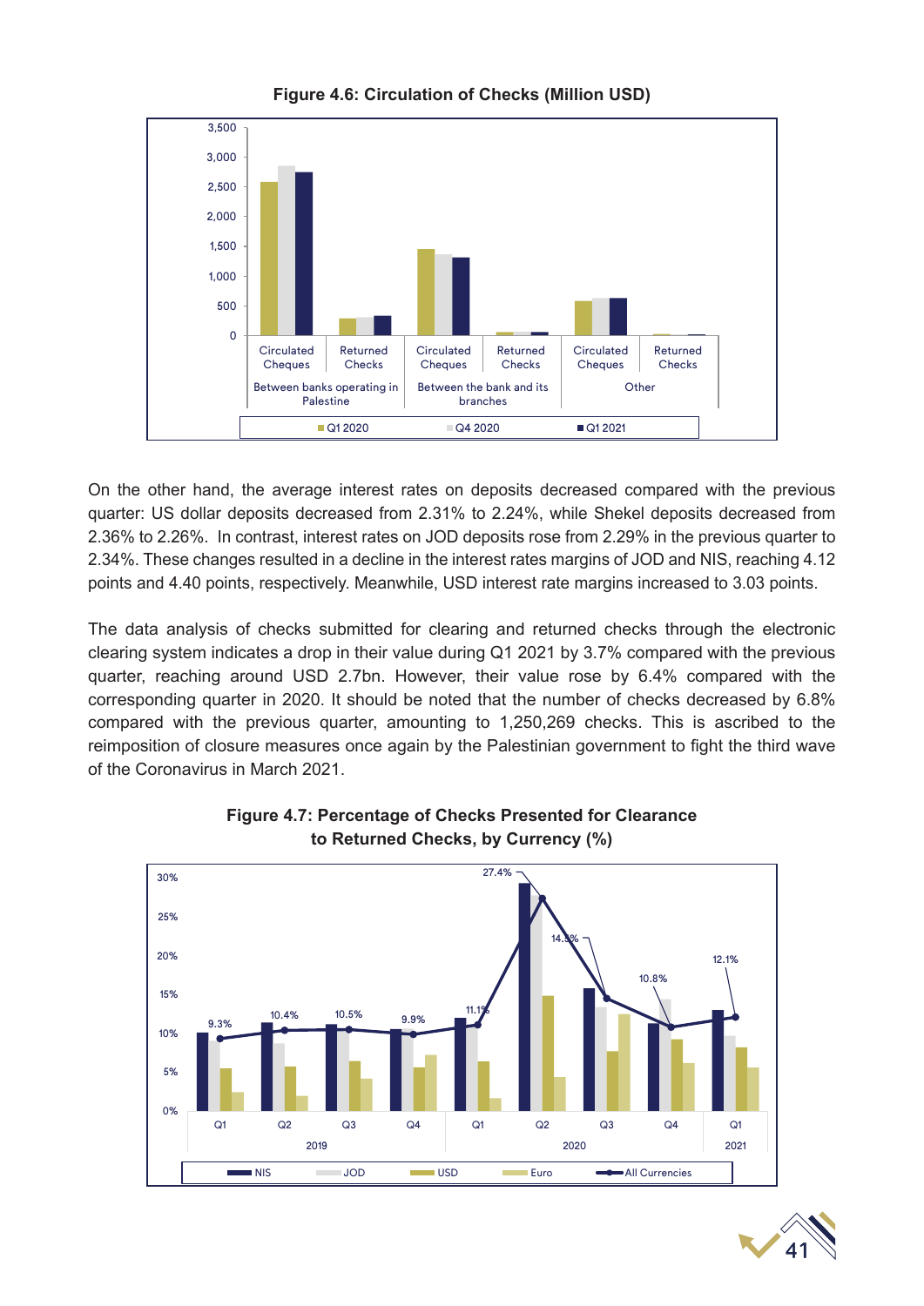**Figure 4.6: Circulation of Checks (Million USD)**

On the other hand, the average interest rates on deposits decreased compared with the previous quarter: US dollar deposits decreased from 2.31% to 2.24%, while Shekel deposits decreased from 2.36% to 2.26%. In contrast, interest rates on JOD deposits rose from 2.29% in the previous quarter to 2.34%. These changes resulted in a decline in the interest rates margins of JOD and NIS, reaching 4.12 points and 4.40 points, respectively. Meanwhile, USD interest rate margins increased to 3.03 points.

The data analysis of checks submitted for clearing and returned checks through the electronic clearing system indicates a drop in their value during Q1 2021 by 3.7% compared with the previous quarter, reaching around USD 2.7bn. However, their value rose by 6.4% compared with the corresponding quarter in 2020. It should be noted that the number of checks decreased by 6.8% compared with the previous quarter, amounting to 1,250,269 checks. This is ascribed to the reimposition of closure measures once again by the Palestinian government to fight the third wave of the Coronavirus in March 2021.

**Figure 4.7: Percentage of Checks Presented for Clearance to Returned Checks, by Currency (%)**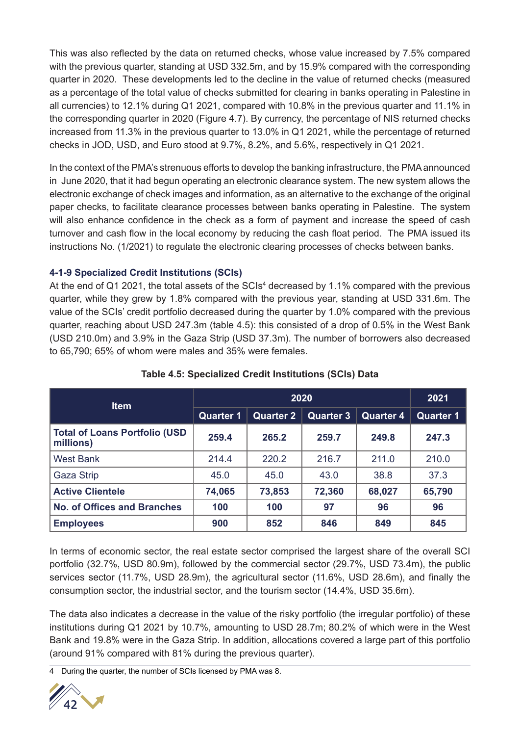This was also reflected by the data on returned checks, whose value increased by 7.5% compared with the previous quarter, standing at USD 332.5m, and by 15.9% compared with the corresponding quarter in 2020. These developments led to the decline in the value of returned checks (measured as a percentage of the total value of checks submitted for clearing in banks operating in Palestine in all currencies) to 12.1% during Q1 2021, compared with 10.8% in the previous quarter and 11.1% in the corresponding quarter in 2020 (Figure 4.7). By currency, the percentage of NIS returned checks increased from 11.3% in the previous quarter to 13.0% in Q1 2021, while the percentage of returned checks in JOD, USD, and Euro stood at 9.7%, 8.2%, and 5.6%, respectively in Q1 2021.

In the context of the PMA's strenuous efforts to develop the banking infrastructure, the PMA announced in June 2020, that it had begun operating an electronic clearance system. The new system allows the electronic exchange of check images and information, as an alternative to the exchange of the original paper checks, to facilitate clearance processes between banks operating in Palestine. The system will also enhance confidence in the check as a form of payment and increase the speed of cash turnover and cash flow in the local economy by reducing the cash float period. The PMA issued its instructions No. (1/2021) to regulate the electronic clearing processes of checks between banks.

### 4-1-9 Specialized Credit Institutions (SCIs)

At the end of Q1 2021, the total assets of the SCIs[4] decreased by 1.1% compared with the previous quarter, while they grew by 1.8% compared with the previous year, standing at USD 331.6m. The value of the SCIs' credit portfolio decreased during the quarter by 1.0% compared with the previous quarter, reaching about USD 247.3m (table 4.5): this consisted of a drop of 0.5% in the West Bank (USD 210.0m) and 3.9% in the Gaza Strip (USD 37.3m). The number of borrowers also decreased to 65,790; 65% of whom were males and 35% were females.

**Table 4.5: Specialized Credit Institutions (SCIs) Data**

| Item | 2020 | | | | 2021 |
|---|---|---|---|---|---|
| | Quarter 1 | Quarter 2 | Quarter 3 | Quarter 4 | Quarter 1 |
| **Total of Loans Portfolio (USD millions)** | **259.4** | **265.2** | **259.7** | **249.8** | **247.3** |
| West Bank | 214.4 | 220.2 | 216.7 | 211.0 | 210.0 |
| Gaza Strip | 45.0 | 45.0 | 43.0 | 38.8 | 37.3 |
| **Active Clientele** | **74,065** | **73,853** | **72,360** | **68,027** | **65,790** |
| **No. of Offices and Branches** | **100** | **100** | **97** | **96** | **96** |
| **Employees** | **900** | **852** | **846** | **849** | **845** |

In terms of economic sector, the real estate sector comprised the largest share of the overall SCI portfolio (32.7%, USD 80.9m), followed by the commercial sector (29.7%, USD 73.4m), the public services sector (11.7%, USD 28.9m), the agricultural sector (11.6%, USD 28.6m), and finally the consumption sector, the industrial sector, and the tourism sector (14.4%, USD 35.6m).

The data also indicates a decrease in the value of the risky portfolio (the irregular portfolio) of these institutions during Q1 2021 by 10.7%, amounting to USD 28.7m; 80.2% of which were in the West Bank and 19.8% were in the Gaza Strip. In addition, allocations covered a large part of this portfolio (around 91% compared with 81% during the previous quarter).

[4] During the quarter, the number of SCIs licensed by PMA was 8.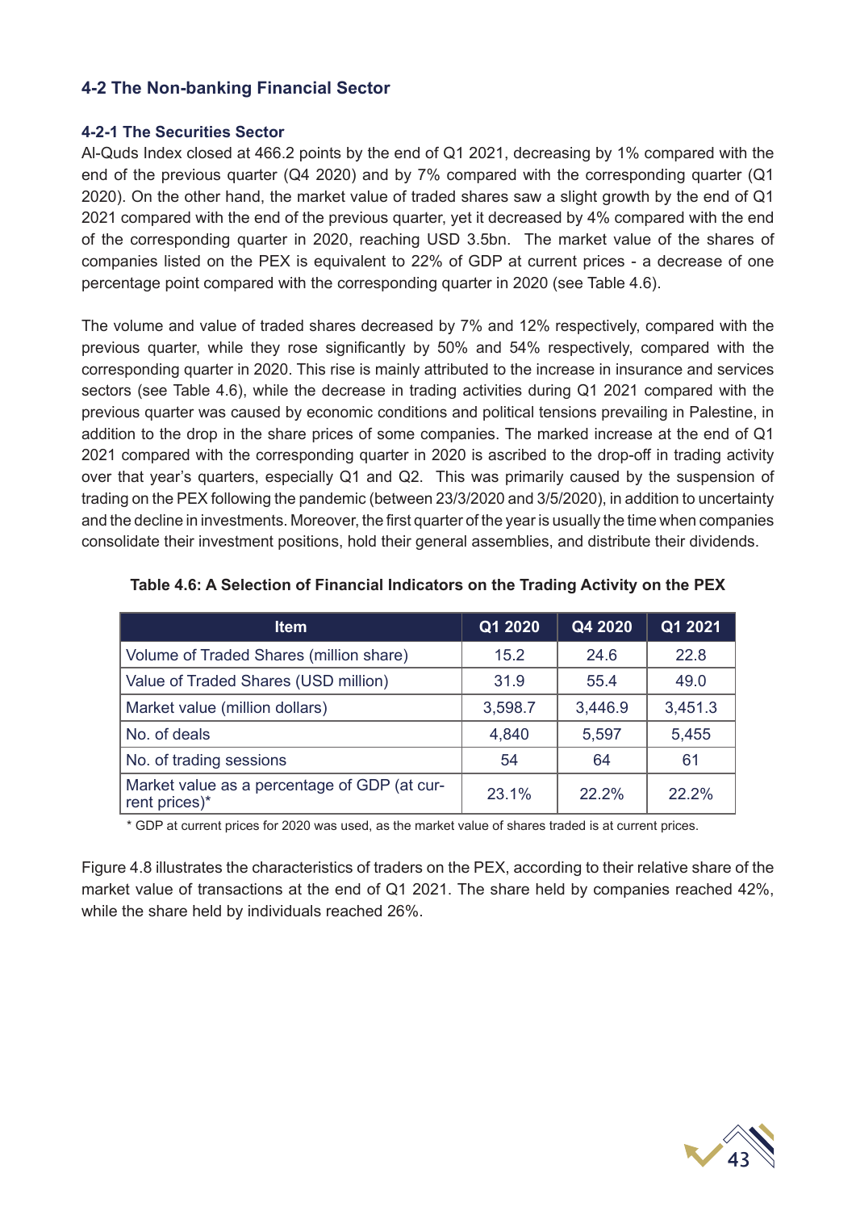## 4-2 The Non-banking Financial Sector

### 4-2-1 The Securities Sector

Al-Quds Index closed at 466.2 points by the end of Q1 2021, decreasing by 1% compared with the end of the previous quarter (Q4 2020) and by 7% compared with the corresponding quarter (Q1 2020). On the other hand, the market value of traded shares saw a slight growth by the end of Q1 2021 compared with the end of the previous quarter, yet it decreased by 4% compared with the end of the corresponding quarter in 2020, reaching USD 3.5bn. The market value of the shares of companies listed on the PEX is equivalent to 22% of GDP at current prices - a decrease of one percentage point compared with the corresponding quarter in 2020 (see Table 4.6).

The volume and value of traded shares decreased by 7% and 12% respectively, compared with the previous quarter, while they rose significantly by 50% and 54% respectively, compared with the corresponding quarter in 2020. This rise is mainly attributed to the increase in insurance and services sectors (see Table 4.6), while the decrease in trading activities during Q1 2021 compared with the previous quarter was caused by economic conditions and political tensions prevailing in Palestine, in addition to the drop in the share prices of some companies. The marked increase at the end of Q1 2021 compared with the corresponding quarter in 2020 is ascribed to the drop-off in trading activity over that year's quarters, especially Q1 and Q2. This was primarily caused by the suspension of trading on the PEX following the pandemic (between 23/3/2020 and 3/5/2020), in addition to uncertainty and the decline in investments. Moreover, the first quarter of the year is usually the time when companies consolidate their investment positions, hold their general assemblies, and distribute their dividends.

**Table 4.6: A Selection of Financial Indicators on the Trading Activity on the PEX**

| Item | Q1 2020 | Q4 2020 | Q1 2021 |
|---|---|---|---|
| Volume of Traded Shares (million share) | 15.2 | 24.6 | 22.8 |
| Value of Traded Shares (USD million) | 31.9 | 55.4 | 49.0 |
| Market value (million dollars) | 3,598.7 | 3,446.9 | 3,451.3 |
| No. of deals | 4,840 | 5,597 | 5,455 |
| No. of trading sessions | 54 | 64 | 61 |
| Market value as a percentage of GDP (at current prices)* | 23.1% | 22.2% | 22.2% |

\* GDP at current prices for 2020 was used, as the market value of shares traded is at current prices.

Figure 4.8 illustrates the characteristics of traders on the PEX, according to their relative share of the market value of transactions at the end of Q1 2021. The share held by companies reached 42%, while the share held by individuals reached 26%.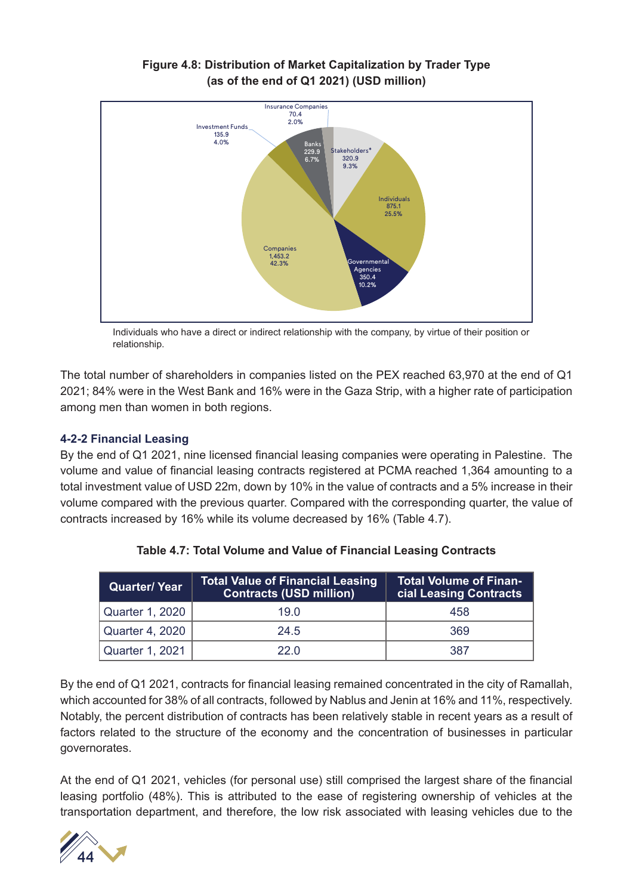**Figure 4.8: Distribution of Market Capitalization by Trader Type (as of the end of Q1 2021) (USD million)**

Insurance Companies 70.4 2.0%
Investment Funds 135.9 4.0%
Banks 229.9 6.7%
Stakeholders* 320.9 9.3%
Individuals 875.1 25.5%
Governmental Agencies 350.4 10.2%
Companies 1,453.2 42.3%

Individuals who have a direct or indirect relationship with the company, by virtue of their position or relationship.

The total number of shareholders in companies listed on the PEX reached 63,970 at the end of Q1 2021; 84% were in the West Bank and 16% were in the Gaza Strip, with a higher rate of participation among men than women in both regions.

### 4-2-2 Financial Leasing

By the end of Q1 2021, nine licensed financial leasing companies were operating in Palestine. The volume and value of financial leasing contracts registered at PCMA reached 1,364 amounting to a total investment value of USD 22m, down by 10% in the value of contracts and a 5% increase in their volume compared with the previous quarter. Compared with the corresponding quarter, the value of contracts increased by 16% while its volume decreased by 16% (Table 4.7).

**Table 4.7: Total Volume and Value of Financial Leasing Contracts**

| Quarter/ Year | Total Value of Financial Leasing Contracts (USD million) | Total Volume of Financial Leasing Contracts |
|---|---|---|
| Quarter 1, 2020 | 19.0 | 458 |
| Quarter 4, 2020 | 24.5 | 369 |
| Quarter 1, 2021 | 22.0 | 387 |

By the end of Q1 2021, contracts for financial leasing remained concentrated in the city of Ramallah, which accounted for 38% of all contracts, followed by Nablus and Jenin at 16% and 11%, respectively. Notably, the percent distribution of contracts has been relatively stable in recent years as a result of factors related to the structure of the economy and the concentration of businesses in particular governorates.

At the end of Q1 2021, vehicles (for personal use) still comprised the largest share of the financial leasing portfolio (48%). This is attributed to the ease of registering ownership of vehicles at the transportation department, and therefore, the low risk associated with leasing vehicles due to the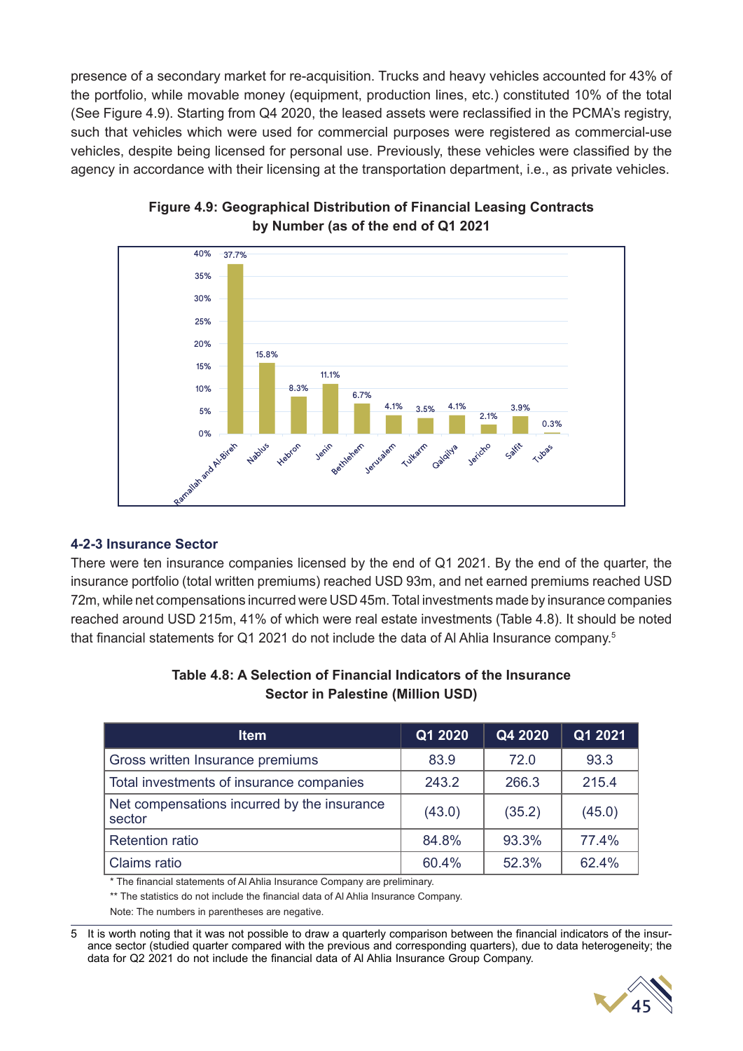presence of a secondary market for re-acquisition. Trucks and heavy vehicles accounted for 43% of the portfolio, while movable money (equipment, production lines, etc.) constituted 10% of the total (See Figure 4.9). Starting from Q4 2020, the leased assets were reclassified in the PCMA's registry, such that vehicles which were used for commercial purposes were registered as commercial-use vehicles, despite being licensed for personal use. Previously, these vehicles were classified by the agency in accordance with their licensing at the transportation department, i.e., as private vehicles.

**Figure 4.9: Geographical Distribution of Financial Leasing Contracts by Number (as of the end of Q1 2021**

| Governorate | Share |
|---|---|
| Ramallah and Al-Bireh | 37.7% |
| Nablus | 15.8% |
| Hebron | 8.3% |
| Jenin | 11.1% |
| Bethlehem | 6.7% |
| Jerusalem | 4.1% |
| Tulkarm | 3.5% |
| Qalqilya | 4.1% |
| Jericho | 2.1% |
| Salfit | 3.9% |
| Tubas | 0.3% |

### 4-2-3 Insurance Sector

There were ten insurance companies licensed by the end of Q1 2021. By the end of the quarter, the insurance portfolio (total written premiums) reached USD 93m, and net earned premiums reached USD 72m, while net compensations incurred were USD 45m. Total investments made by insurance companies reached around USD 215m, 41% of which were real estate investments (Table 4.8). It should be noted that financial statements for Q1 2021 do not include the data of Al Ahlia Insurance company.[5]

**Table 4.8: A Selection of Financial Indicators of the Insurance Sector in Palestine (Million USD)**

| Item | Q1 2020 | Q4 2020 | Q1 2021 |
|---|---|---|---|
| Gross written Insurance premiums | 83.9 | 72.0 | 93.3 |
| Total investments of insurance companies | 243.2 | 266.3 | 215.4 |
| Net compensations incurred by the insurance sector | (43.0) | (35.2) | (45.0) |
| Retention ratio | 84.8% | 93.3% | 77.4% |
| Claims ratio | 60.4% | 52.3% | 62.4% |

\* The financial statements of Al Ahlia Insurance Company are preliminary.

\*\* The statistics do not include the financial data of Al Ahlia Insurance Company.

Note: The numbers in parentheses are negative.

5 It is worth noting that it was not possible to draw a quarterly comparison between the financial indicators of the insurance sector (studied quarter compared with the previous and corresponding quarters), due to data heterogeneity; the data for Q2 2021 do not include the financial data of Al Ahlia Insurance Group Company.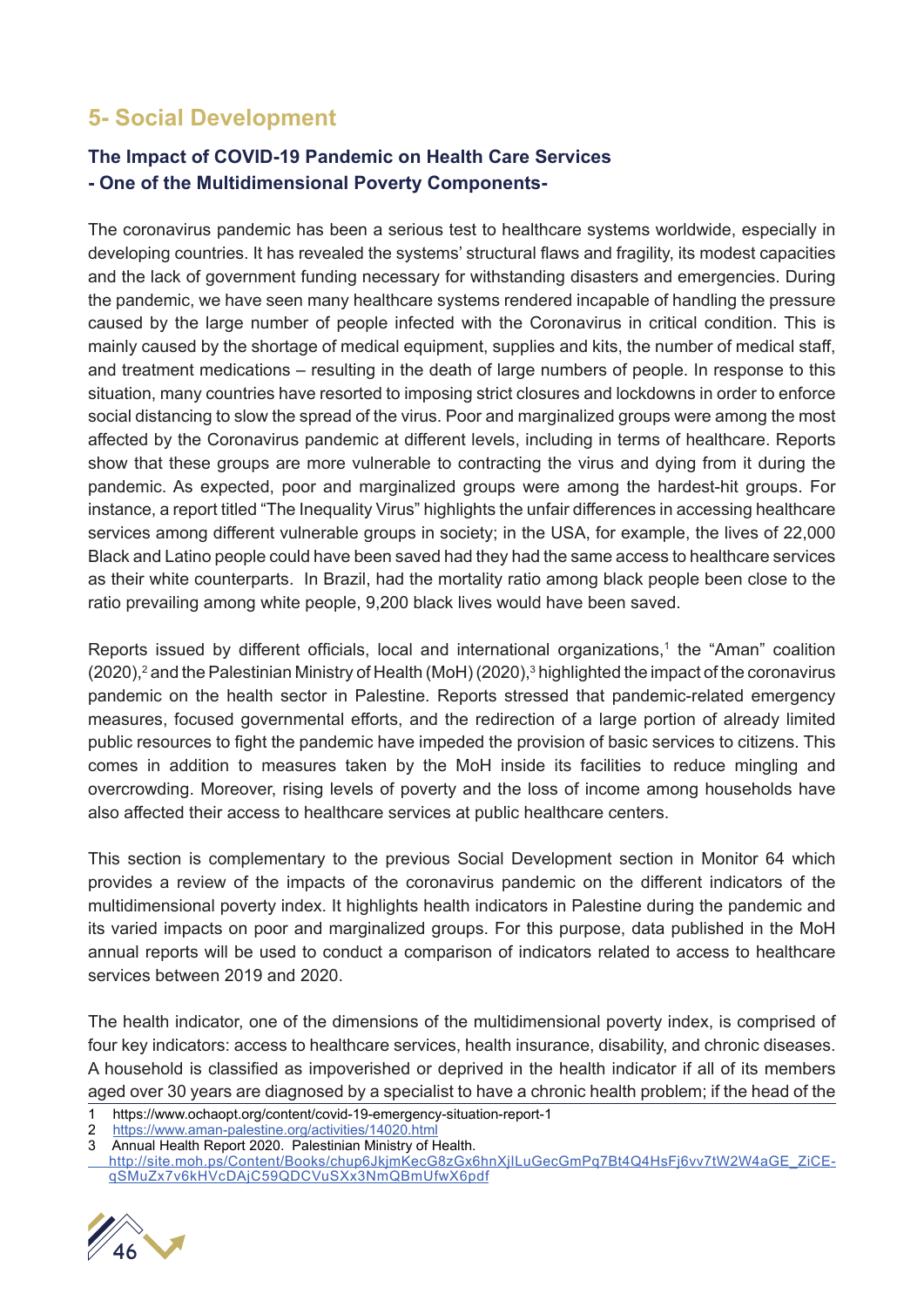## 5- Social Development

### The Impact of COVID-19 Pandemic on Health Care Services - One of the Multidimensional Poverty Components-

The coronavirus pandemic has been a serious test to healthcare systems worldwide, especially in developing countries. It has revealed the systems' structural flaws and fragility, its modest capacities and the lack of government funding necessary for withstanding disasters and emergencies. During the pandemic, we have seen many healthcare systems rendered incapable of handling the pressure caused by the large number of people infected with the Coronavirus in critical condition. This is mainly caused by the shortage of medical equipment, supplies and kits, the number of medical staff, and treatment medications – resulting in the death of large numbers of people. In response to this situation, many countries have resorted to imposing strict closures and lockdowns in order to enforce social distancing to slow the spread of the virus. Poor and marginalized groups were among the most affected by the Coronavirus pandemic at different levels, including in terms of healthcare. Reports show that these groups are more vulnerable to contracting the virus and dying from it during the pandemic. As expected, poor and marginalized groups were among the hardest-hit groups. For instance, a report titled "The Inequality Virus" highlights the unfair differences in accessing healthcare services among different vulnerable groups in society; in the USA, for example, the lives of 22,000 Black and Latino people could have been saved had they had the same access to healthcare services as their white counterparts. In Brazil, had the mortality ratio among black people been close to the ratio prevailing among white people, 9,200 black lives would have been saved.

Reports issued by different officials, local and international organizations,[1] the "Aman" coalition (2020),[2] and the Palestinian Ministry of Health (MoH) (2020),[3] highlighted the impact of the coronavirus pandemic on the health sector in Palestine. Reports stressed that pandemic-related emergency measures, focused governmental efforts, and the redirection of a large portion of already limited public resources to fight the pandemic have impeded the provision of basic services to citizens. This comes in addition to measures taken by the MoH inside its facilities to reduce mingling and overcrowding. Moreover, rising levels of poverty and the loss of income among households have also affected their access to healthcare services at public healthcare centers.

This section is complementary to the previous Social Development section in Monitor 64 which provides a review of the impacts of the coronavirus pandemic on the different indicators of the multidimensional poverty index. It highlights health indicators in Palestine during the pandemic and its varied impacts on poor and marginalized groups. For this purpose, data published in the MoH annual reports will be used to conduct a comparison of indicators related to access to healthcare services between 2019 and 2020.

The health indicator, one of the dimensions of the multidimensional poverty index, is comprised of four key indicators: access to healthcare services, health insurance, disability, and chronic diseases. A household is classified as impoverished or deprived in the health indicator if all of its members aged over 30 years are diagnosed by a specialist to have a chronic health problem; if the head of the

---

1 https://www.ochaopt.org/content/covid-19-emergency-situation-report-1

2 https://www.aman-palestine.org/activities/14020.html

3 Annual Health Report 2020. Palestinian Ministry of Health. http://site.moh.ps/Content/Books/chup6JkjmKecG8zGx6hnXjlLuGecGmPq7Bt4Q4HsFj6vv7tW2W4aGE_ZiCE-qSMuZx7v6kHVcDAjC59QDCVuSXx3NmQBmUfwX6pdf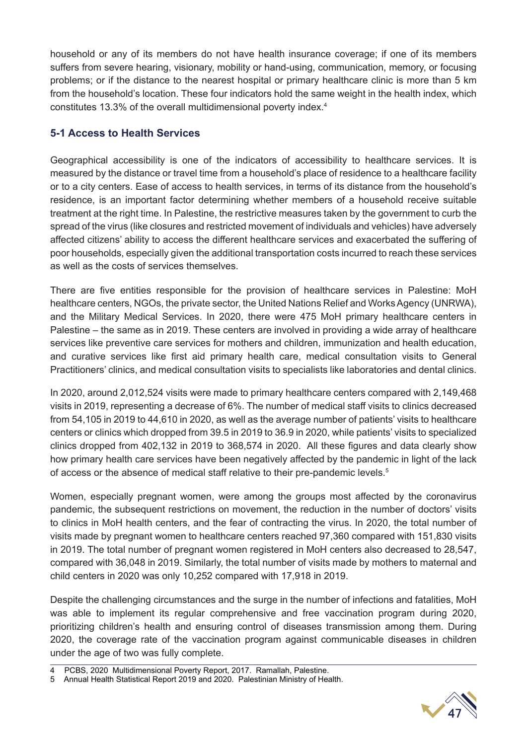household or any of its members do not have health insurance coverage; if one of its members suffers from severe hearing, visionary, mobility or hand-using, communication, memory, or focusing problems; or if the distance to the nearest hospital or primary healthcare clinic is more than 5 km from the household's location. These four indicators hold the same weight in the health index, which constitutes 13.3% of the overall multidimensional poverty index.[4]

### 5-1 Access to Health Services

Geographical accessibility is one of the indicators of accessibility to healthcare services. It is measured by the distance or travel time from a household's place of residence to a healthcare facility or to a city centers. Ease of access to health services, in terms of its distance from the household's residence, is an important factor determining whether members of a household receive suitable treatment at the right time. In Palestine, the restrictive measures taken by the government to curb the spread of the virus (like closures and restricted movement of individuals and vehicles) have adversely affected citizens' ability to access the different healthcare services and exacerbated the suffering of poor households, especially given the additional transportation costs incurred to reach these services as well as the costs of services themselves.

There are five entities responsible for the provision of healthcare services in Palestine: MoH healthcare centers, NGOs, the private sector, the United Nations Relief and Works Agency (UNRWA), and the Military Medical Services. In 2020, there were 475 MoH primary healthcare centers in Palestine – the same as in 2019. These centers are involved in providing a wide array of healthcare services like preventive care services for mothers and children, immunization and health education, and curative services like first aid primary health care, medical consultation visits to General Practitioners' clinics, and medical consultation visits to specialists like laboratories and dental clinics.

In 2020, around 2,012,524 visits were made to primary healthcare centers compared with 2,149,468 visits in 2019, representing a decrease of 6%. The number of medical staff visits to clinics decreased from 54,105 in 2019 to 44,610 in 2020, as well as the average number of patients' visits to healthcare centers or clinics which dropped from 39.5 in 2019 to 36.9 in 2020, while patients' visits to specialized clinics dropped from 402,132 in 2019 to 368,574 in 2020. All these figures and data clearly show how primary health care services have been negatively affected by the pandemic in light of the lack of access or the absence of medical staff relative to their pre-pandemic levels.[5]

Women, especially pregnant women, were among the groups most affected by the coronavirus pandemic, the subsequent restrictions on movement, the reduction in the number of doctors' visits to clinics in MoH health centers, and the fear of contracting the virus. In 2020, the total number of visits made by pregnant women to healthcare centers reached 97,360 compared with 151,830 visits in 2019. The total number of pregnant women registered in MoH centers also decreased to 28,547, compared with 36,048 in 2019. Similarly, the total number of visits made by mothers to maternal and child centers in 2020 was only 10,252 compared with 17,918 in 2019.

Despite the challenging circumstances and the surge in the number of infections and fatalities, MoH was able to implement its regular comprehensive and free vaccination program during 2020, prioritizing children's health and ensuring control of diseases transmission among them. During 2020, the coverage rate of the vaccination program against communicable diseases in children under the age of two was fully complete.

---

4 PCBS, 2020 Multidimensional Poverty Report, 2017. Ramallah, Palestine.

5 Annual Health Statistical Report 2019 and 2020. Palestinian Ministry of Health.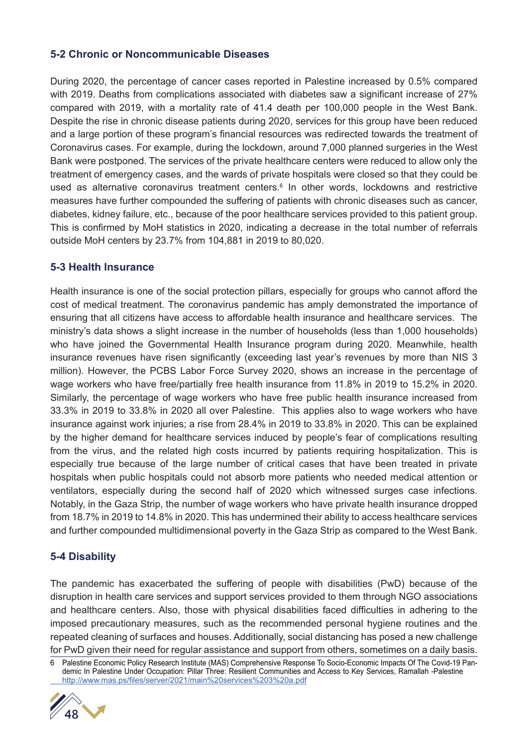### 5-2 Chronic or Noncommunicable Diseases

During 2020, the percentage of cancer cases reported in Palestine increased by 0.5% compared with 2019. Deaths from complications associated with diabetes saw a significant increase of 27% compared with 2019, with a mortality rate of 41.4 death per 100,000 people in the West Bank. Despite the rise in chronic disease patients during 2020, services for this group have been reduced and a large portion of these program's financial resources was redirected towards the treatment of Coronavirus cases. For example, during the lockdown, around 7,000 planned surgeries in the West Bank were postponed. The services of the private healthcare centers were reduced to allow only the treatment of emergency cases, and the wards of private hospitals were closed so that they could be used as alternative coronavirus treatment centers.[6] In other words, lockdowns and restrictive measures have further compounded the suffering of patients with chronic diseases such as cancer, diabetes, kidney failure, etc., because of the poor healthcare services provided to this patient group. This is confirmed by MoH statistics in 2020, indicating a decrease in the total number of referrals outside MoH centers by 23.7% from 104,881 in 2019 to 80,020.

### 5-3 Health Insurance

Health insurance is one of the social protection pillars, especially for groups who cannot afford the cost of medical treatment. The coronavirus pandemic has amply demonstrated the importance of ensuring that all citizens have access to affordable health insurance and healthcare services. The ministry's data shows a slight increase in the number of households (less than 1,000 households) who have joined the Governmental Health Insurance program during 2020. Meanwhile, health insurance revenues have risen significantly (exceeding last year's revenues by more than NIS 3 million). However, the PCBS Labor Force Survey 2020, shows an increase in the percentage of wage workers who have free/partially free health insurance from 11.8% in 2019 to 15.2% in 2020. Similarly, the percentage of wage workers who have free public health insurance increased from 33.3% in 2019 to 33.8% in 2020 all over Palestine. This applies also to wage workers who have insurance against work injuries; a rise from 28.4% in 2019 to 33.8% in 2020. This can be explained by the higher demand for healthcare services induced by people's fear of complications resulting from the virus, and the related high costs incurred by patients requiring hospitalization. This is especially true because of the large number of critical cases that have been treated in private hospitals when public hospitals could not absorb more patients who needed medical attention or ventilators, especially during the second half of 2020 which witnessed surges case infections. Notably, in the Gaza Strip, the number of wage workers who have private health insurance dropped from 18.7% in 2019 to 14.8% in 2020. This has undermined their ability to access healthcare services and further compounded multidimensional poverty in the Gaza Strip as compared to the West Bank.

### 5-4 Disability

The pandemic has exacerbated the suffering of people with disabilities (PwD) because of the disruption in health care services and support services provided to them through NGO associations and healthcare centers. Also, those with physical disabilities faced difficulties in adhering to the imposed precautionary measures, such as the recommended personal hygiene routines and the repeated cleaning of surfaces and houses. Additionally, social distancing has posed a new challenge for PwD given their need for regular assistance and support from others, sometimes on a daily basis.

6 Palestine Economic Policy Research Institute (MAS) Comprehensive Response To Socio-Economic Impacts Of The Covid-19 Pandemic In Palestine Under Occupation: Pillar Three: Resilient Communities and Access to Key Services, Ramallah -Palestine http://www.mas.ps/files/server/2021/main%20services%203%20a.pdf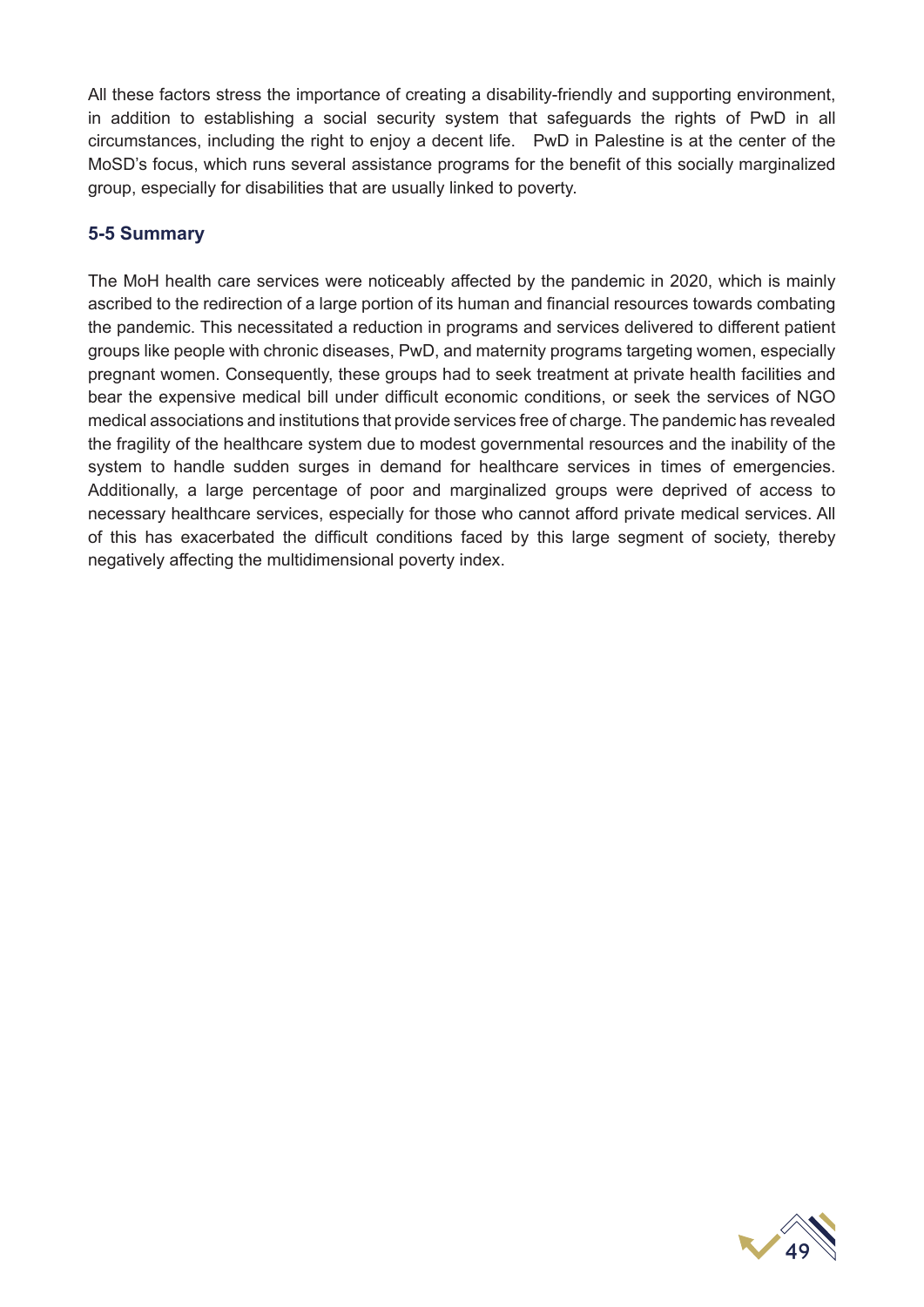All these factors stress the importance of creating a disability-friendly and supporting environment, in addition to establishing a social security system that safeguards the rights of PwD in all circumstances, including the right to enjoy a decent life. PwD in Palestine is at the center of the MoSD's focus, which runs several assistance programs for the benefit of this socially marginalized group, especially for disabilities that are usually linked to poverty.

### 5-5 Summary

The MoH health care services were noticeably affected by the pandemic in 2020, which is mainly ascribed to the redirection of a large portion of its human and financial resources towards combating the pandemic. This necessitated a reduction in programs and services delivered to different patient groups like people with chronic diseases, PwD, and maternity programs targeting women, especially pregnant women. Consequently, these groups had to seek treatment at private health facilities and bear the expensive medical bill under difficult economic conditions, or seek the services of NGO medical associations and institutions that provide services free of charge. The pandemic has revealed the fragility of the healthcare system due to modest governmental resources and the inability of the system to handle sudden surges in demand for healthcare services in times of emergencies. Additionally, a large percentage of poor and marginalized groups were deprived of access to necessary healthcare services, especially for those who cannot afford private medical services. All of this has exacerbated the difficult conditions faced by this large segment of society, thereby negatively affecting the multidimensional poverty index.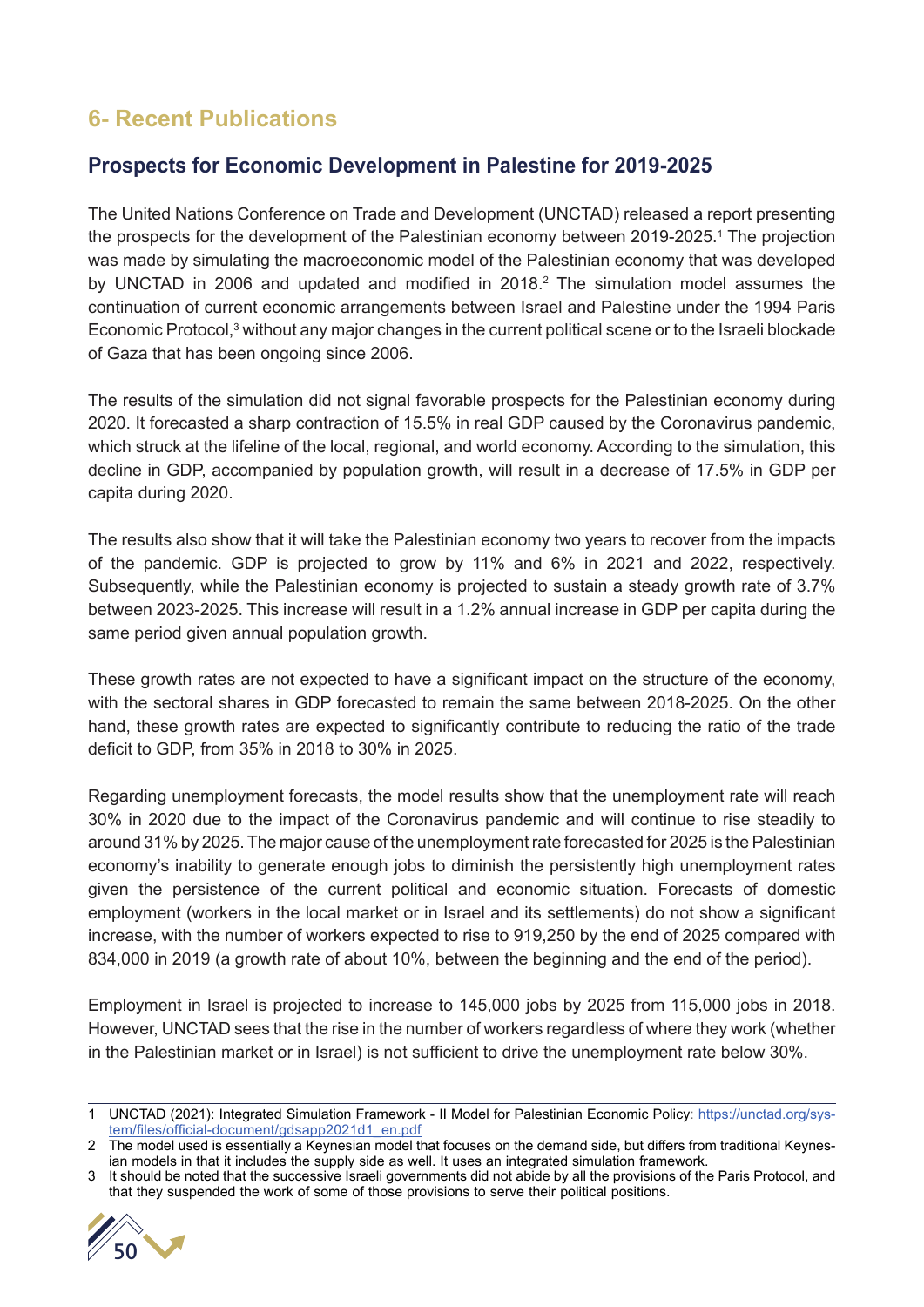## 6- Recent Publications

### Prospects for Economic Development in Palestine for 2019-2025

The United Nations Conference on Trade and Development (UNCTAD) released a report presenting the prospects for the development of the Palestinian economy between 2019-2025.[1] The projection was made by simulating the macroeconomic model of the Palestinian economy that was developed by UNCTAD in 2006 and updated and modified in 2018.[2] The simulation model assumes the continuation of current economic arrangements between Israel and Palestine under the 1994 Paris Economic Protocol,[3] without any major changes in the current political scene or to the Israeli blockade of Gaza that has been ongoing since 2006.

The results of the simulation did not signal favorable prospects for the Palestinian economy during 2020. It forecasted a sharp contraction of 15.5% in real GDP caused by the Coronavirus pandemic, which struck at the lifeline of the local, regional, and world economy. According to the simulation, this decline in GDP, accompanied by population growth, will result in a decrease of 17.5% in GDP per capita during 2020.

The results also show that it will take the Palestinian economy two years to recover from the impacts of the pandemic. GDP is projected to grow by 11% and 6% in 2021 and 2022, respectively. Subsequently, while the Palestinian economy is projected to sustain a steady growth rate of 3.7% between 2023-2025. This increase will result in a 1.2% annual increase in GDP per capita during the same period given annual population growth.

These growth rates are not expected to have a significant impact on the structure of the economy, with the sectoral shares in GDP forecasted to remain the same between 2018-2025. On the other hand, these growth rates are expected to significantly contribute to reducing the ratio of the trade deficit to GDP, from 35% in 2018 to 30% in 2025.

Regarding unemployment forecasts, the model results show that the unemployment rate will reach 30% in 2020 due to the impact of the Coronavirus pandemic and will continue to rise steadily to around 31% by 2025. The major cause of the unemployment rate forecasted for 2025 is the Palestinian economy's inability to generate enough jobs to diminish the persistently high unemployment rates given the persistence of the current political and economic situation. Forecasts of domestic employment (workers in the local market or in Israel and its settlements) do not show a significant increase, with the number of workers expected to rise to 919,250 by the end of 2025 compared with 834,000 in 2019 (a growth rate of about 10%, between the beginning and the end of the period).

Employment in Israel is projected to increase to 145,000 jobs by 2025 from 115,000 jobs in 2018. However, UNCTAD sees that the rise in the number of workers regardless of where they work (whether in the Palestinian market or in Israel) is not sufficient to drive the unemployment rate below 30%.

---

1 UNCTAD (2021): Integrated Simulation Framework - II Model for Palestinian Economic Policy: https://unctad.org/system/files/official-document/gdsapp2021d1_en.pdf

2 The model used is essentially a Keynesian model that focuses on the demand side, but differs from traditional Keynesian models in that it includes the supply side as well. It uses an integrated simulation framework.

3 It should be noted that the successive Israeli governments did not abide by all the provisions of the Paris Protocol, and that they suspended the work of some of those provisions to serve their political positions.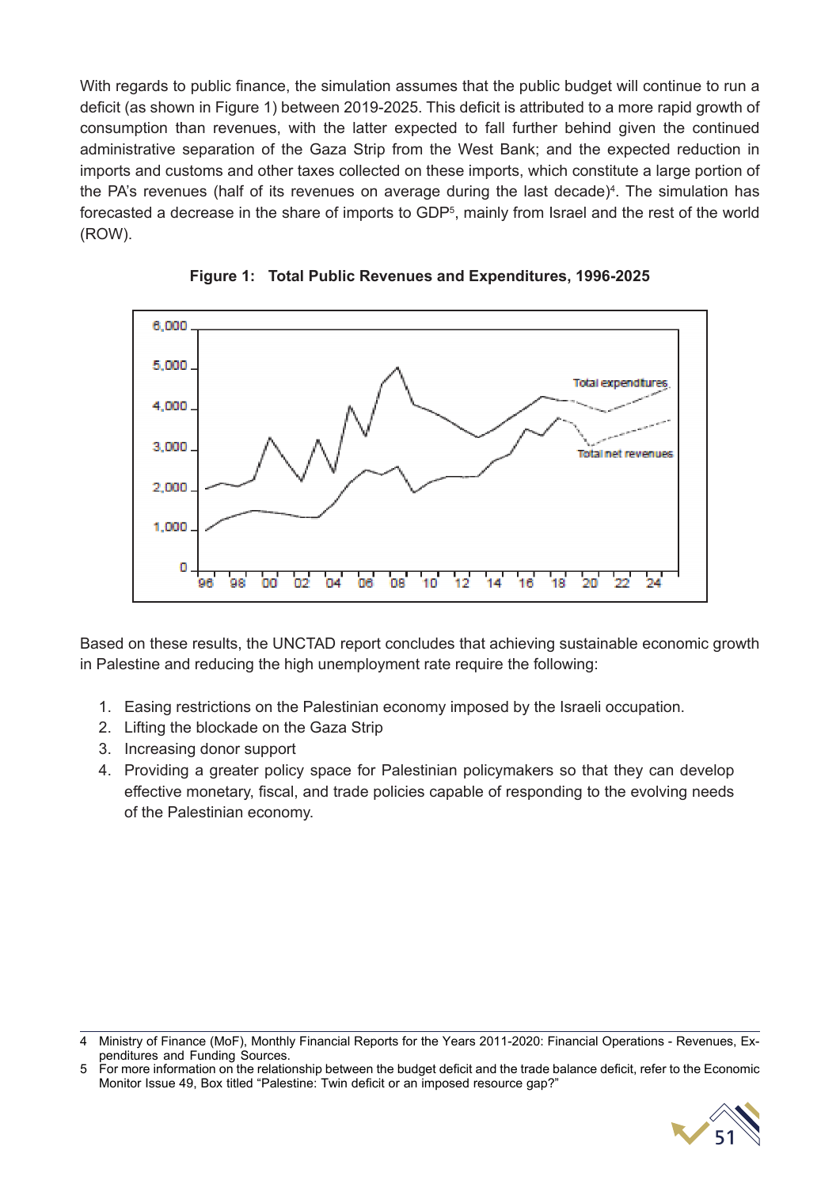With regards to public finance, the simulation assumes that the public budget will continue to run a deficit (as shown in Figure 1) between 2019-2025. This deficit is attributed to a more rapid growth of consumption than revenues, with the latter expected to fall further behind given the continued administrative separation of the Gaza Strip from the West Bank; and the expected reduction in imports and customs and other taxes collected on these imports, which constitute a large portion of the PA's revenues (half of its revenues on average during the last decade)[4]. The simulation has forecasted a decrease in the share of imports to GDP[5], mainly from Israel and the rest of the world (ROW).

**Figure 1: Total Public Revenues and Expenditures, 1996-2025**

Based on these results, the UNCTAD report concludes that achieving sustainable economic growth in Palestine and reducing the high unemployment rate require the following:

1. Easing restrictions on the Palestinian economy imposed by the Israeli occupation.
2. Lifting the blockade on the Gaza Strip
3. Increasing donor support
4. Providing a greater policy space for Palestinian policymakers so that they can develop effective monetary, fiscal, and trade policies capable of responding to the evolving needs of the Palestinian economy.

---

4 Ministry of Finance (MoF), Monthly Financial Reports for the Years 2011-2020: Financial Operations - Revenues, Expenditures and Funding Sources.

5 For more information on the relationship between the budget deficit and the trade balance deficit, refer to the Economic Monitor Issue 49, Box titled "Palestine: Twin deficit or an imposed resource gap?"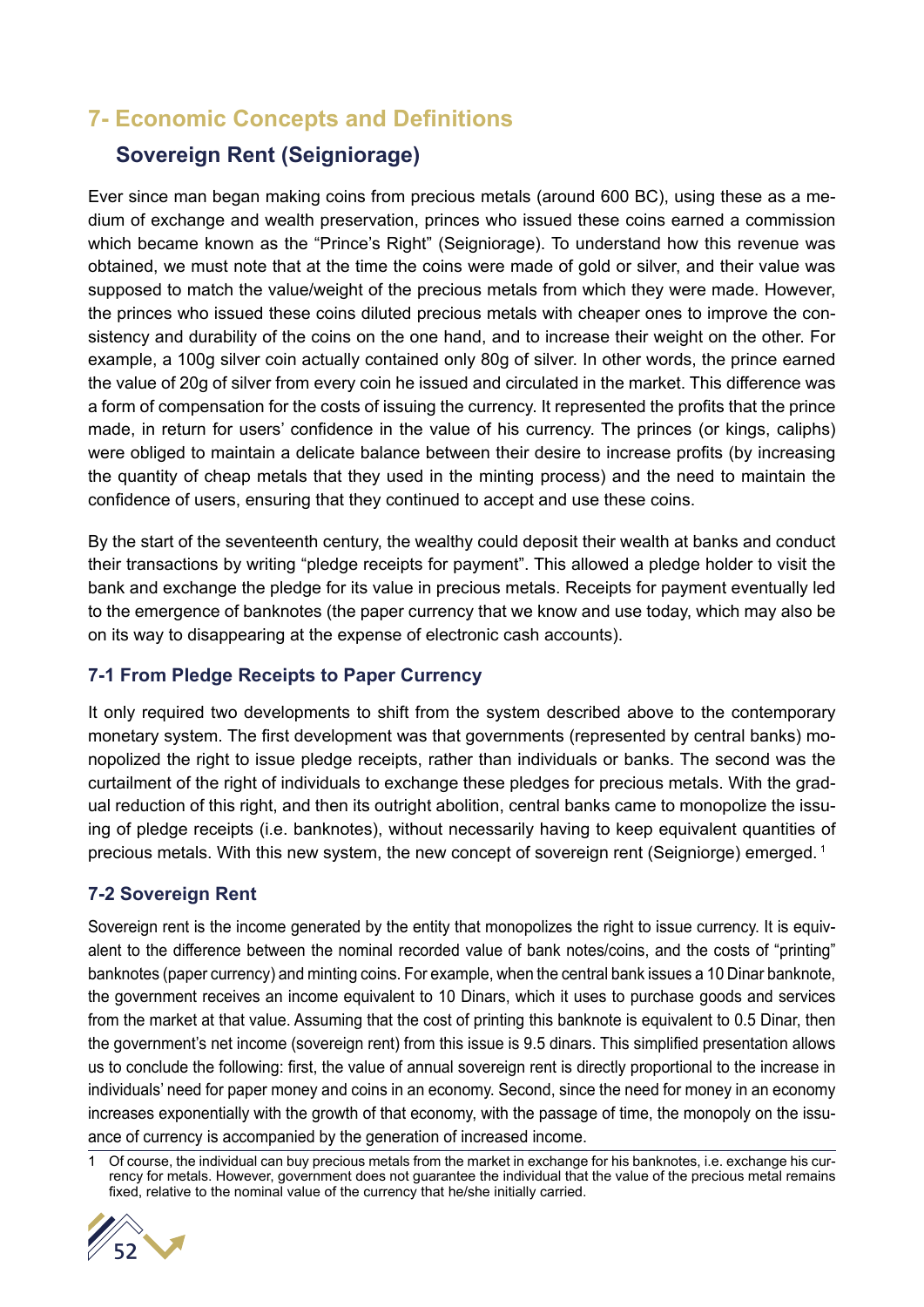## 7- Economic Concepts and Definitions

### Sovereign Rent (Seigniorage)

Ever since man began making coins from precious metals (around 600 BC), using these as a medium of exchange and wealth preservation, princes who issued these coins earned a commission which became known as the "Prince's Right" (Seigniorage). To understand how this revenue was obtained, we must note that at the time the coins were made of gold or silver, and their value was supposed to match the value/weight of the precious metals from which they were made. However, the princes who issued these coins diluted precious metals with cheaper ones to improve the consistency and durability of the coins on the one hand, and to increase their weight on the other. For example, a 100g silver coin actually contained only 80g of silver. In other words, the prince earned the value of 20g of silver from every coin he issued and circulated in the market. This difference was a form of compensation for the costs of issuing the currency. It represented the profits that the prince made, in return for users' confidence in the value of his currency. The princes (or kings, caliphs) were obliged to maintain a delicate balance between their desire to increase profits (by increasing the quantity of cheap metals that they used in the minting process) and the need to maintain the confidence of users, ensuring that they continued to accept and use these coins.

By the start of the seventeenth century, the wealthy could deposit their wealth at banks and conduct their transactions by writing "pledge receipts for payment". This allowed a pledge holder to visit the bank and exchange the pledge for its value in precious metals. Receipts for payment eventually led to the emergence of banknotes (the paper currency that we know and use today, which may also be on its way to disappearing at the expense of electronic cash accounts).

#### 7-1 From Pledge Receipts to Paper Currency

It only required two developments to shift from the system described above to the contemporary monetary system. The first development was that governments (represented by central banks) monopolized the right to issue pledge receipts, rather than individuals or banks. The second was the curtailment of the right of individuals to exchange these pledges for precious metals. With the gradual reduction of this right, and then its outright abolition, central banks came to monopolize the issuing of pledge receipts (i.e. banknotes), without necessarily having to keep equivalent quantities of precious metals. With this new system, the new concept of sovereign rent (Seigniorge) emerged. [1]

#### 7-2 Sovereign Rent

Sovereign rent is the income generated by the entity that monopolizes the right to issue currency. It is equivalent to the difference between the nominal recorded value of bank notes/coins, and the costs of "printing" banknotes (paper currency) and minting coins. For example, when the central bank issues a 10 Dinar banknote, the government receives an income equivalent to 10 Dinars, which it uses to purchase goods and services from the market at that value. Assuming that the cost of printing this banknote is equivalent to 0.5 Dinar, then the government's net income (sovereign rent) from this issue is 9.5 dinars. This simplified presentation allows us to conclude the following: first, the value of annual sovereign rent is directly proportional to the increase in individuals' need for paper money and coins in an economy. Second, since the need for money in an economy increases exponentially with the growth of that economy, with the passage of time, the monopoly on the issuance of currency is accompanied by the generation of increased income.

[1] Of course, the individual can buy precious metals from the market in exchange for his banknotes, i.e. exchange his currency for metals. However, government does not guarantee the individual that the value of the precious metal remains fixed, relative to the nominal value of the currency that he/she initially carried.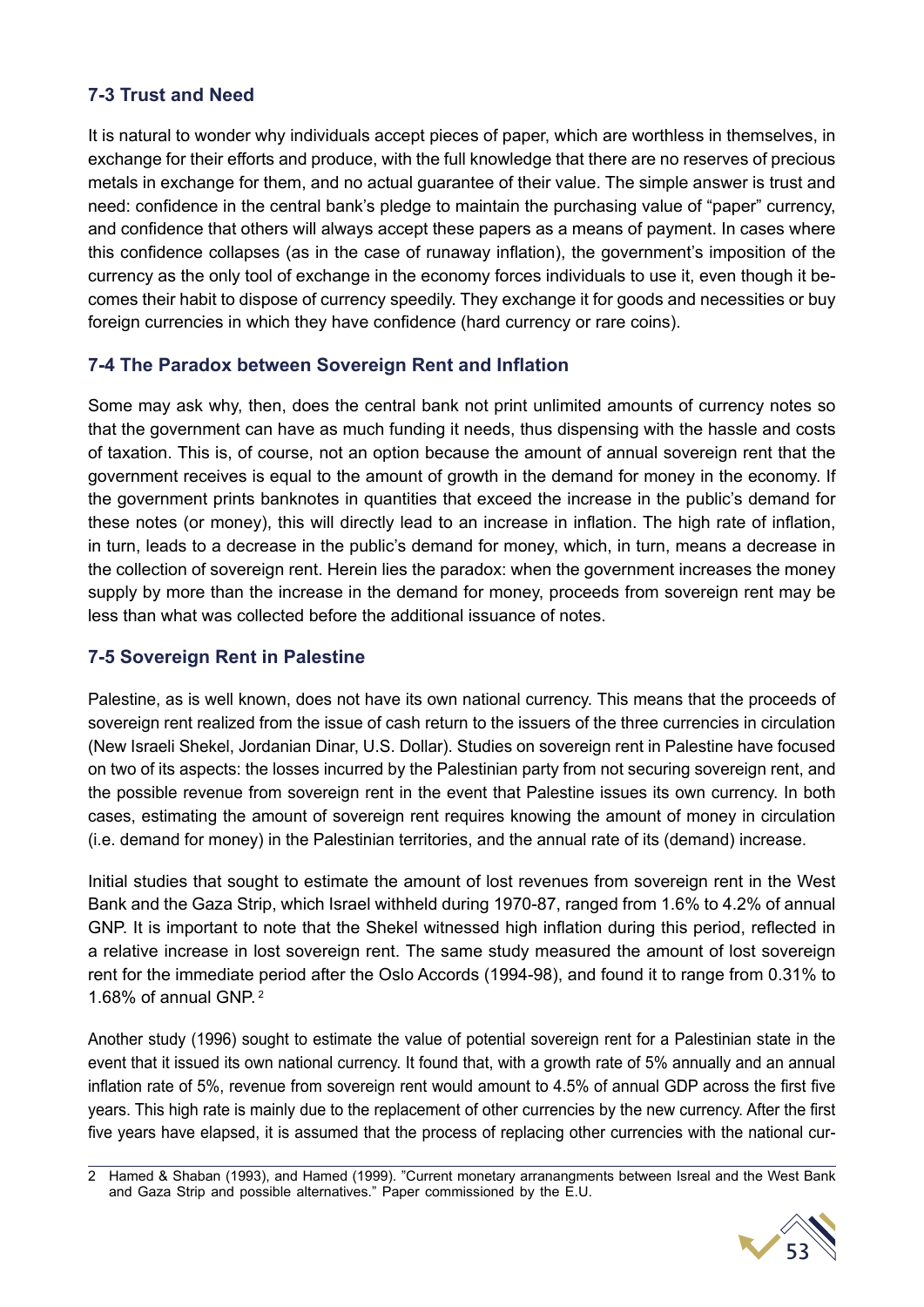### 7-3 Trust and Need

It is natural to wonder why individuals accept pieces of paper, which are worthless in themselves, in exchange for their efforts and produce, with the full knowledge that there are no reserves of precious metals in exchange for them, and no actual guarantee of their value. The simple answer is trust and need: confidence in the central bank's pledge to maintain the purchasing value of "paper" currency, and confidence that others will always accept these papers as a means of payment. In cases where this confidence collapses (as in the case of runaway inflation), the government's imposition of the currency as the only tool of exchange in the economy forces individuals to use it, even though it becomes their habit to dispose of currency speedily. They exchange it for goods and necessities or buy foreign currencies in which they have confidence (hard currency or rare coins).

### 7-4 The Paradox between Sovereign Rent and Inflation

Some may ask why, then, does the central bank not print unlimited amounts of currency notes so that the government can have as much funding it needs, thus dispensing with the hassle and costs of taxation. This is, of course, not an option because the amount of annual sovereign rent that the government receives is equal to the amount of growth in the demand for money in the economy. If the government prints banknotes in quantities that exceed the increase in the public's demand for these notes (or money), this will directly lead to an increase in inflation. The high rate of inflation, in turn, leads to a decrease in the public's demand for money, which, in turn, means a decrease in the collection of sovereign rent. Herein lies the paradox: when the government increases the money supply by more than the increase in the demand for money, proceeds from sovereign rent may be less than what was collected before the additional issuance of notes.

### 7-5 Sovereign Rent in Palestine

Palestine, as is well known, does not have its own national currency. This means that the proceeds of sovereign rent realized from the issue of cash return to the issuers of the three currencies in circulation (New Israeli Shekel, Jordanian Dinar, U.S. Dollar). Studies on sovereign rent in Palestine have focused on two of its aspects: the losses incurred by the Palestinian party from not securing sovereign rent, and the possible revenue from sovereign rent in the event that Palestine issues its own currency. In both cases, estimating the amount of sovereign rent requires knowing the amount of money in circulation (i.e. demand for money) in the Palestinian territories, and the annual rate of its (demand) increase.

Initial studies that sought to estimate the amount of lost revenues from sovereign rent in the West Bank and the Gaza Strip, which Israel withheld during 1970-87, ranged from 1.6% to 4.2% of annual GNP. It is important to note that the Shekel witnessed high inflation during this period, reflected in a relative increase in lost sovereign rent. The same study measured the amount of lost sovereign rent for the immediate period after the Oslo Accords (1994-98), and found it to range from 0.31% to 1.68% of annual GNP. [2]

Another study (1996) sought to estimate the value of potential sovereign rent for a Palestinian state in the event that it issued its own national currency. It found that, with a growth rate of 5% annually and an annual inflation rate of 5%, revenue from sovereign rent would amount to 4.5% of annual GDP across the first five years. This high rate is mainly due to the replacement of other currencies by the new currency. After the first five years have elapsed, it is assumed that the process of replacing other currencies with the national cur-

---

2 Hamed & Shaban (1993), and Hamed (1999). "Current monetary arranangments between Isreal and the West Bank and Gaza Strip and possible alternatives." Paper commissioned by the E.U.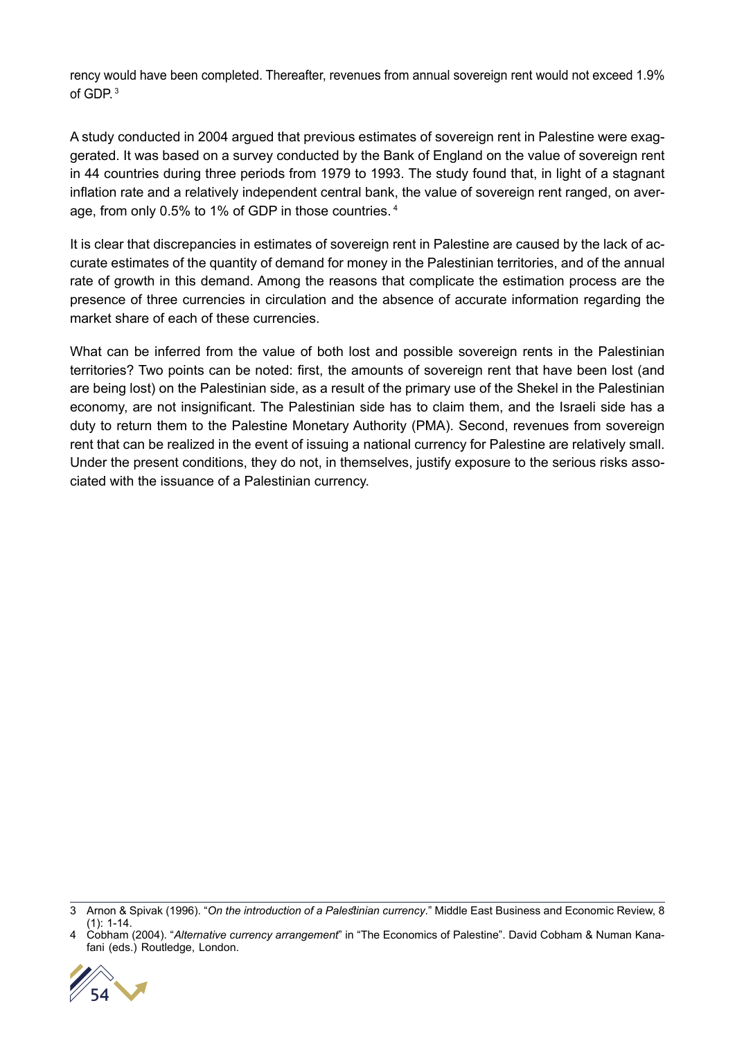rency would have been completed. Thereafter, revenues from annual sovereign rent would not exceed 1.9% of GDP. [3]

A study conducted in 2004 argued that previous estimates of sovereign rent in Palestine were exaggerated. It was based on a survey conducted by the Bank of England on the value of sovereign rent in 44 countries during three periods from 1979 to 1993. The study found that, in light of a stagnant inflation rate and a relatively independent central bank, the value of sovereign rent ranged, on average, from only 0.5% to 1% of GDP in those countries. [4]

It is clear that discrepancies in estimates of sovereign rent in Palestine are caused by the lack of accurate estimates of the quantity of demand for money in the Palestinian territories, and of the annual rate of growth in this demand. Among the reasons that complicate the estimation process are the presence of three currencies in circulation and the absence of accurate information regarding the market share of each of these currencies.

What can be inferred from the value of both lost and possible sovereign rents in the Palestinian territories? Two points can be noted: first, the amounts of sovereign rent that have been lost (and are being lost) on the Palestinian side, as a result of the primary use of the Shekel in the Palestinian economy, are not insignificant. The Palestinian side has to claim them, and the Israeli side has a duty to return them to the Palestine Monetary Authority (PMA). Second, revenues from sovereign rent that can be realized in the event of issuing a national currency for Palestine are relatively small. Under the present conditions, they do not, in themselves, justify exposure to the serious risks associated with the issuance of a Palestinian currency.

---

3 Arnon & Spivak (1996). "*On the introduction of a Palestinian currency*." Middle East Business and Economic Review, 8 (1): 1-14.

4 Cobham (2004). "*Alternative currency arrangement*" in "The Economics of Palestine". David Cobham & Numan Kanafani (eds.) Routledge, London.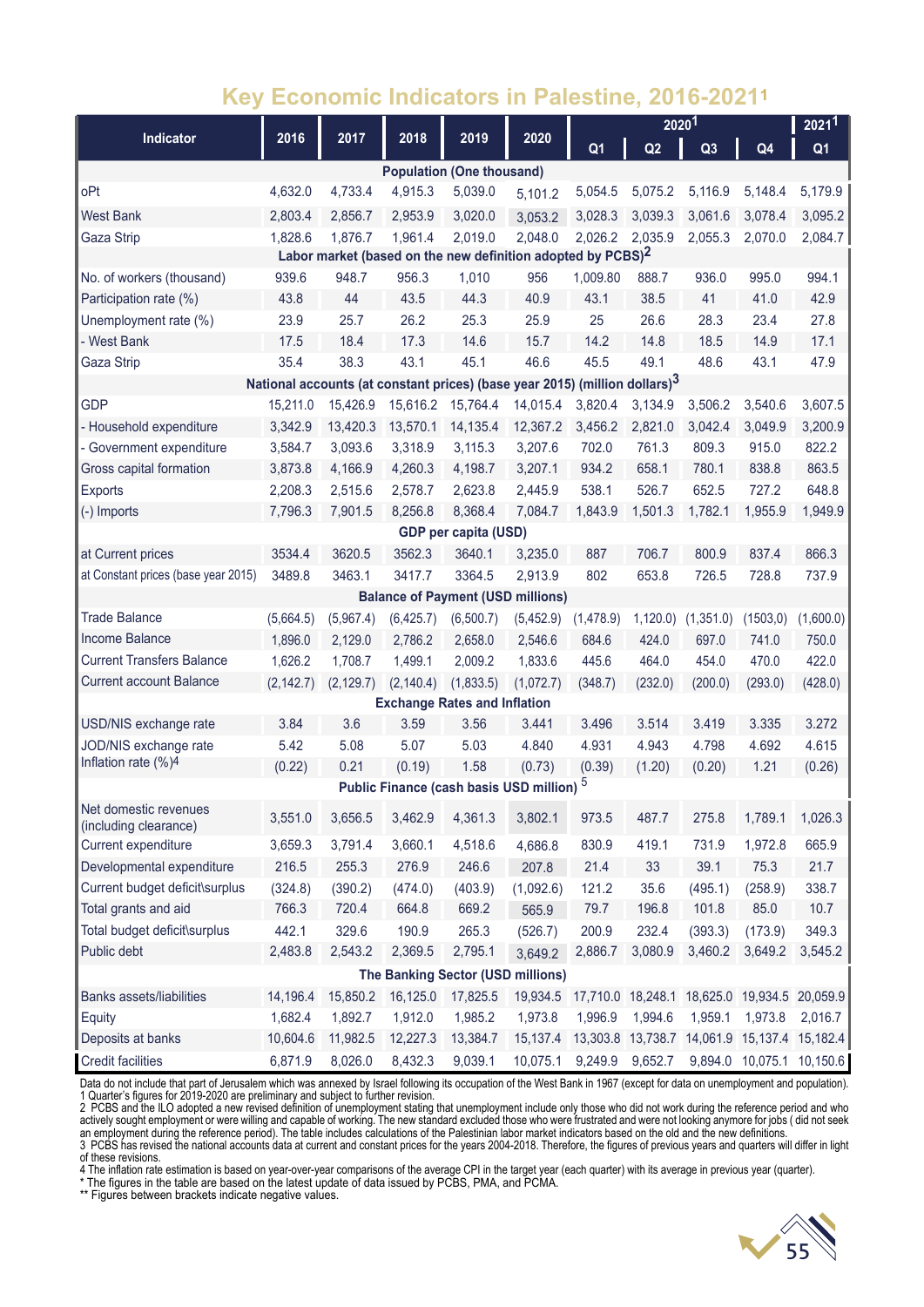# Key Economic Indicators in Palestine, 2016-2021[1]

| Indicator | 2016 | 2017 | 2018 | 2019 | 2020 | 2020[1] | | | | 2021[1] |
|---|---|---|---|---|---|---|---|---|---|---|
| | | | | | | Q1 | Q2 | Q3 | Q4 | Q1 |
| **Population (One thousand)** | | | | | | | | | | |
| oPt | 4,632.0 | 4,733.4 | 4,915.3 | 5,039.0 | 5,101.2 | 5,054.5 | 5,075.2 | 5,116.9 | 5,148.4 | 5,179.9 |
| West Bank | 2,803.4 | 2,856.7 | 2,953.9 | 3,020.0 | 3,053.2 | 3,028.3 | 3,039.3 | 3,061.6 | 3,078.4 | 3,095.2 |
| Gaza Strip | 1,828.6 | 1,876.7 | 1,961.4 | 2,019.0 | 2,048.0 | 2,026.2 | 2,035.9 | 2,055.3 | 2,070.0 | 2,084.7 |
| **Labor market (based on the new definition adopted by PCBS)[2]** | | | | | | | | | | |
| No. of workers (thousand) | 939.6 | 948.7 | 956.3 | 1,010 | 956 | 1,009.80 | 888.7 | 936.0 | 995.0 | 994.1 |
| Participation rate (%) | 43.8 | 44 | 43.5 | 44.3 | 40.9 | 43.1 | 38.5 | 41 | 41.0 | 42.9 |
| Unemployment rate (%) | 23.9 | 25.7 | 26.2 | 25.3 | 25.9 | 25 | 26.6 | 28.3 | 23.4 | 27.8 |
| - West Bank | 17.5 | 18.4 | 17.3 | 14.6 | 15.7 | 14.2 | 14.8 | 18.5 | 14.9 | 17.1 |
| Gaza Strip | 35.4 | 38.3 | 43.1 | 45.1 | 46.6 | 45.5 | 49.1 | 48.6 | 43.1 | 47.9 |
| **National accounts (at constant prices) (base year 2015) (million dollars)[3]** | | | | | | | | | | |
| GDP | 15,211.0 | 15,426.9 | 15,616.2 | 15,764.4 | 14,015.4 | 3,820.4 | 3,134.9 | 3,506.2 | 3,540.6 | 3,607.5 |
| - Household expenditure | 3,342.9 | 13,420.3 | 13,570.1 | 14,135.4 | 12,367.2 | 3,456.2 | 2,821.0 | 3,042.4 | 3,049.9 | 3,200.9 |
| - Government expenditure | 3,584.7 | 3,093.6 | 3,318.9 | 3,115.3 | 3,207.6 | 702.0 | 761.3 | 809.3 | 915.0 | 822.2 |
| Gross capital formation | 3,873.8 | 4,166.9 | 4,260.3 | 4,198.7 | 3,207.1 | 934.2 | 658.1 | 780.1 | 838.8 | 863.5 |
| Exports | 2,208.3 | 2,515.6 | 2,578.7 | 2,623.8 | 2,445.9 | 538.1 | 526.7 | 652.5 | 727.2 | 648.8 |
| (-) Imports | 7,796.3 | 7,901.5 | 8,256.8 | 8,368.4 | 7,084.7 | 1,843.9 | 1,501.3 | 1,782.1 | 1,955.9 | 1,949.9 |
| **GDP per capita (USD)** | | | | | | | | | | |
| at Current prices | 3534.4 | 3620.5 | 3562.3 | 3640.1 | 3,235.0 | 887 | 706.7 | 800.9 | 837.4 | 866.3 |
| at Constant prices (base year 2015) | 3489.8 | 3463.1 | 3417.7 | 3364.5 | 2,913.9 | 802 | 653.8 | 726.5 | 728.8 | 737.9 |
| **Balance of Payment (USD millions)** | | | | | | | | | | |
| Trade Balance | (5,664.5) | (5,967.4) | (6,425.7) | (6,500.7) | (5,452.9) | (1,478.9) | 1,120.0) | (1,351.0) | (1503,0) | (1,600.0) |
| Income Balance | 1,896.0 | 2,129.0 | 2,786.2 | 2,658.0 | 2,546.6 | 684.6 | 424.0 | 697.0 | 741.0 | 750.0 |
| Current Transfers Balance | 1,626.2 | 1,708.7 | 1,499.1 | 2,009.2 | 1,833.6 | 445.6 | 464.0 | 454.0 | 470.0 | 422.0 |
| Current account Balance | (2,142.7) | (2,129.7) | (2,140.4) | (1,833.5) | (1,072.7) | (348.7) | (232.0) | (200.0) | (293.0) | (428.0) |
| **Exchange Rates and Inflation** | | | | | | | | | | |
| USD/NIS exchange rate | 3.84 | 3.6 | 3.59 | 3.56 | 3.441 | 3.496 | 3.514 | 3.419 | 3.335 | 3.272 |
| JOD/NIS exchange rate | 5.42 | 5.08 | 5.07 | 5.03 | 4.840 | 4.931 | 4.943 | 4.798 | 4.692 | 4.615 |
| Inflation rate (%)[4] | (0.22) | 0.21 | (0.19) | 1.58 | (0.73) | (0.39) | (1.20) | (0.20) | 1.21 | (0.26) |
| **Public Finance (cash basis USD million)[5]** | | | | | | | | | | |
| Net domestic revenues (including clearance) | 3,551.0 | 3,656.5 | 3,462.9 | 4,361.3 | 3,802.1 | 973.5 | 487.7 | 275.8 | 1,789.1 | 1,026.3 |
| Current expenditure | 3,659.3 | 3,791.4 | 3,660.1 | 4,518.6 | 4,686.8 | 830.9 | 419.1 | 731.9 | 1,972.8 | 665.9 |
| Developmental expenditure | 216.5 | 255.3 | 276.9 | 246.6 | 207.8 | 21.4 | 33 | 39.1 | 75.3 | 21.7 |
| Current budget deficit\surplus | (324.8) | (390.2) | (474.0) | (403.9) | (1,092.6) | 121.2 | 35.6 | (495.1) | (258.9) | 338.7 |
| Total grants and aid | 766.3 | 720.4 | 664.8 | 669.2 | 565.9 | 79.7 | 196.8 | 101.8 | 85.0 | 10.7 |
| Total budget deficit\surplus | 442.1 | 329.6 | 190.9 | 265.3 | (526.7) | 200.9 | 232.4 | (393.3) | (173.9) | 349.3 |
| Public debt | 2,483.8 | 2,543.2 | 2,369.5 | 2,795.1 | 3,649.2 | 2,886.7 | 3,080.9 | 3,460.2 | 3,649.2 | 3,545.2 |
| **The Banking Sector (USD millions)** | | | | | | | | | | |
| Banks assets/liabilities | 14,196.4 | 15,850.2 | 16,125.0 | 17,825.5 | 19,934.5 | 17,710.0 | 18,248.1 | 18,625.0 | 19,934.5 | 20,059.9 |
| Equity | 1,682.4 | 1,892.7 | 1,912.0 | 1,985.2 | 1,973.8 | 1,996.9 | 1,994.6 | 1,959.1 | 1,973.8 | 2,016.7 |
| Deposits at banks | 10,604.6 | 11,982.5 | 12,227.3 | 13,384.7 | 15,137.4 | 13,303.8 | 13,738.7 | 14,061.9 | 15,137.4 | 15,182.4 |
| Credit facilities | 6,871.9 | 8,026.0 | 8,432.3 | 9,039.1 | 10,075.1 | 9,249.9 | 9,652.7 | 9,894.0 | 10,075.1 | 10,150.6 |

Data do not include that part of Jerusalem which was annexed by Israel following its occupation of the West Bank in 1967 (except for data on unemployment and population).

1 Quarter's figures for 2019-2020 are preliminary and subject to further revision.

2 PCBS and the ILO adopted a new revised definition of unemployment stating that unemployment include only those who did not work during the reference period and who actively sought employment or were willing and capable of working. The new standard excluded those who were frustrated and were not looking anymore for jobs ( did not seek an employment during the reference period). The table includes calculations of the Palestinian labor market indicators based on the old and the new definitions.

3 PCBS has revised the national accounts data at current and constant prices for the years 2004-2018. Therefore, the figures of previous years and quarters will differ in light of these revisions.

4 The inflation rate estimation is based on year-over-year comparisons of the average CPI in the target year (each quarter) with its average in previous year (quarter).

* The figures in the table are based on the latest update of data issued by PCBS, PMA, and PCMA.

** Figures between brackets indicate negative values.